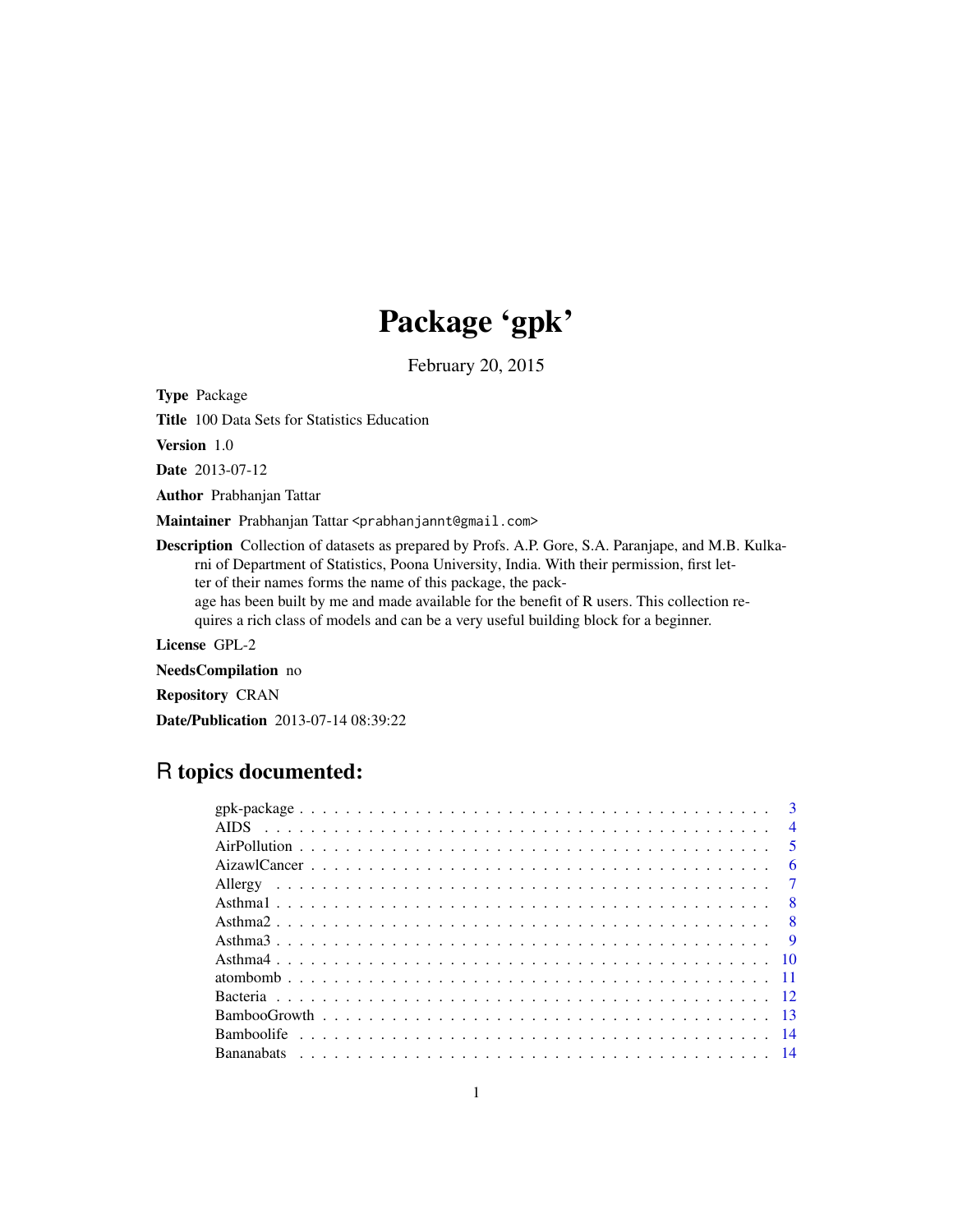# Package 'gpk'

February 20, 2015

**Type** Package

**Title** 100 Data Sets for Statistics Education

**Version** 1.0

**Date** 2013-07-12

**Author** Prabhanjan Tattar

**Maintainer** Prabhanjan Tattar <prabhanjannt@gmail.com>

**Description** Collection of datasets as prepared by Profs. A.P. Gore, S.A. Paranjape, and M.B. Kulkarni of Department of Statistics, Poona University, India. With their permission, first letter of their names forms the name of this package, the package has been built by me and made available for the benefit of R users. This collection requires a rich class of models and can be a very useful building block for a beginner.

**License** GPL-2

**NeedsCompilation** no

**Repository** CRAN

**Date/Publication** 2013-07-14 08:39:22

## R topics documented:

| | |
|---|---|
| gpk-package | 3 |
| AIDS | 4 |
| AirPollution | 5 |
| AizawlCancer | 6 |
| Allergy | 7 |
| Asthma1 | 8 |
| Asthma2 | 8 |
| Asthma3 | 9 |
| Asthma4 | 10 |
| atombomb | 11 |
| Bacteria | 12 |
| BambooGrowth | 13 |
| Bamboolife | 14 |
| Bananabats | 14 |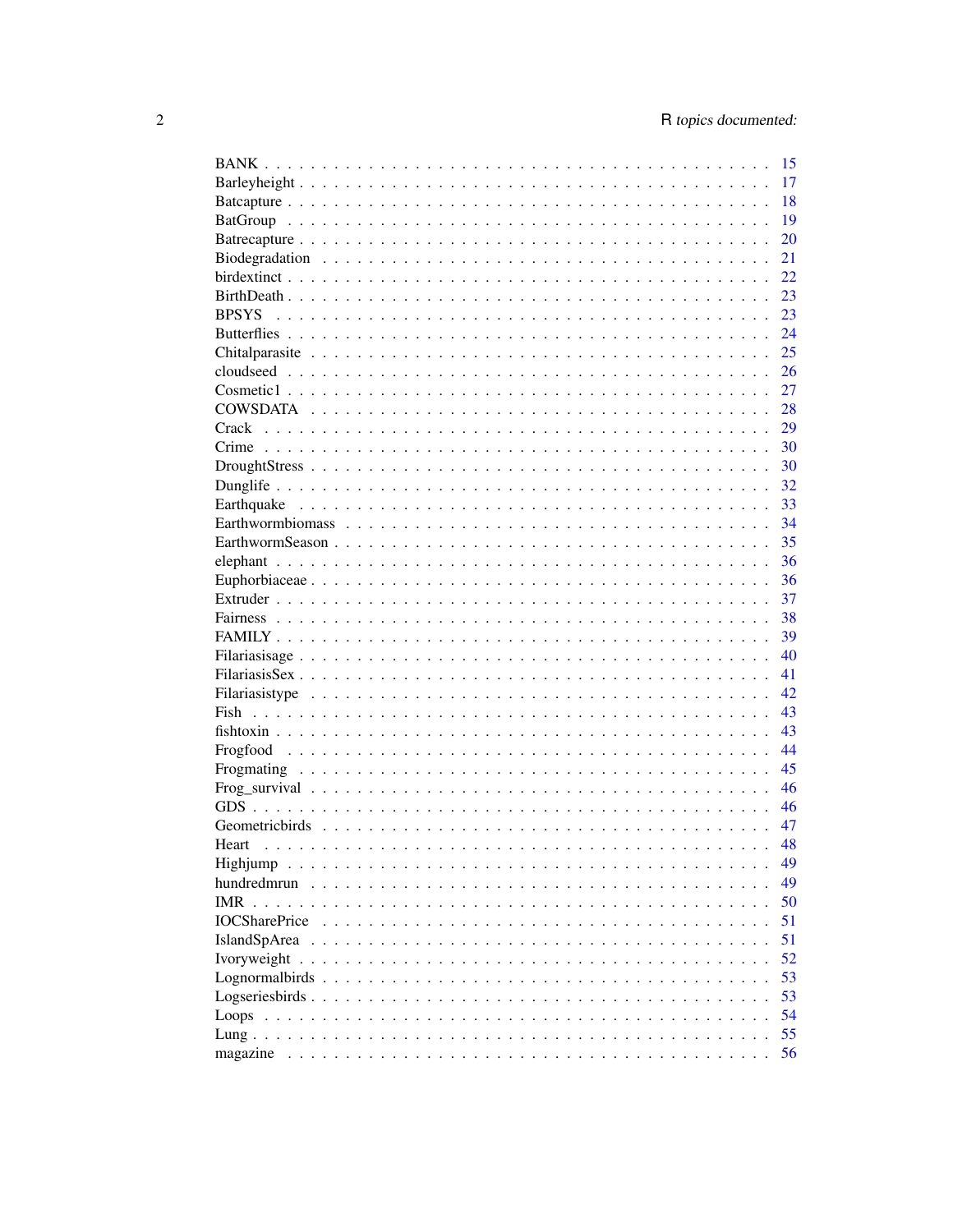| | |
|---|---|
| BANK | 15 |
| Barleyheight | 17 |
| Batcapture | 18 |
| BatGroup | 19 |
| Batrecapture | 20 |
| Biodegradation | 21 |
| birdextinct | 22 |
| BirthDeath | 23 |
| BPSYS | 23 |
| Butterflies | 24 |
| Chitalparasite | 25 |
| cloudseed | 26 |
| Cosmetic1 | 27 |
| COWSDATA | 28 |
| Crack | 29 |
| Crime | 30 |
| DroughtStress | 30 |
| Dunglife | 32 |
| Earthquake | 33 |
| Earthwormbiomass | 34 |
| EarthwormSeason | 35 |
| elephant | 36 |
| Euphorbiaceae | 36 |
| Extruder | 37 |
| Fairness | 38 |
| FAMILY | 39 |
| Filariasisage | 40 |
| FilariasisSex | 41 |
| Filariasistype | 42 |
| Fish | 43 |
| fishtoxin | 43 |
| Frogfood | 44 |
| Frogmating | 45 |
| Frog_survival | 46 |
| GDS | 46 |
| Geometricbirds | 47 |
| Heart | 48 |
| Highjump | 49 |
| hundredmrun | 49 |
| IMR | 50 |
| IOCSharePrice | 51 |
| IslandSpArea | 51 |
| Ivoryweight | 52 |
| Lognormalbirds | 53 |
| Logseriesbirds | 53 |
| Loops | 54 |
| Lung | 55 |
| magazine | 56 |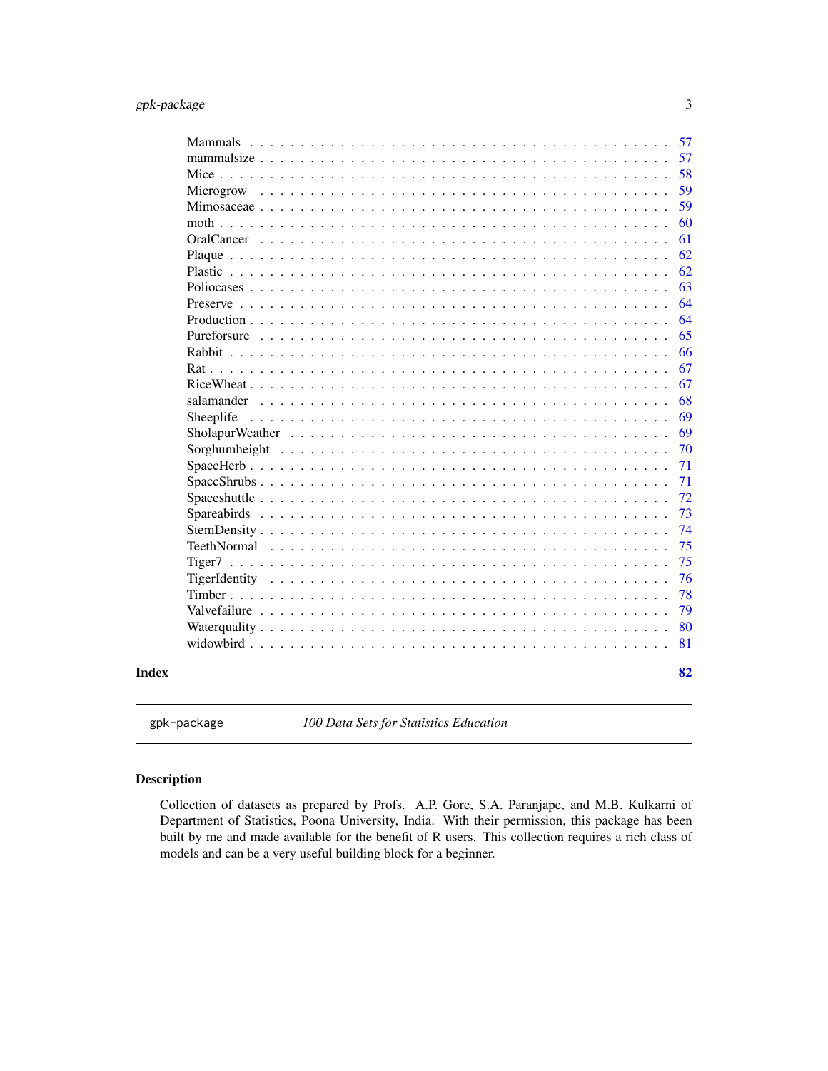| | |
|---|---|
| Mammals | 57 |
| mammalsize | 57 |
| Mice | 58 |
| Microgrow | 59 |
| Mimosaceae | 59 |
| moth | 60 |
| OralCancer | 61 |
| Plaque | 62 |
| Plastic | 62 |
| Poliocases | 63 |
| Preserve | 64 |
| Production | 64 |
| Pureforsure | 65 |
| Rabbit | 66 |
| Rat | 67 |
| RiceWheat | 67 |
| salamander | 68 |
| Sheeplife | 69 |
| SholapurWeather | 69 |
| Sorghumheight | 70 |
| SpaccHerb | 71 |
| SpaccShrubs | 71 |
| Spaceshuttle | 72 |
| Spareabirds | 73 |
| StemDensity | 74 |
| TeethNormal | 75 |
| Tiger7 | 75 |
| TigerIdentity | 76 |
| Timber | 78 |
| Valvefailure | 79 |
| Waterquality | 80 |
| widowbird | 81 |

**Index** **82**

---

`gpk-package` *100 Data Sets for Statistics Education*

---

## Description

Collection of datasets as prepared by Profs. A.P. Gore, S.A. Paranjape, and M.B. Kulkarni of Department of Statistics, Poona University, India. With their permission, this package has been built by me and made available for the benefit of R users. This collection requires a rich class of models and can be a very useful building block for a beginner.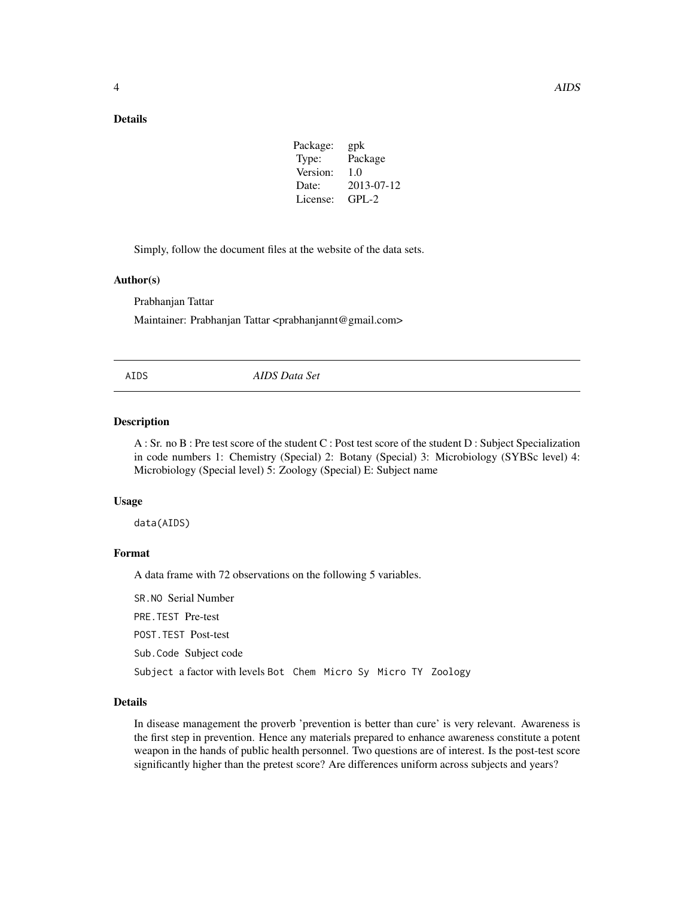### Details

| Package: | gpk |
|---|---|
| Type: | Package |
| Version: | 1.0 |
| Date: | 2013-07-12 |
| License: | GPL-2 |

Simply, follow the document files at the website of the data sets.

### Author(s)

Prabhanjan Tattar

Maintainer: Prabhanjan Tattar <prabhanjannt@gmail.com>

---

## AIDS *AIDS Data Set*

---

### Description

A : Sr. no B : Pre test score of the student C : Post test score of the student D : Subject Specialization in code numbers 1: Chemistry (Special) 2: Botany (Special) 3: Microbiology (SYBSc level) 4: Microbiology (Special level) 5: Zoology (Special) E: Subject name

### Usage

```
data(AIDS)
```

### Format

A data frame with 72 observations on the following 5 variables.

`SR.NO` Serial Number

`PRE.TEST` Pre-test

`POST.TEST` Post-test

`Sub.Code` Subject code

`Subject` a factor with levels `Bot` `Chem` `Micro Sy` `Micro TY` `Zoology`

### Details

In disease management the proverb 'prevention is better than cure' is very relevant. Awareness is the first step in prevention. Hence any materials prepared to enhance awareness constitute a potent weapon in the hands of public health personnel. Two questions are of interest. Is the post-test score significantly higher than the pretest score? Are differences uniform across subjects and years?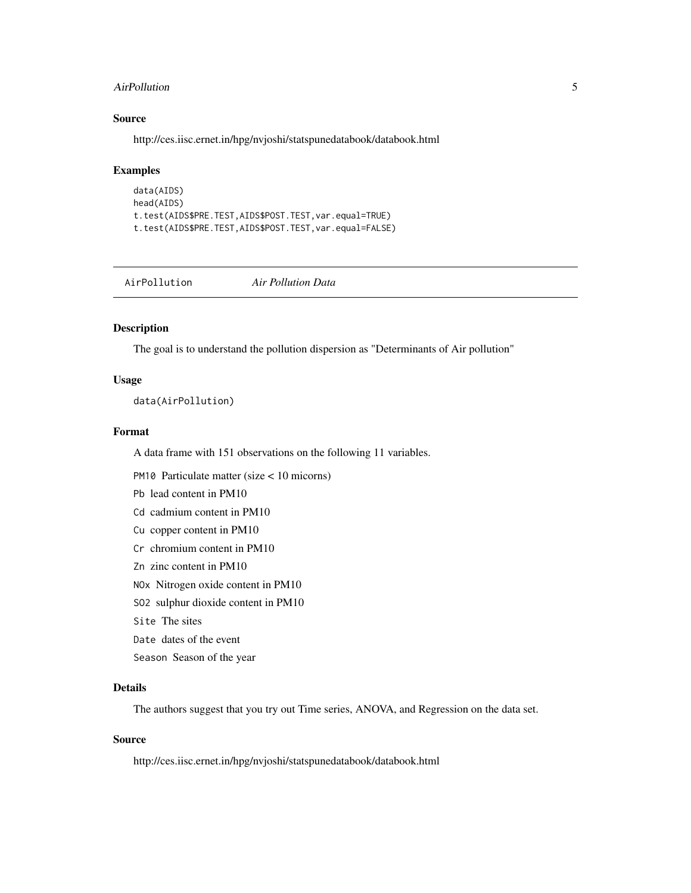### Source

http://ces.iisc.ernet.in/hpg/nvjoshi/statspunedatabook/databook.html

### Examples

```
data(AIDS)
head(AIDS)
t.test(AIDS$PRE.TEST,AIDS$POST.TEST,var.equal=TRUE)
t.test(AIDS$PRE.TEST,AIDS$POST.TEST,var.equal=FALSE)
```

---

## AirPollution *Air Pollution Data*

---

### Description

The goal is to understand the pollution dispersion as "Determinants of Air pollution"

### Usage

```
data(AirPollution)
```

### Format

A data frame with 151 observations on the following 11 variables.

`PM10` Particulate matter (size < 10 micorns)

`Pb` lead content in PM10

`Cd` cadmium content in PM10

`Cu` copper content in PM10

`Cr` chromium content in PM10

`Zn` zinc content in PM10

`NOx` Nitrogen oxide content in PM10

`SO2` sulphur dioxide content in PM10

`Site` The sites

`Date` dates of the event

`Season` Season of the year

### Details

The authors suggest that you try out Time series, ANOVA, and Regression on the data set.

### Source

http://ces.iisc.ernet.in/hpg/nvjoshi/statspunedatabook/databook.html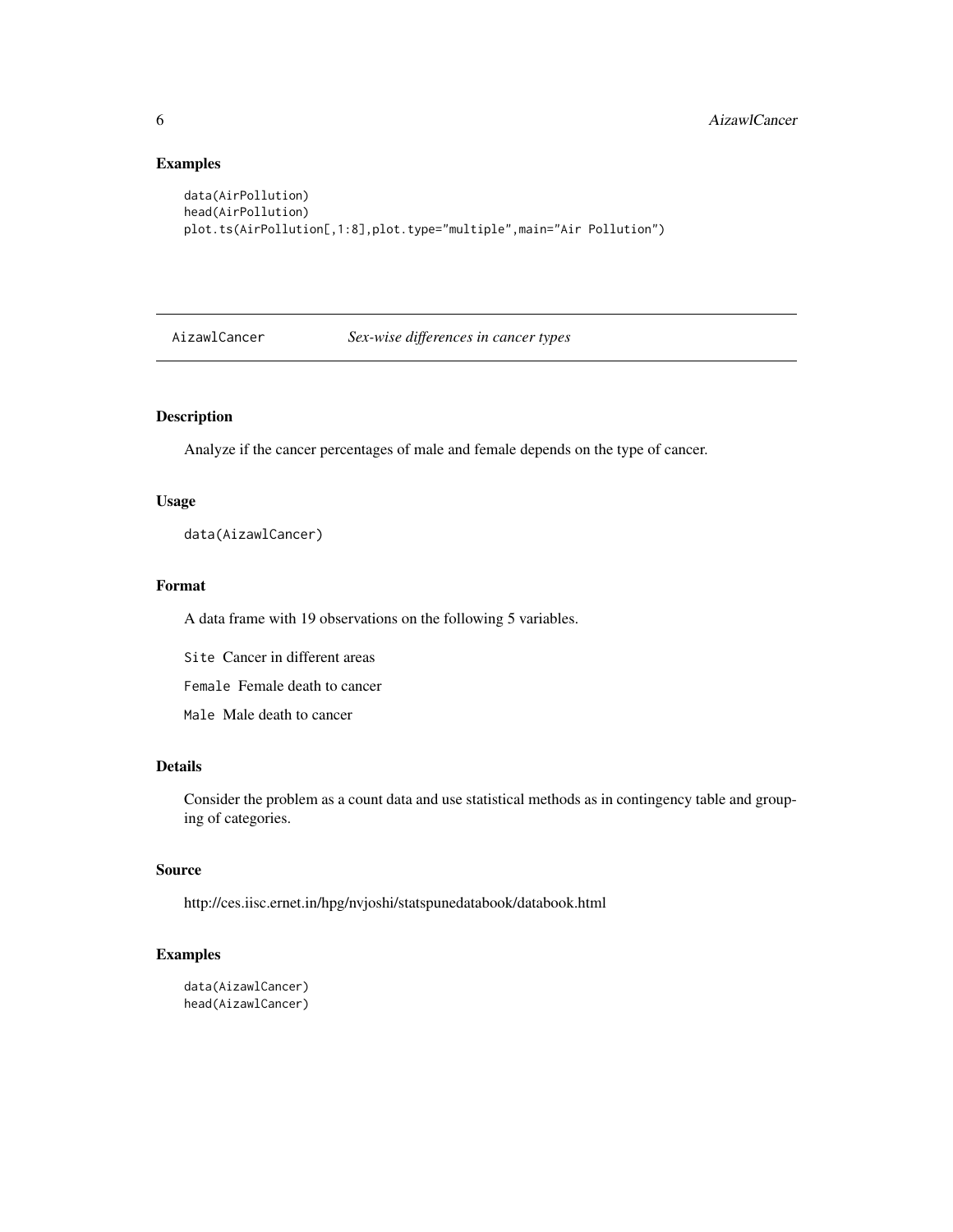## Examples

```
data(AirPollution)
head(AirPollution)
plot.ts(AirPollution[,1:8],plot.type="multiple",main="Air Pollution")
```

---

# AizawlCancer *Sex-wise differences in cancer types*

---

## Description

Analyze if the cancer percentages of male and female depends on the type of cancer.

## Usage

```
data(AizawlCancer)
```

## Format

A data frame with 19 observations on the following 5 variables.

- `Site` Cancer in different areas
- `Female` Female death to cancer
- `Male` Male death to cancer

## Details

Consider the problem as a count data and use statistical methods as in contingency table and grouping of categories.

## Source

http://ces.iisc.ernet.in/hpg/nvjoshi/statspunedatabook/databook.html

## Examples

```
data(AizawlCancer)
head(AizawlCancer)
```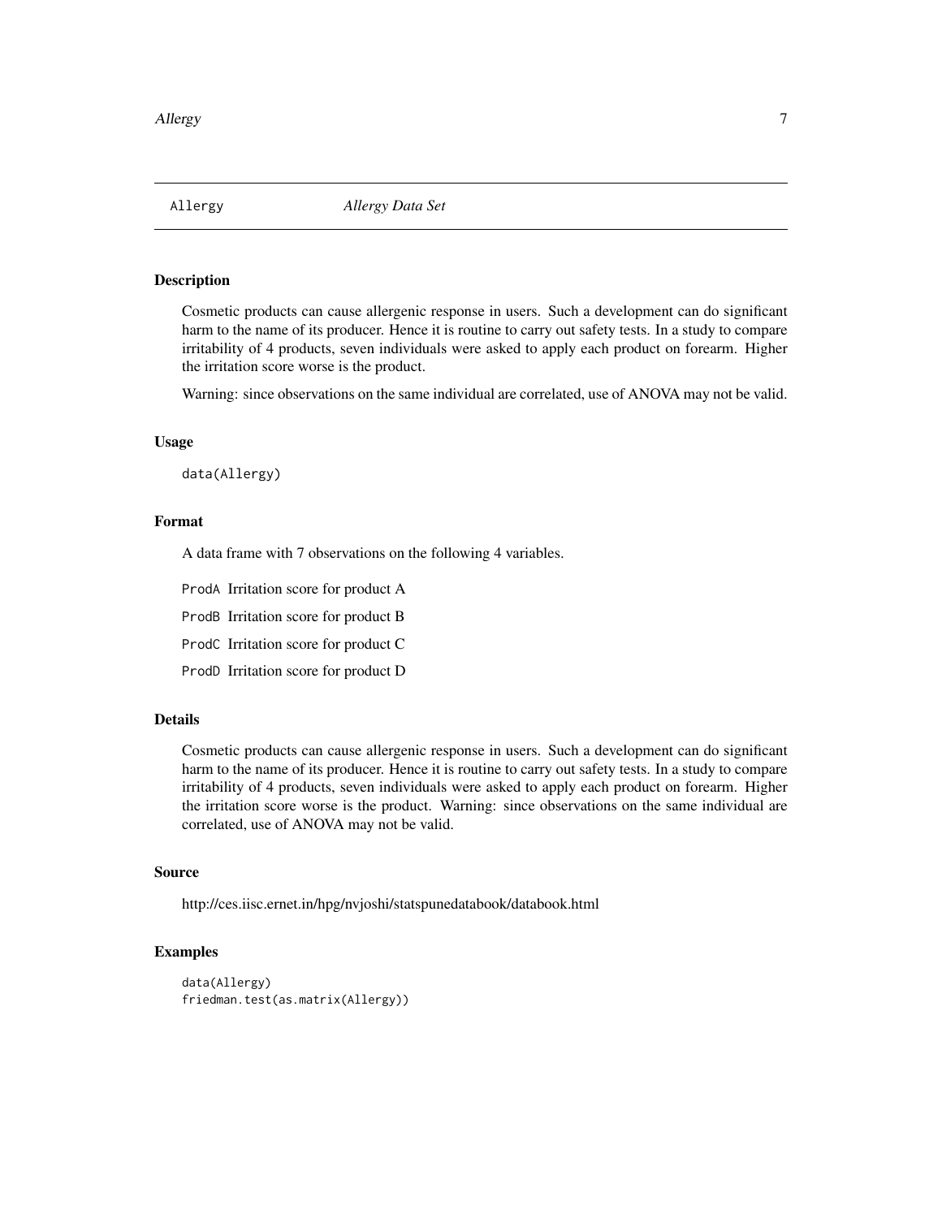# Allergy — *Allergy Data Set*

## Description

Cosmetic products can cause allergenic response in users. Such a development can do significant harm to the name of its producer. Hence it is routine to carry out safety tests. In a study to compare irritability of 4 products, seven individuals were asked to apply each product on forearm. Higher the irritation score worse is the product.

Warning: since observations on the same individual are correlated, use of ANOVA may not be valid.

## Usage

```
data(Allergy)
```

## Format

A data frame with 7 observations on the following 4 variables.

- `ProdA` Irritation score for product A
- `ProdB` Irritation score for product B
- `ProdC` Irritation score for product C
- `ProdD` Irritation score for product D

## Details

Cosmetic products can cause allergenic response in users. Such a development can do significant harm to the name of its producer. Hence it is routine to carry out safety tests. In a study to compare irritability of 4 products, seven individuals were asked to apply each product on forearm. Higher the irritation score worse is the product. Warning: since observations on the same individual are correlated, use of ANOVA may not be valid.

## Source

http://ces.iisc.ernet.in/hpg/nvjoshi/statspunedatabook/databook.html

## Examples

```
data(Allergy)
friedman.test(as.matrix(Allergy))
```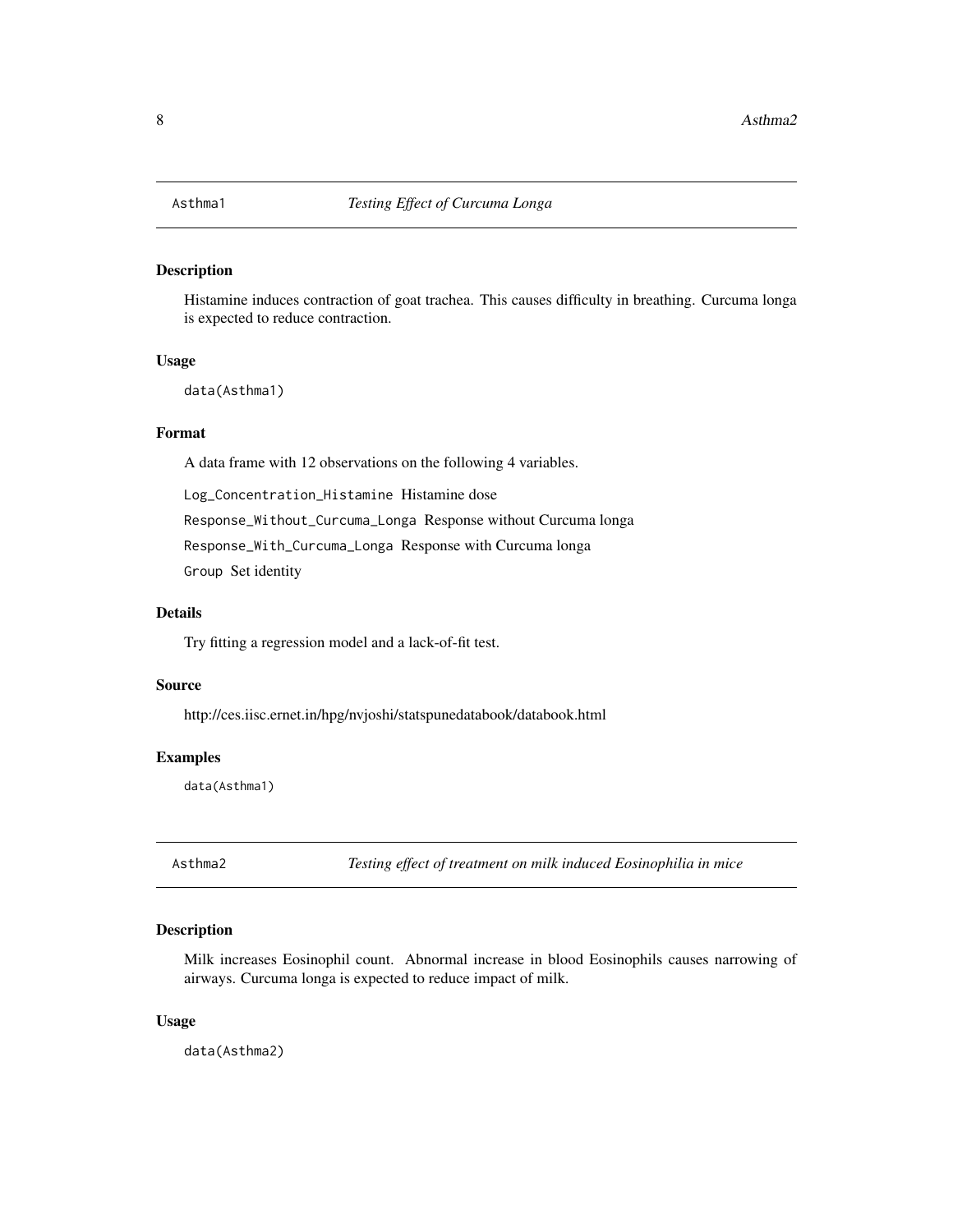## Asthma1 — *Testing Effect of Curcuma Longa*

### Description

Histamine induces contraction of goat trachea. This causes difficulty in breathing. Curcuma longa is expected to reduce contraction.

### Usage

```
data(Asthma1)
```

### Format

A data frame with 12 observations on the following 4 variables.

`Log_Concentration_Histamine` Histamine dose

`Response_Without_Curcuma_Longa` Response without Curcuma longa

`Response_With_Curcuma_Longa` Response with Curcuma longa

`Group` Set identity

### Details

Try fitting a regression model and a lack-of-fit test.

### Source

http://ces.iisc.ernet.in/hpg/nvjoshi/statspunedatabook/databook.html

### Examples

```
data(Asthma1)
```

## Asthma2 — *Testing effect of treatment on milk induced Eosinophilia in mice*

### Description

Milk increases Eosinophil count. Abnormal increase in blood Eosinophils causes narrowing of airways. Curcuma longa is expected to reduce impact of milk.

### Usage

```
data(Asthma2)
```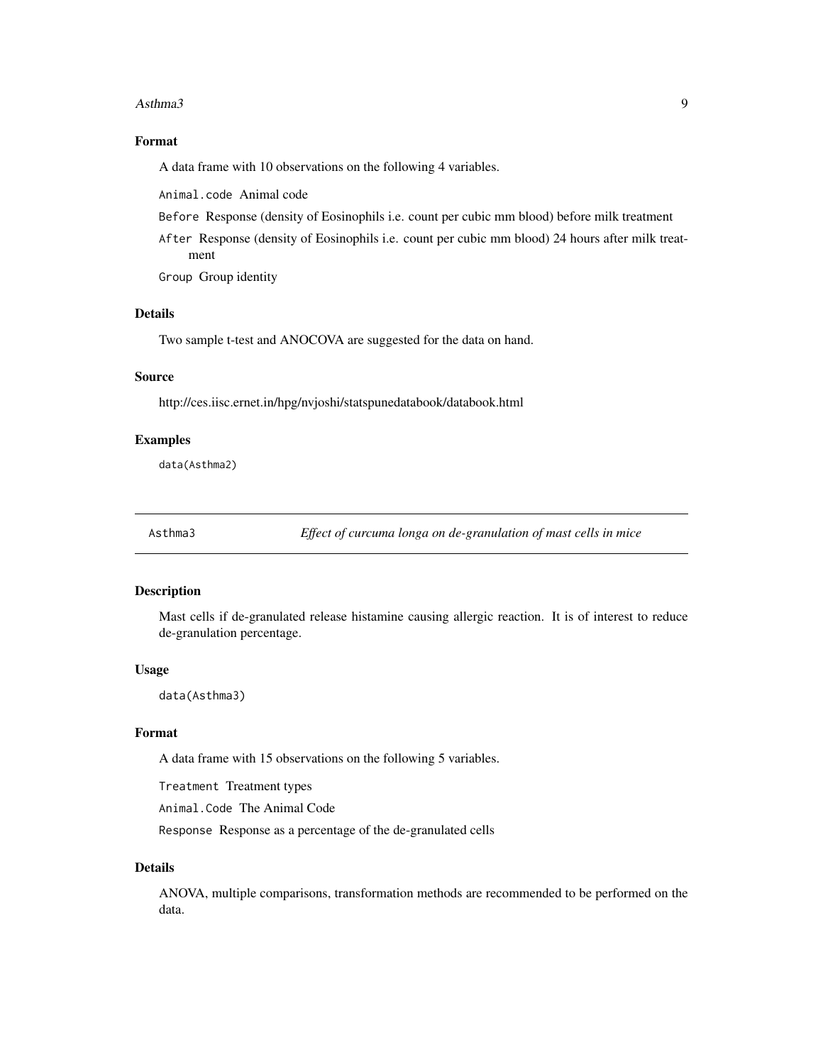### Format

A data frame with 10 observations on the following 4 variables.

`Animal.code` Animal code

`Before` Response (density of Eosinophils i.e. count per cubic mm blood) before milk treatment

`After` Response (density of Eosinophils i.e. count per cubic mm blood) 24 hours after milk treatment

`Group` Group identity

### Details

Two sample t-test and ANOCOVA are suggested for the data on hand.

### Source

http://ces.iisc.ernet.in/hpg/nvjoshi/statspunedatabook/databook.html

### Examples

```
data(Asthma2)
```

---

## Asthma3 — *Effect of curcuma longa on de-granulation of mast cells in mice*

---

### Description

Mast cells if de-granulated release histamine causing allergic reaction. It is of interest to reduce de-granulation percentage.

### Usage

```
data(Asthma3)
```

### Format

A data frame with 15 observations on the following 5 variables.

`Treatment` Treatment types

`Animal.Code` The Animal Code

`Response` Response as a percentage of the de-granulated cells

### Details

ANOVA, multiple comparisons, transformation methods are recommended to be performed on the data.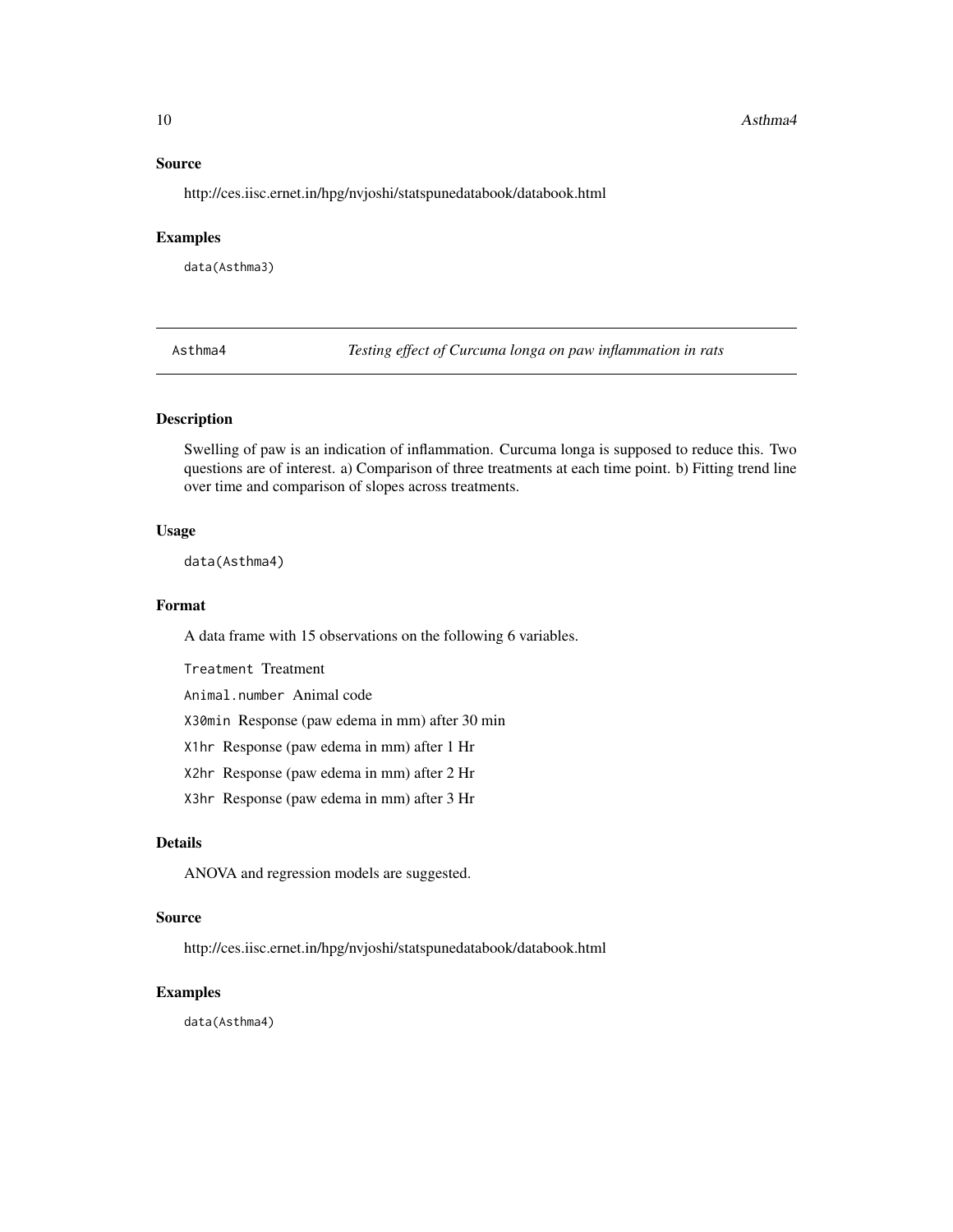## Source

http://ces.iisc.ernet.in/hpg/nvjoshi/statspunedatabook/databook.html

## Examples

```
data(Asthma3)
```

---

# Asthma4 — *Testing effect of Curcuma longa on paw inflammation in rats*

---

## Description

Swelling of paw is an indication of inflammation. Curcuma longa is supposed to reduce this. Two questions are of interest. a) Comparison of three treatments at each time point. b) Fitting trend line over time and comparison of slopes across treatments.

## Usage

```
data(Asthma4)
```

## Format

A data frame with 15 observations on the following 6 variables.

`Treatment` Treatment

`Animal.number` Animal code

`X30min` Response (paw edema in mm) after 30 min

`X1hr` Response (paw edema in mm) after 1 Hr

`X2hr` Response (paw edema in mm) after 2 Hr

`X3hr` Response (paw edema in mm) after 3 Hr

## Details

ANOVA and regression models are suggested.

## Source

http://ces.iisc.ernet.in/hpg/nvjoshi/statspunedatabook/databook.html

## Examples

```
data(Asthma4)
```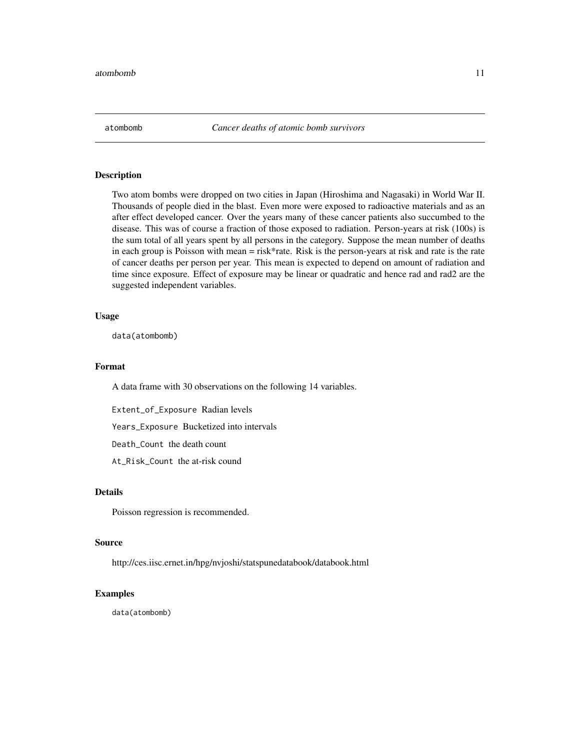atombomb — *Cancer deaths of atomic bomb survivors*

## Description

Two atom bombs were dropped on two cities in Japan (Hiroshima and Nagasaki) in World War II. Thousands of people died in the blast. Even more were exposed to radioactive materials and as an after effect developed cancer. Over the years many of these cancer patients also succumbed to the disease. This was of course a fraction of those exposed to radiation. Person-years at risk (100s) is the sum total of all years spent by all persons in the category. Suppose the mean number of deaths in each group is Poisson with mean = risk*rate. Risk is the person-years at risk and rate is the rate of cancer deaths per person per year. This mean is expected to depend on amount of radiation and time since exposure. Effect of exposure may be linear or quadratic and hence rad and rad2 are the suggested independent variables.

## Usage

```
data(atombomb)
```

## Format

A data frame with 30 observations on the following 14 variables.

`Extent_of_Exposure` Radian levels

`Years_Exposure` Bucketized into intervals

`Death_Count` the death count

`At_Risk_Count` the at-risk cound

## Details

Poisson regression is recommended.

## Source

http://ces.iisc.ernet.in/hpg/nvjoshi/statspunedatabook/databook.html

## Examples

```
data(atombomb)
```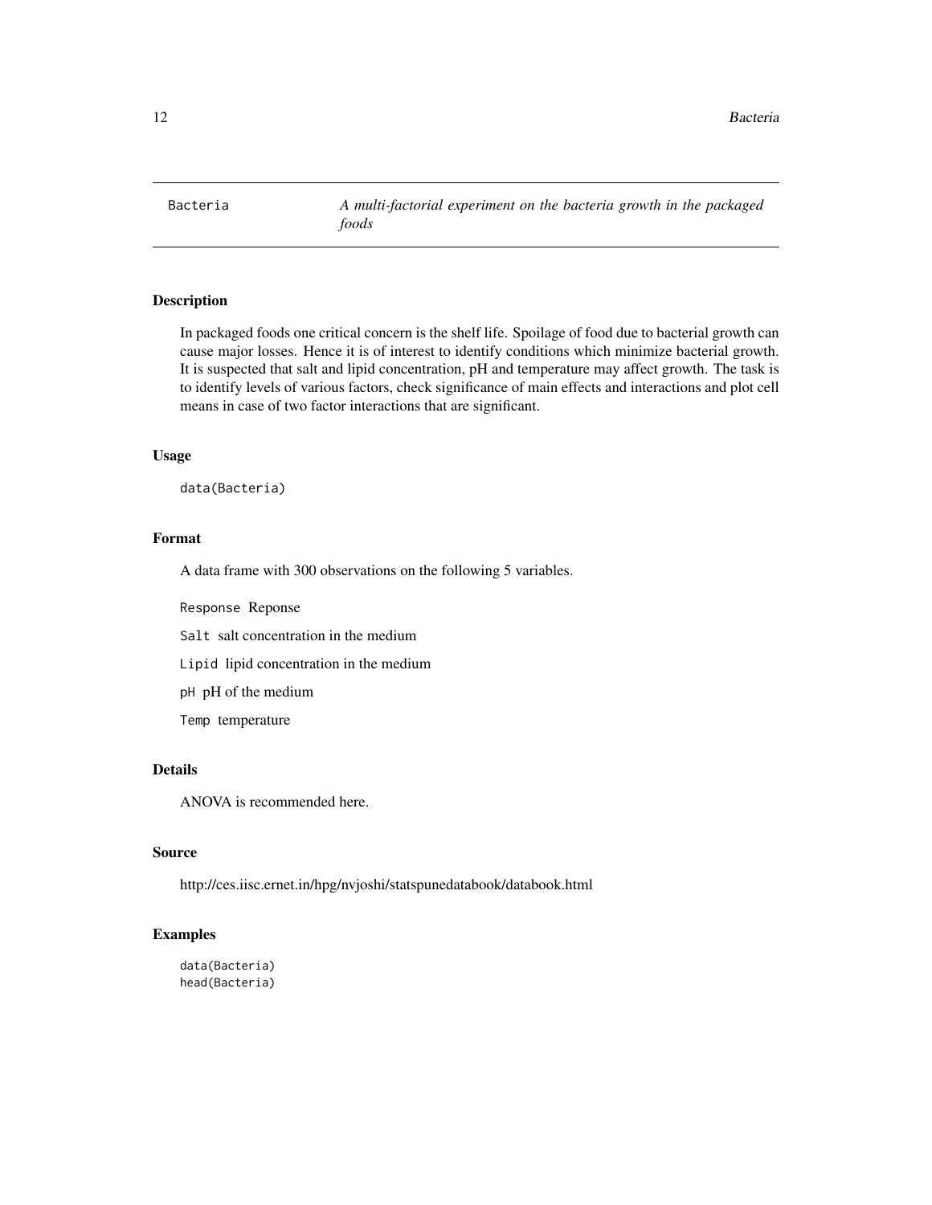# Bacteria

*A multi-factorial experiment on the bacteria growth in the packaged foods*

## Description

In packaged foods one critical concern is the shelf life. Spoilage of food due to bacterial growth can cause major losses. Hence it is of interest to identify conditions which minimize bacterial growth. It is suspected that salt and lipid concentration, pH and temperature may affect growth. The task is to identify levels of various factors, check significance of main effects and interactions and plot cell means in case of two factor interactions that are significant.

## Usage

```
data(Bacteria)
```

## Format

A data frame with 300 observations on the following 5 variables.

`Response` Reponse

`Salt` salt concentration in the medium

`Lipid` lipid concentration in the medium

`pH` pH of the medium

`Temp` temperature

## Details

ANOVA is recommended here.

## Source

http://ces.iisc.ernet.in/hpg/nvjoshi/statspunedatabook/databook.html

## Examples

```
data(Bacteria)
head(Bacteria)
```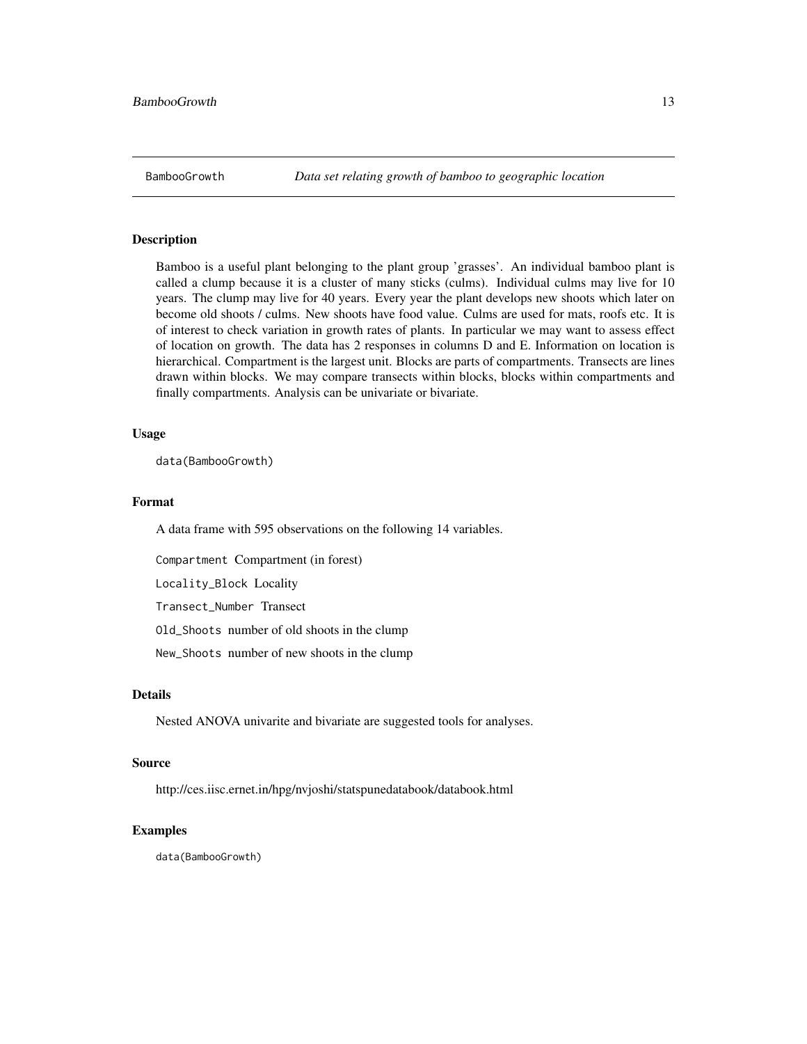BambooGrowth *Data set relating growth of bamboo to geographic location*

## Description

Bamboo is a useful plant belonging to the plant group 'grasses'. An individual bamboo plant is called a clump because it is a cluster of many sticks (culms). Individual culms may live for 10 years. The clump may live for 40 years. Every year the plant develops new shoots which later on become old shoots / culms. New shoots have food value. Culms are used for mats, roofs etc. It is of interest to check variation in growth rates of plants. In particular we may want to assess effect of location on growth. The data has 2 responses in columns D and E. Information on location is hierarchical. Compartment is the largest unit. Blocks are parts of compartments. Transects are lines drawn within blocks. We may compare transects within blocks, blocks within compartments and finally compartments. Analysis can be univariate or bivariate.

## Usage

```
data(BambooGrowth)
```

## Format

A data frame with 595 observations on the following 14 variables.

`Compartment` Compartment (in forest)

`Locality_Block` Locality

`Transect_Number` Transect

`Old_Shoots` number of old shoots in the clump

`New_Shoots` number of new shoots in the clump

## Details

Nested ANOVA univarite and bivariate are suggested tools for analyses.

## Source

http://ces.iisc.ernet.in/hpg/nvjoshi/statspunedatabook/databook.html

## Examples

```
data(BambooGrowth)
```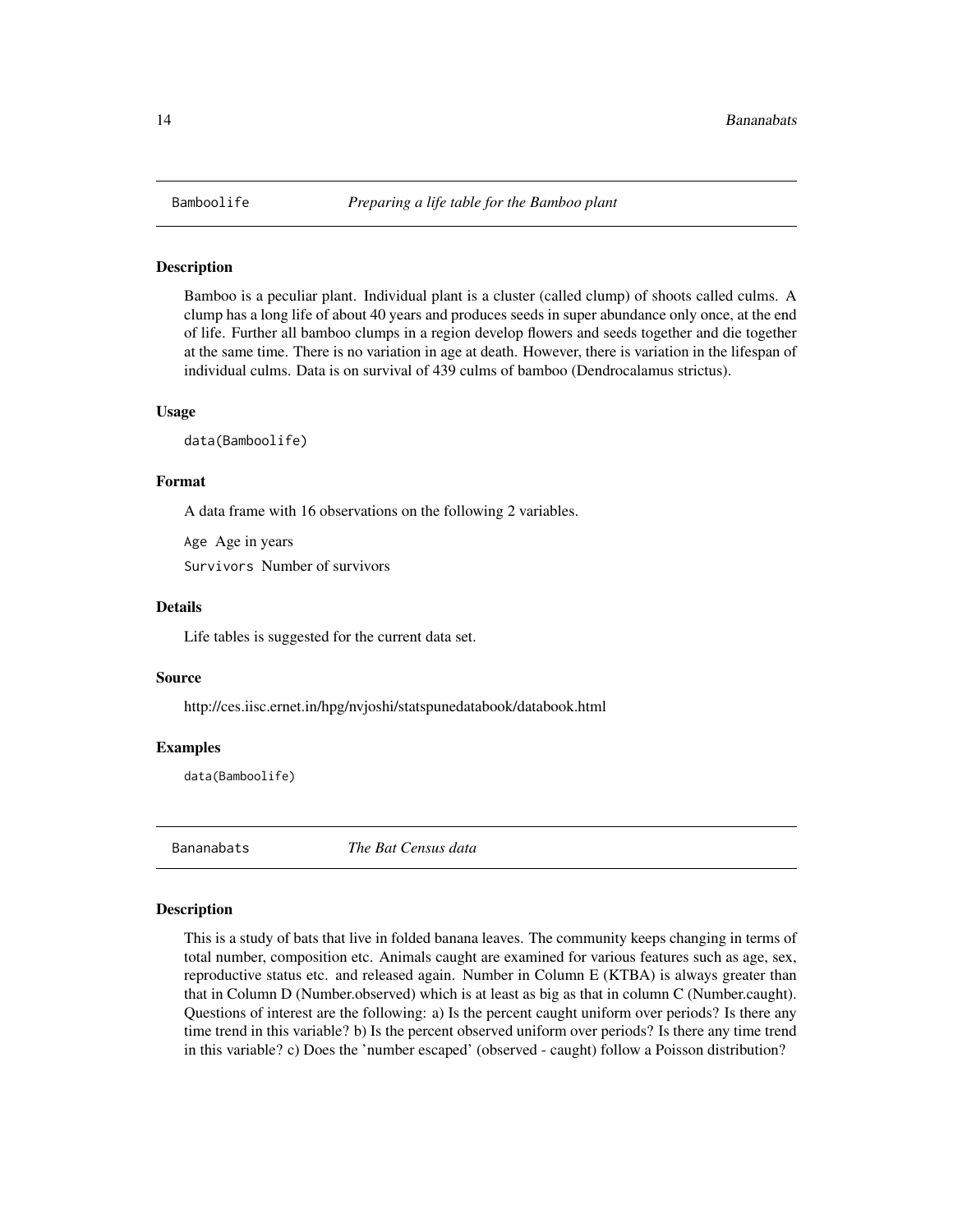## Bamboolife — *Preparing a life table for the Bamboo plant*

### Description

Bamboo is a peculiar plant. Individual plant is a cluster (called clump) of shoots called culms. A clump has a long life of about 40 years and produces seeds in super abundance only once, at the end of life. Further all bamboo clumps in a region develop flowers and seeds together and die together at the same time. There is no variation in age at death. However, there is variation in the lifespan of individual culms. Data is on survival of 439 culms of bamboo (Dendrocalamus strictus).

### Usage

```
data(Bamboolife)
```

### Format

A data frame with 16 observations on the following 2 variables.

`Age` Age in years

`Survivors` Number of survivors

### Details

Life tables is suggested for the current data set.

### Source

http://ces.iisc.ernet.in/hpg/nvjoshi/statspunedatabook/databook.html

### Examples

```
data(Bamboolife)
```

## Bananabats — *The Bat Census data*

### Description

This is a study of bats that live in folded banana leaves. The community keeps changing in terms of total number, composition etc. Animals caught are examined for various features such as age, sex, reproductive status etc. and released again. Number in Column E (KTBA) is always greater than that in Column D (Number.observed) which is at least as big as that in column C (Number.caught). Questions of interest are the following: a) Is the percent caught uniform over periods? Is there any time trend in this variable? b) Is the percent observed uniform over periods? Is there any time trend in this variable? c) Does the 'number escaped' (observed - caught) follow a Poisson distribution?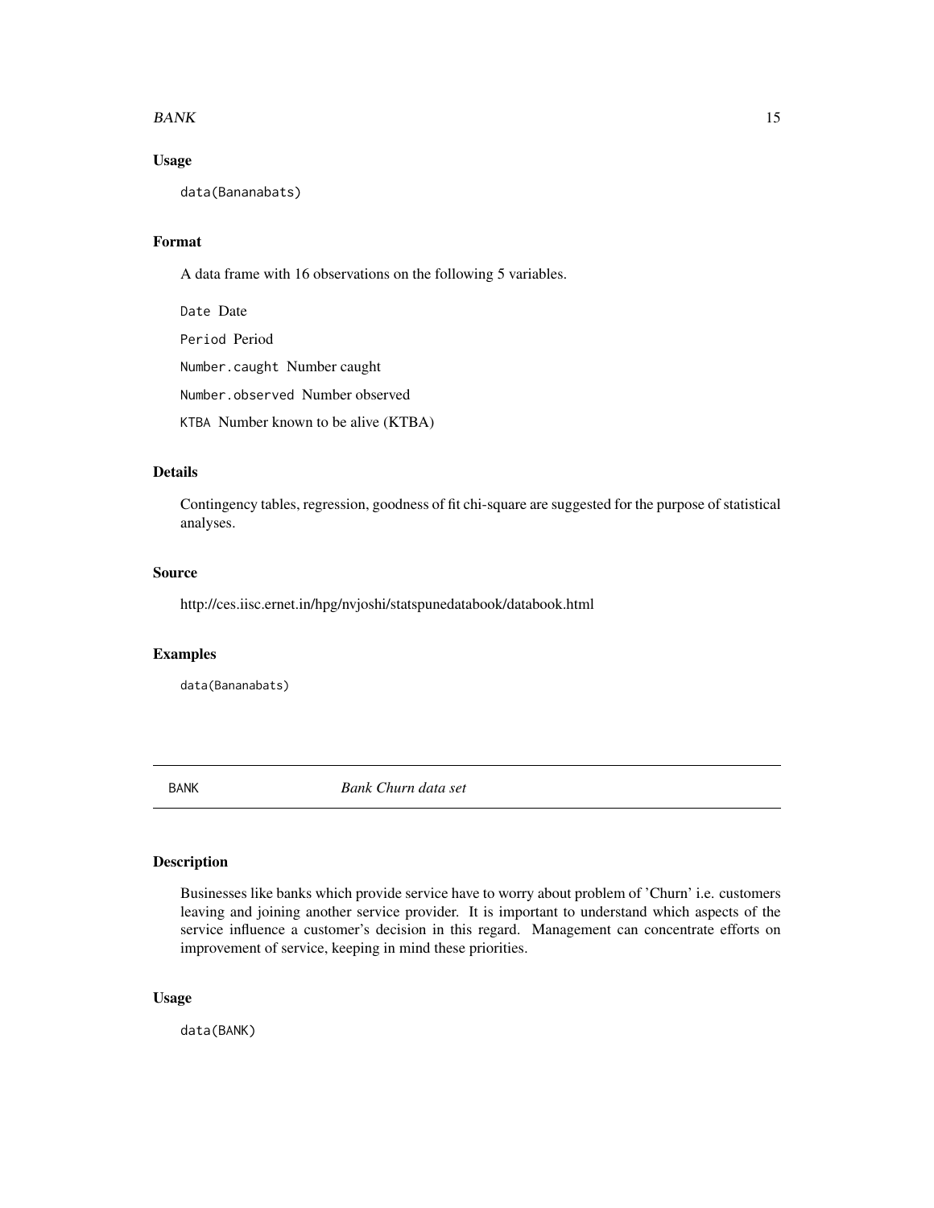### Usage

```
data(Bananabats)
```

### Format

A data frame with 16 observations on the following 5 variables.

- `Date` Date
- `Period` Period
- `Number.caught` Number caught
- `Number.observed` Number observed
- `KTBA` Number known to be alive (KTBA)

### Details

Contingency tables, regression, goodness of fit chi-square are suggested for the purpose of statistical analyses.

### Source

http://ces.iisc.ernet.in/hpg/nvjoshi/statspunedatabook/databook.html

### Examples

```
data(Bananabats)
```

---

## BANK *Bank Churn data set*

---

### Description

Businesses like banks which provide service have to worry about problem of 'Churn' i.e. customers leaving and joining another service provider. It is important to understand which aspects of the service influence a customer's decision in this regard. Management can concentrate efforts on improvement of service, keeping in mind these priorities.

### Usage

```
data(BANK)
```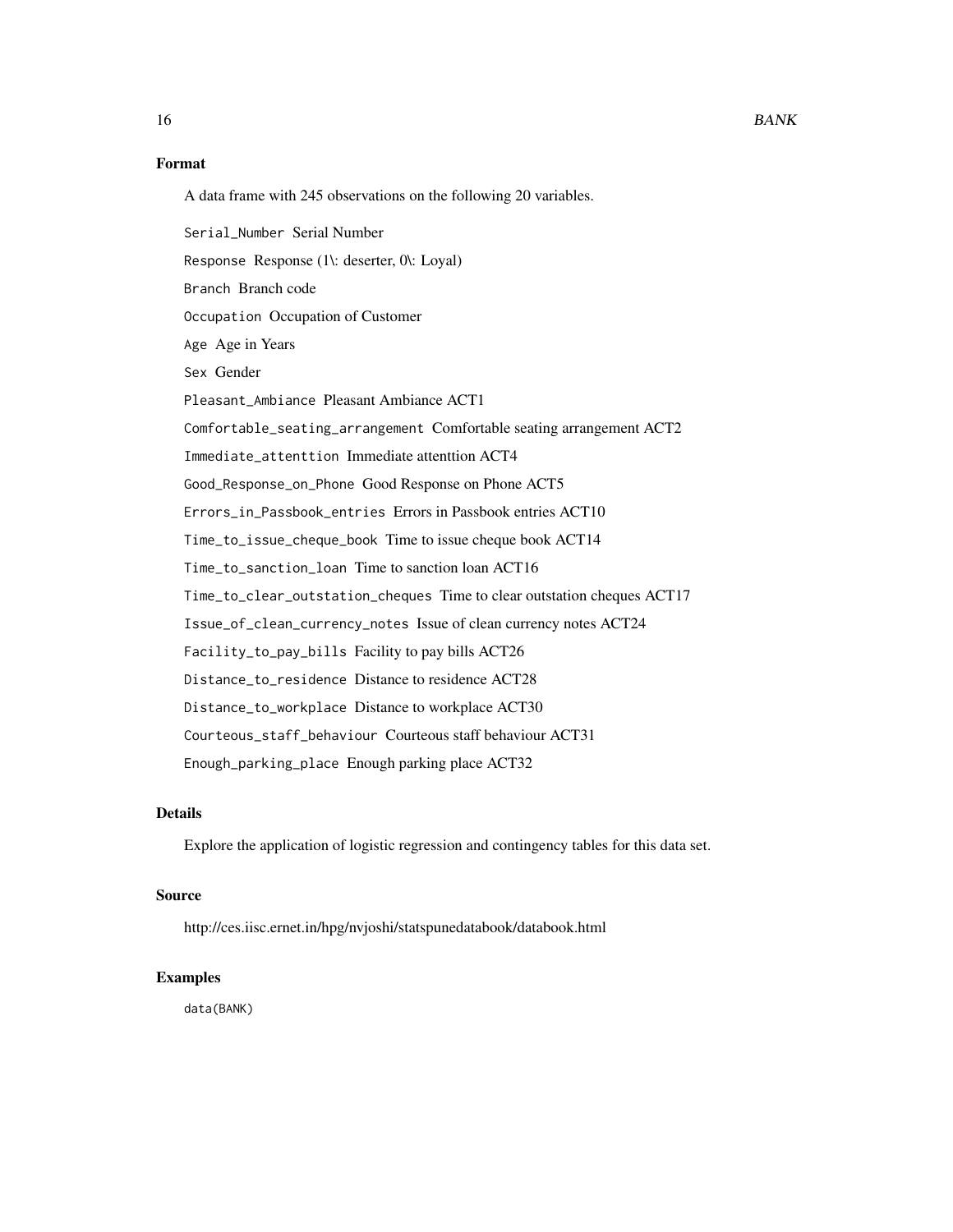### Format

A data frame with 245 observations on the following 20 variables.

`Serial_Number` Serial Number

`Response` Response (1\: deserter, 0\: Loyal)

`Branch` Branch code

`Occupation` Occupation of Customer

`Age` Age in Years

`Sex` Gender

`Pleasant_Ambiance` Pleasant Ambiance ACT1

`Comfortable_seating_arrangement` Comfortable seating arrangement ACT2

`Immediate_attenttion` Immediate attenttion ACT4

`Good_Response_on_Phone` Good Response on Phone ACT5

`Errors_in_Passbook_entries` Errors in Passbook entries ACT10

`Time_to_issue_cheque_book` Time to issue cheque book ACT14

`Time_to_sanction_loan` Time to sanction loan ACT16

`Time_to_clear_outstation_cheques` Time to clear outstation cheques ACT17

`Issue_of_clean_currency_notes` Issue of clean currency notes ACT24

`Facility_to_pay_bills` Facility to pay bills ACT26

`Distance_to_residence` Distance to residence ACT28

`Distance_to_workplace` Distance to workplace ACT30

`Courteous_staff_behaviour` Courteous staff behaviour ACT31

`Enough_parking_place` Enough parking place ACT32

### Details

Explore the application of logistic regression and contingency tables for this data set.

### Source

http://ces.iisc.ernet.in/hpg/nvjoshi/statspunedatabook/databook.html

### Examples

```
data(BANK)
```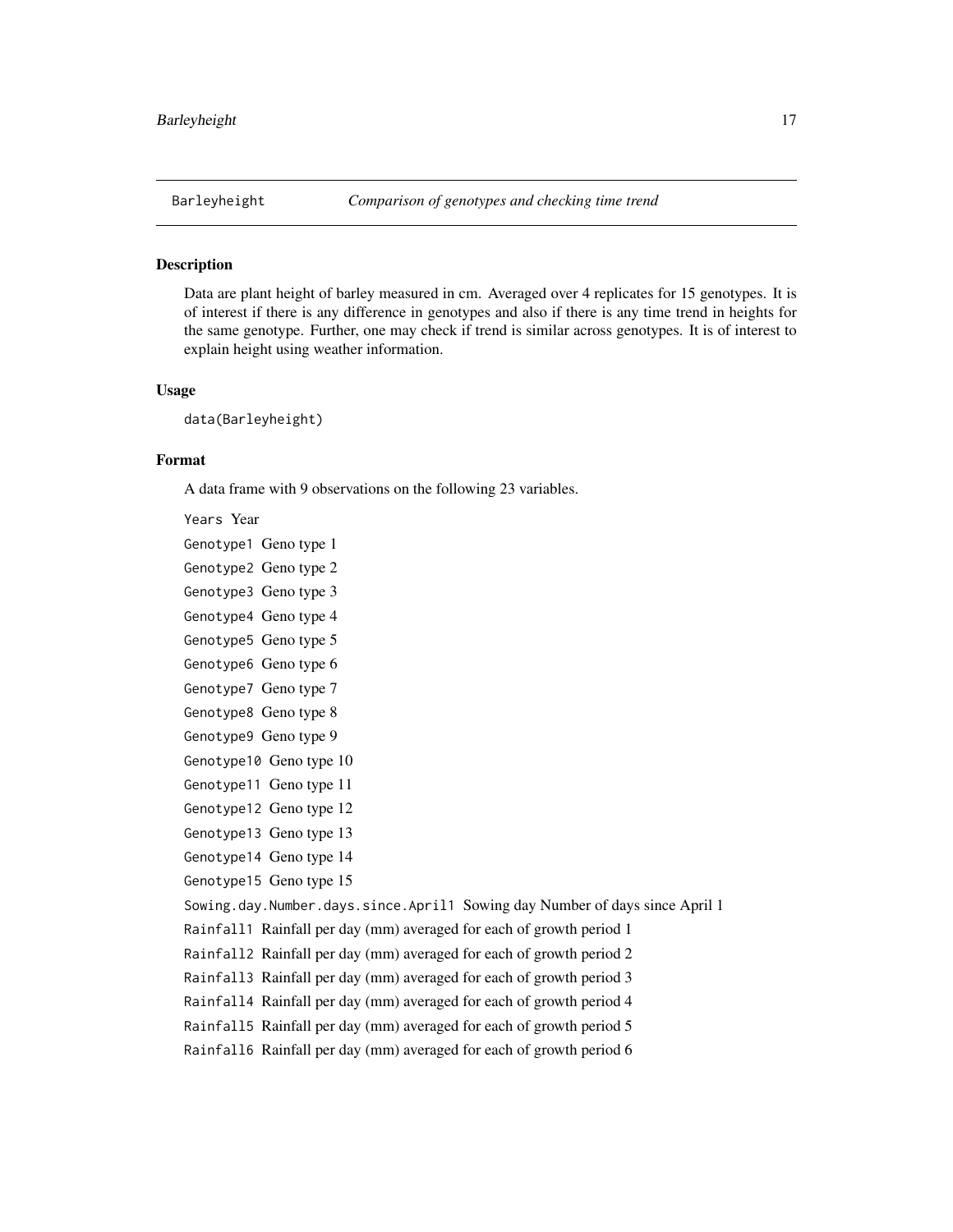`Barleyheight` *Comparison of genotypes and checking time trend*

## Description

Data are plant height of barley measured in cm. Averaged over 4 replicates for 15 genotypes. It is of interest if there is any difference in genotypes and also if there is any time trend in heights for the same genotype. Further, one may check if trend is similar across genotypes. It is of interest to explain height using weather information.

## Usage

```
data(Barleyheight)
```

## Format

A data frame with 9 observations on the following 23 variables.

- `Years` Year
- `Genotype1` Geno type 1
- `Genotype2` Geno type 2
- `Genotype3` Geno type 3
- `Genotype4` Geno type 4
- `Genotype5` Geno type 5
- `Genotype6` Geno type 6
- `Genotype7` Geno type 7
- `Genotype8` Geno type 8
- `Genotype9` Geno type 9
- `Genotype10` Geno type 10
- `Genotype11` Geno type 11
- `Genotype12` Geno type 12
- `Genotype13` Geno type 13
- `Genotype14` Geno type 14
- `Genotype15` Geno type 15
- `Sowing.day.Number.days.since.April1` Sowing day Number of days since April 1
- `Rainfall1` Rainfall per day (mm) averaged for each of growth period 1
- `Rainfall2` Rainfall per day (mm) averaged for each of growth period 2
- `Rainfall3` Rainfall per day (mm) averaged for each of growth period 3
- `Rainfall4` Rainfall per day (mm) averaged for each of growth period 4
- `Rainfall5` Rainfall per day (mm) averaged for each of growth period 5
- `Rainfall6` Rainfall per day (mm) averaged for each of growth period 6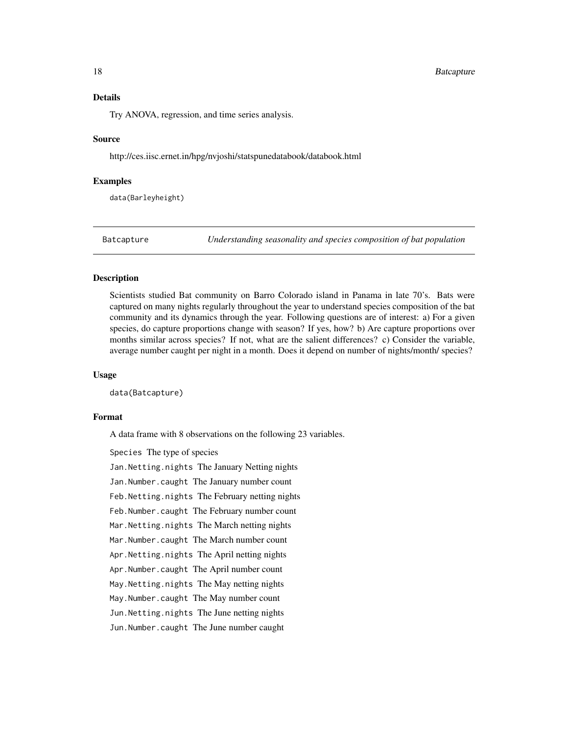### Details

Try ANOVA, regression, and time series analysis.

### Source

http://ces.iisc.ernet.in/hpg/nvjoshi/statspunedatabook/databook.html

### Examples

```
data(Barleyheight)
```

---

## Batcapture — *Understanding seasonality and species composition of bat population*

### Description

Scientists studied Bat community on Barro Colorado island in Panama in late 70's. Bats were captured on many nights regularly throughout the year to understand species composition of the bat community and its dynamics through the year. Following questions are of interest: a) For a given species, do capture proportions change with season? If yes, how? b) Are capture proportions over months similar across species? If not, what are the salient differences? c) Consider the variable, average number caught per night in a month. Does it depend on number of nights/month/ species?

### Usage

```
data(Batcapture)
```

### Format

A data frame with 8 observations on the following 23 variables.

`Species` The type of species

`Jan.Netting.nights` The January Netting nights

`Jan.Number.caught` The January number count

`Feb.Netting.nights` The February netting nights

`Feb.Number.caught` The February number count

`Mar.Netting.nights` The March netting nights

`Mar.Number.caught` The March number count

`Apr.Netting.nights` The April netting nights

`Apr.Number.caught` The April number count

`May.Netting.nights` The May netting nights

`May.Number.caught` The May number count

`Jun.Netting.nights` The June netting nights

`Jun.Number.caught` The June number caught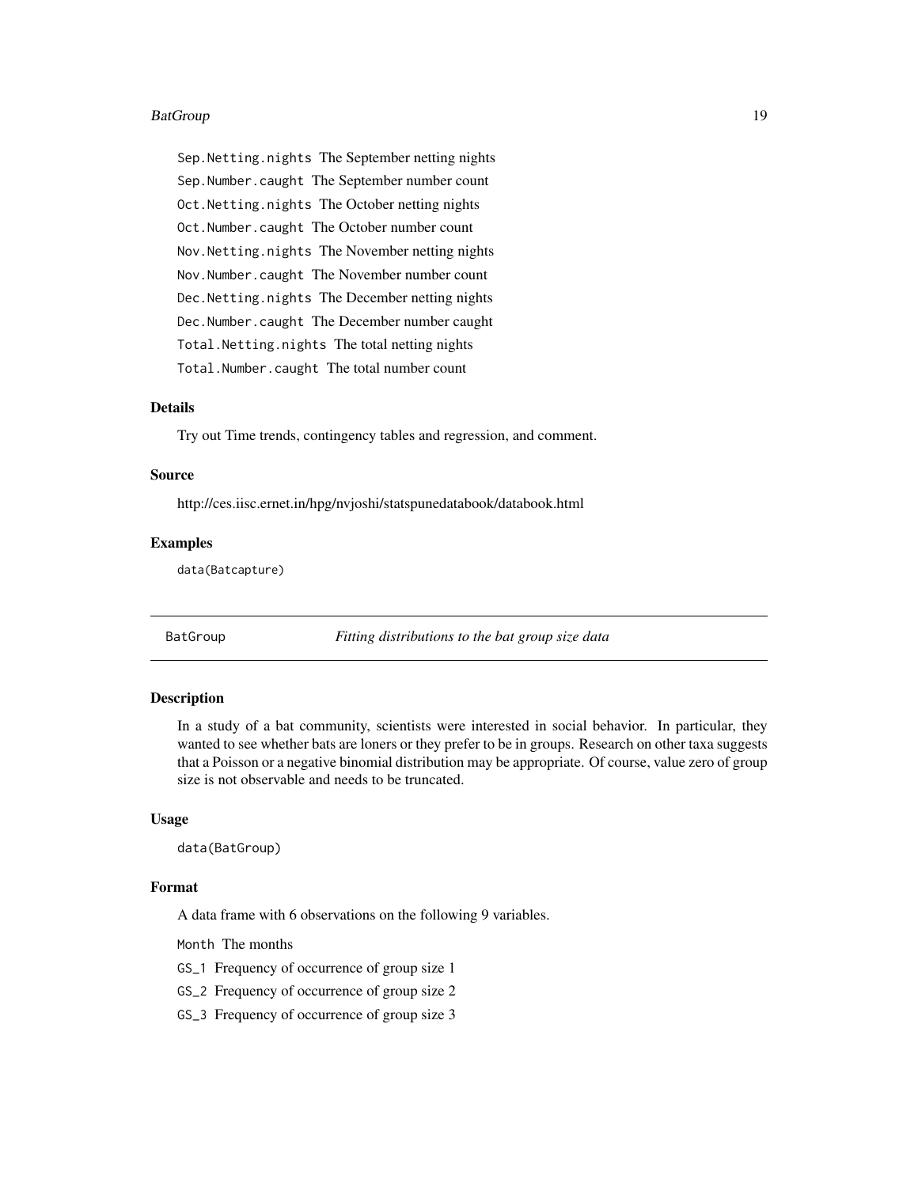`Sep.Netting.nights` The September netting nights

`Sep.Number.caught` The September number count

`Oct.Netting.nights` The October netting nights

`Oct.Number.caught` The October number count

`Nov.Netting.nights` The November netting nights

`Nov.Number.caught` The November number count

`Dec.Netting.nights` The December netting nights

`Dec.Number.caught` The December number caught

`Total.Netting.nights` The total netting nights

`Total.Number.caught` The total number count

### Details

Try out Time trends, contingency tables and regression, and comment.

### Source

http://ces.iisc.ernet.in/hpg/nvjoshi/statspunedatabook/databook.html

### Examples

```
data(Batcapture)
```

---

## BatGroup — *Fitting distributions to the bat group size data*

### Description

In a study of a bat community, scientists were interested in social behavior. In particular, they wanted to see whether bats are loners or they prefer to be in groups. Research on other taxa suggests that a Poisson or a negative binomial distribution may be appropriate. Of course, value zero of group size is not observable and needs to be truncated.

### Usage

```
data(BatGroup)
```

### Format

A data frame with 6 observations on the following 9 variables.

`Month` The months

`GS_1` Frequency of occurrence of group size 1

`GS_2` Frequency of occurrence of group size 2

`GS_3` Frequency of occurrence of group size 3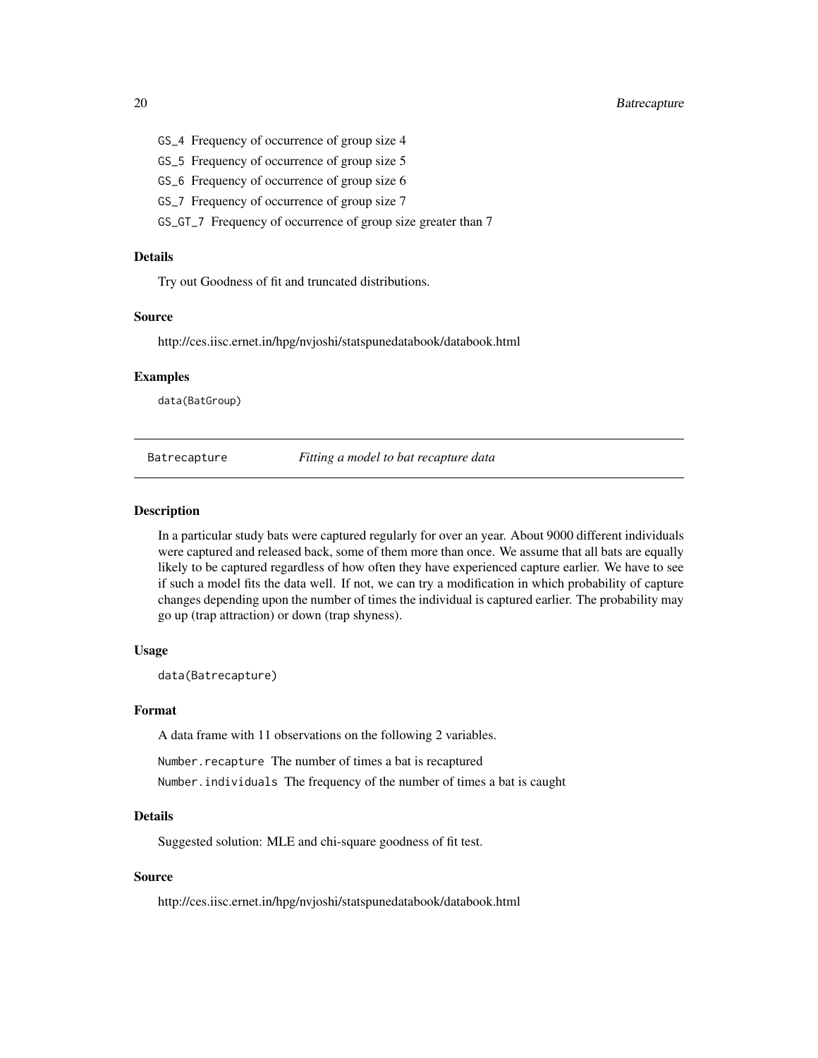GS_4 Frequency of occurrence of group size 4

GS_5 Frequency of occurrence of group size 5

GS_6 Frequency of occurrence of group size 6

GS_7 Frequency of occurrence of group size 7

GS_GT_7 Frequency of occurrence of group size greater than 7

### Details

Try out Goodness of fit and truncated distributions.

### Source

http://ces.iisc.ernet.in/hpg/nvjoshi/statspunedatabook/databook.html

### Examples

```
data(BatGroup)
```

---

## Batrecapture *Fitting a model to bat recapture data*

---

### Description

In a particular study bats were captured regularly for over an year. About 9000 different individuals were captured and released back, some of them more than once. We assume that all bats are equally likely to be captured regardless of how often they have experienced capture earlier. We have to see if such a model fits the data well. If not, we can try a modification in which probability of capture changes depending upon the number of times the individual is captured earlier. The probability may go up (trap attraction) or down (trap shyness).

### Usage

```
data(Batrecapture)
```

### Format

A data frame with 11 observations on the following 2 variables.

Number.recapture The number of times a bat is recaptured

Number.individuals The frequency of the number of times a bat is caught

### Details

Suggested solution: MLE and chi-square goodness of fit test.

### Source

http://ces.iisc.ernet.in/hpg/nvjoshi/statspunedatabook/databook.html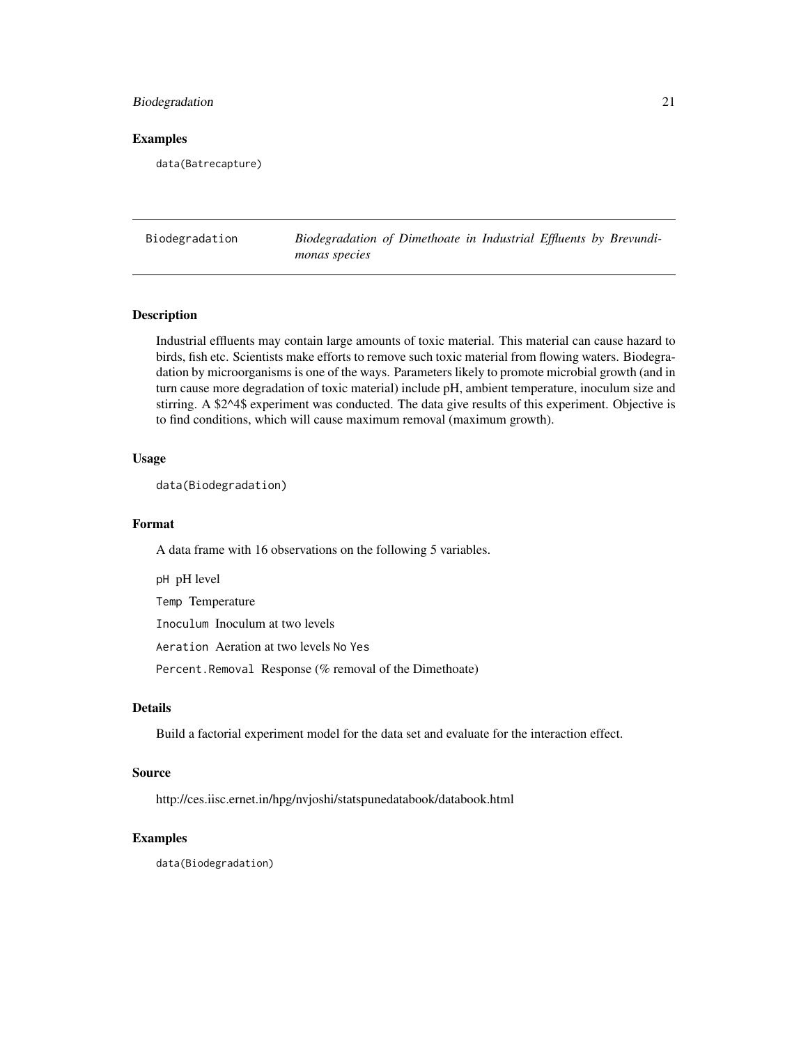### Examples

```
data(Batrecapture)
```

---

## Biodegradation — *Biodegradation of Dimethoate in Industrial Effluents by Brevundimonas species*

---

### Description

Industrial effluents may contain large amounts of toxic material. This material can cause hazard to birds, fish etc. Scientists make efforts to remove such toxic material from flowing waters. Biodegradation by microorganisms is one of the ways. Parameters likely to promote microbial growth (and in turn cause more degradation of toxic material) include pH, ambient temperature, inoculum size and stirring. A $2^4$ experiment was conducted. The data give results of this experiment. Objective is to find conditions, which will cause maximum removal (maximum growth).

### Usage

```
data(Biodegradation)
```

### Format

A data frame with 16 observations on the following 5 variables.

`pH` pH level

`Temp` Temperature

`Inoculum` Inoculum at two levels

`Aeration` Aeration at two levels `No` `Yes`

`Percent.Removal` Response (% removal of the Dimethoate)

### Details

Build a factorial experiment model for the data set and evaluate for the interaction effect.

### Source

http://ces.iisc.ernet.in/hpg/nvjoshi/statspunedatabook/databook.html

### Examples

```
data(Biodegradation)
```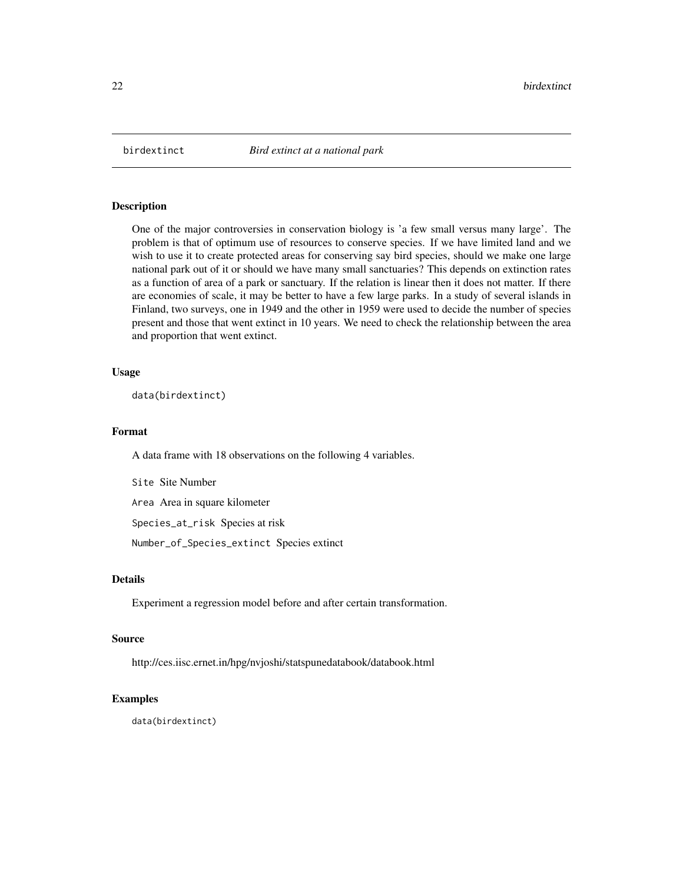birdextinct *Bird extinct at a national park*

## Description

One of the major controversies in conservation biology is 'a few small versus many large'. The problem is that of optimum use of resources to conserve species. If we have limited land and we wish to use it to create protected areas for conserving say bird species, should we make one large national park out of it or should we have many small sanctuaries? This depends on extinction rates as a function of area of a park or sanctuary. If the relation is linear then it does not matter. If there are economies of scale, it may be better to have a few large parks. In a study of several islands in Finland, two surveys, one in 1949 and the other in 1959 were used to decide the number of species present and those that went extinct in 10 years. We need to check the relationship between the area and proportion that went extinct.

## Usage

```
data(birdextinct)
```

## Format

A data frame with 18 observations on the following 4 variables.

`Site` Site Number

`Area` Area in square kilometer

`Species_at_risk` Species at risk

`Number_of_Species_extinct` Species extinct

## Details

Experiment a regression model before and after certain transformation.

## Source

http://ces.iisc.ernet.in/hpg/nvjoshi/statspunedatabook/databook.html

## Examples

```
data(birdextinct)
```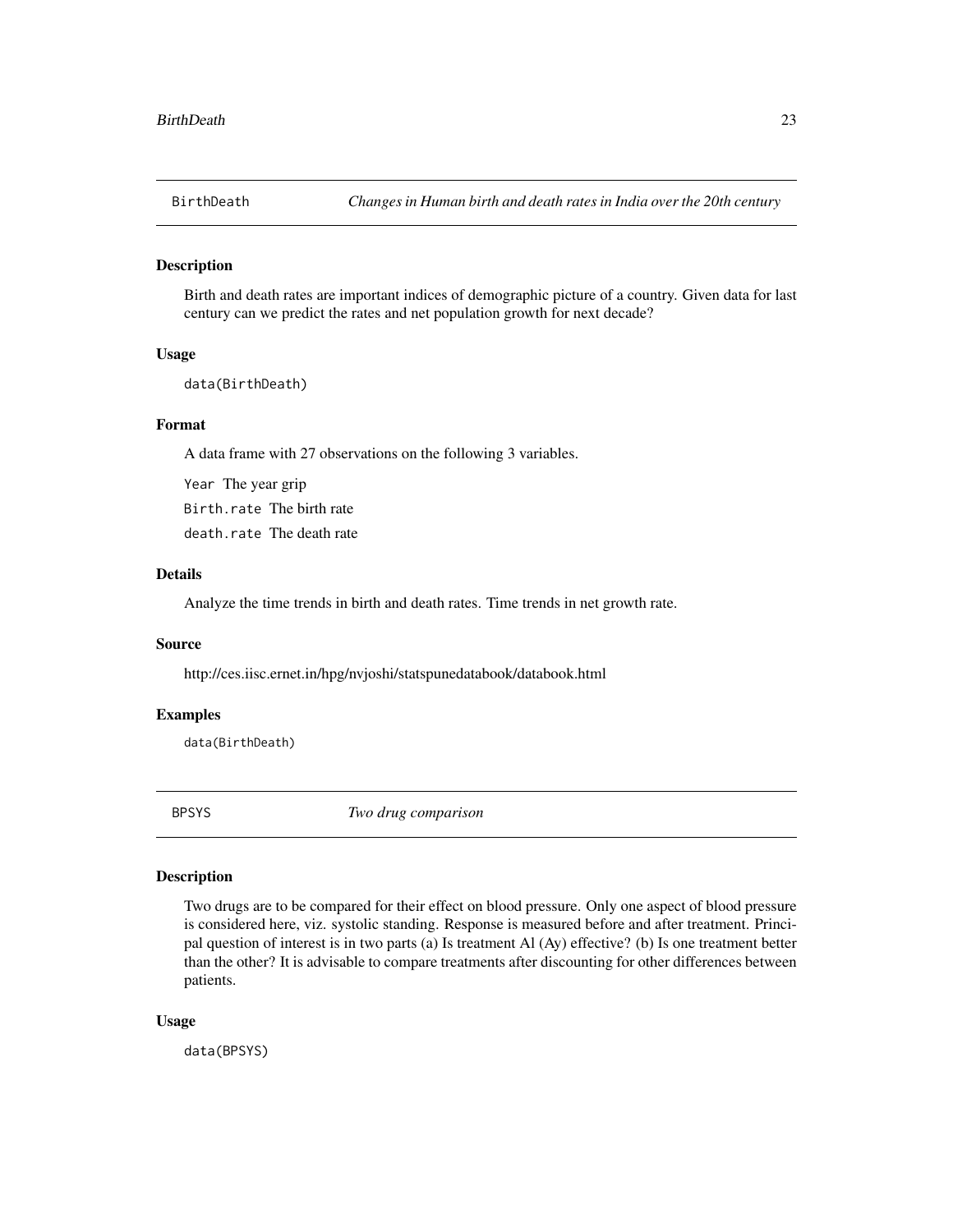## BirthDeath — *Changes in Human birth and death rates in India over the 20th century*

### Description

Birth and death rates are important indices of demographic picture of a country. Given data for last century can we predict the rates and net population growth for next decade?

### Usage

```
data(BirthDeath)
```

### Format

A data frame with 27 observations on the following 3 variables.

`Year` The year grip

`Birth.rate` The birth rate

`death.rate` The death rate

### Details

Analyze the time trends in birth and death rates. Time trends in net growth rate.

### Source

http://ces.iisc.ernet.in/hpg/nvjoshi/statspunedatabook/databook.html

### Examples

```
data(BirthDeath)
```

## BPSYS — *Two drug comparison*

### Description

Two drugs are to be compared for their effect on blood pressure. Only one aspect of blood pressure is considered here, viz. systolic standing. Response is measured before and after treatment. Principal question of interest is in two parts (a) Is treatment Al (Ay) effective? (b) Is one treatment better than the other? It is advisable to compare treatments after discounting for other differences between patients.

### Usage

```
data(BPSYS)
```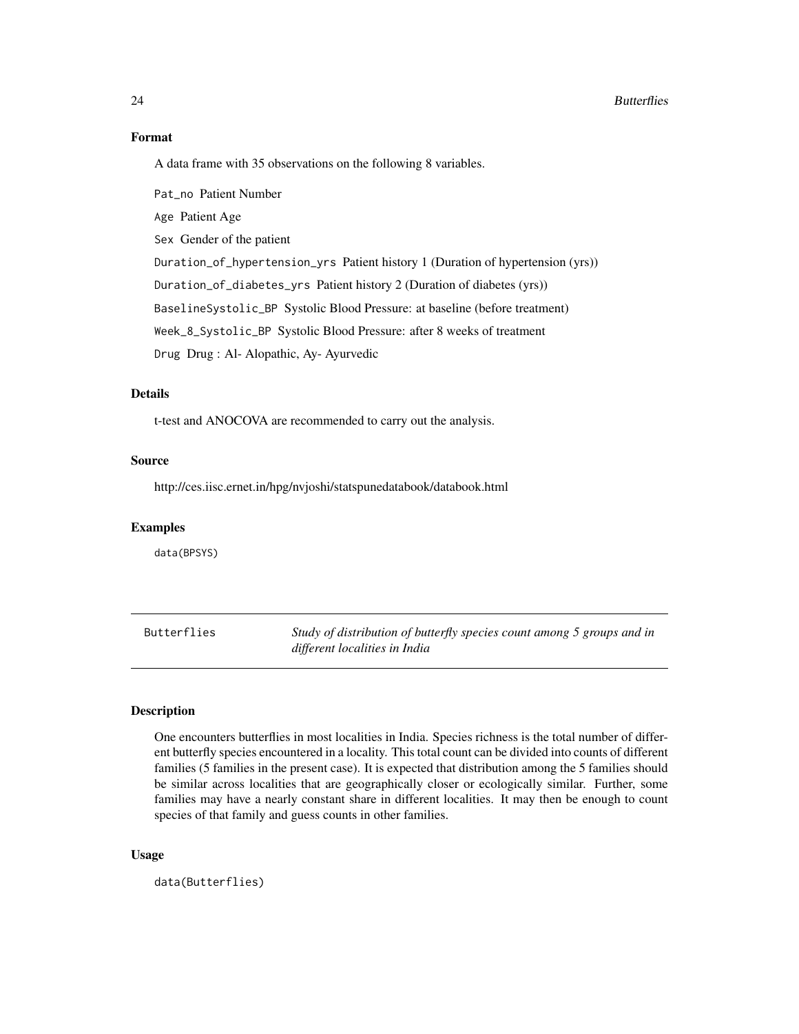### Format

A data frame with 35 observations on the following 8 variables.

`Pat_no` Patient Number

`Age` Patient Age

`Sex` Gender of the patient

`Duration_of_hypertension_yrs` Patient history 1 (Duration of hypertension (yrs))

`Duration_of_diabetes_yrs` Patient history 2 (Duration of diabetes (yrs))

`BaselineSystolic_BP` Systolic Blood Pressure: at baseline (before treatment)

`Week_8_Systolic_BP` Systolic Blood Pressure: after 8 weeks of treatment

`Drug` Drug : Al- Alopathic, Ay- Ayurvedic

### Details

t-test and ANOCOVA are recommended to carry out the analysis.

### Source

http://ces.iisc.ernet.in/hpg/nvjoshi/statspunedatabook/databook.html

### Examples

```
data(BPSYS)
```

---

## Butterflies — *Study of distribution of butterfly species count among 5 groups and in different localities in India*

---

### Description

One encounters butterflies in most localities in India. Species richness is the total number of different butterfly species encountered in a locality. This total count can be divided into counts of different families (5 families in the present case). It is expected that distribution among the 5 families should be similar across localities that are geographically closer or ecologically similar. Further, some families may have a nearly constant share in different localities. It may then be enough to count species of that family and guess counts in other families.

### Usage

```
data(Butterflies)
```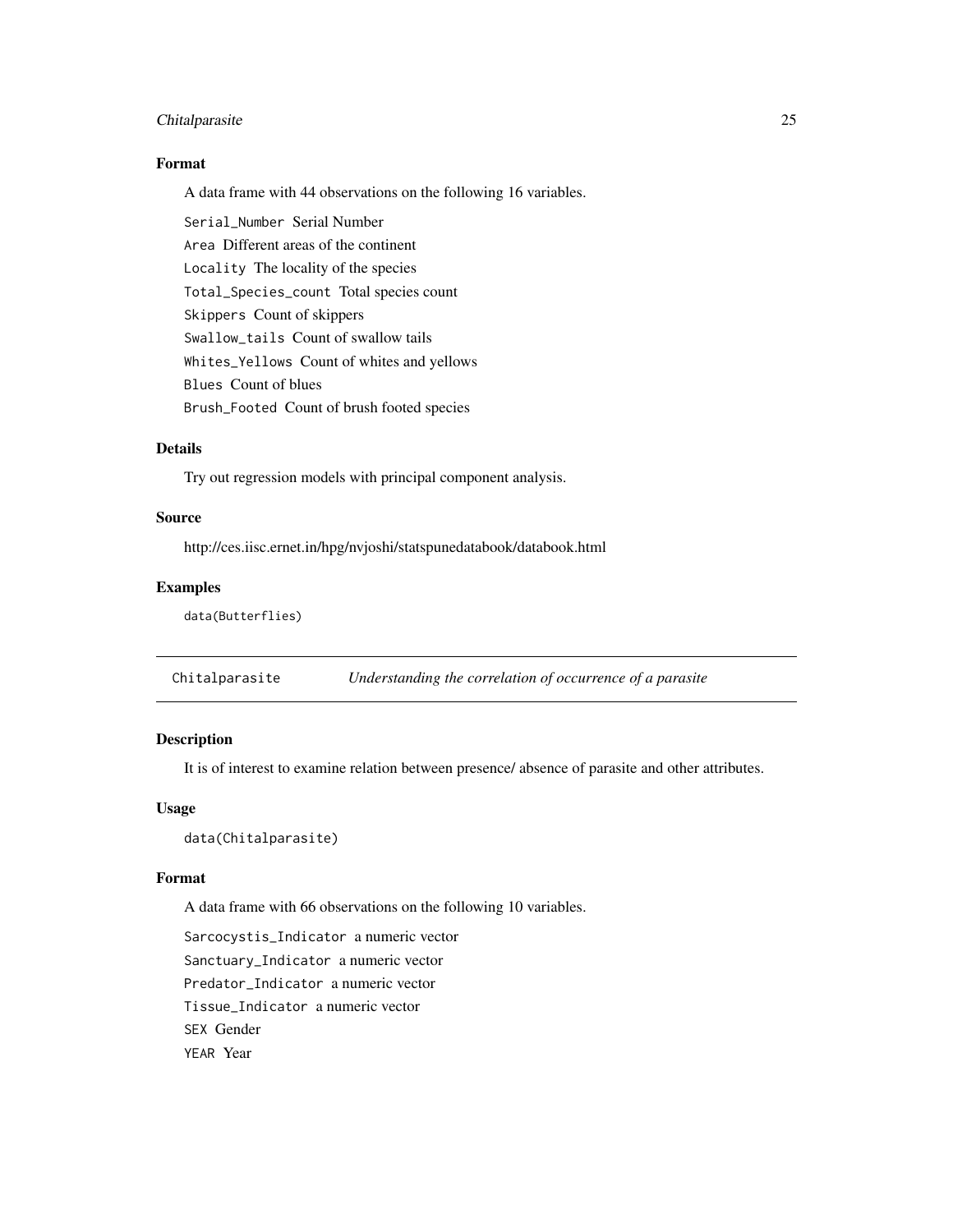### Format

A data frame with 44 observations on the following 16 variables.

`Serial_Number` Serial Number

`Area` Different areas of the continent

`Locality` The locality of the species

`Total_Species_count` Total species count

`Skippers` Count of skippers

`Swallow_tails` Count of swallow tails

`Whites_Yellows` Count of whites and yellows

`Blues` Count of blues

`Brush_Footed` Count of brush footed species

### Details

Try out regression models with principal component analysis.

### Source

http://ces.iisc.ernet.in/hpg/nvjoshi/statspunedatabook/databook.html

### Examples

```
data(Butterflies)
```

---

## Chitalparasite — *Understanding the correlation of occurrence of a parasite*

---

### Description

It is of interest to examine relation between presence/ absence of parasite and other attributes.

### Usage

```
data(Chitalparasite)
```

### Format

A data frame with 66 observations on the following 10 variables.

`Sarcocystis_Indicator` a numeric vector

`Sanctuary_Indicator` a numeric vector

`Predator_Indicator` a numeric vector

`Tissue_Indicator` a numeric vector

`SEX` Gender

`YEAR` Year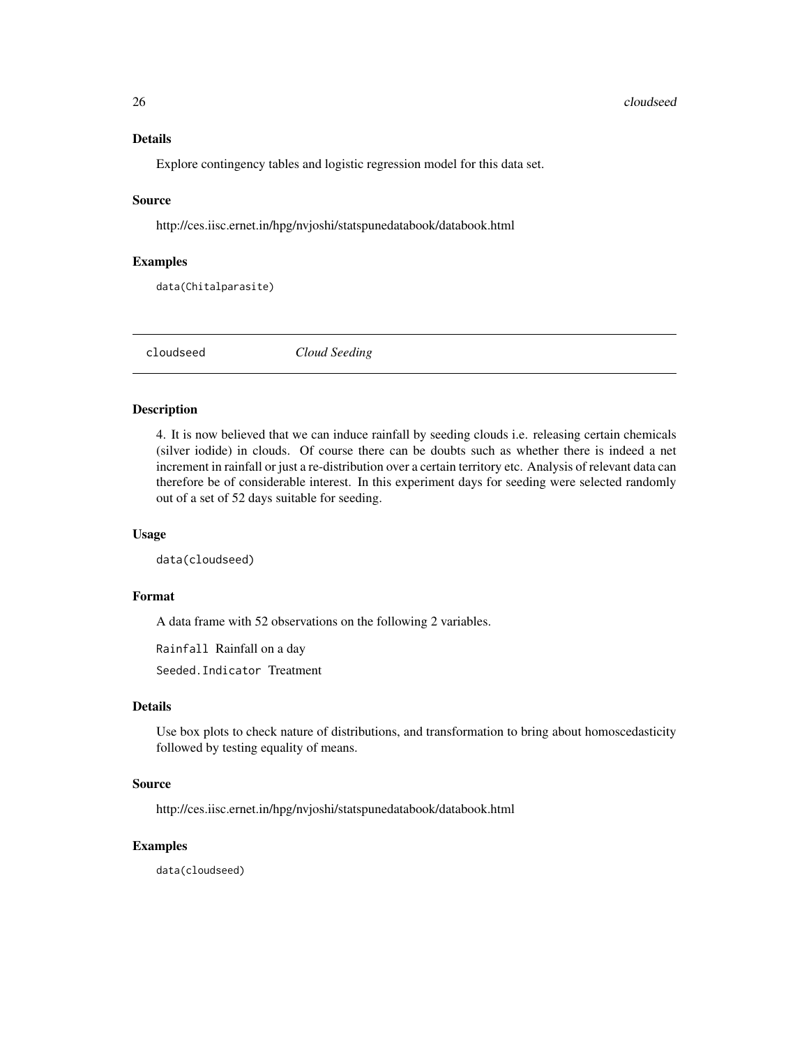### Details

Explore contingency tables and logistic regression model for this data set.

### Source

http://ces.iisc.ernet.in/hpg/nvjoshi/statspunedatabook/databook.html

### Examples

```
data(Chitalparasite)
```

---

## cloudseed *Cloud Seeding*

---

### Description

4. It is now believed that we can induce rainfall by seeding clouds i.e. releasing certain chemicals (silver iodide) in clouds. Of course there can be doubts such as whether there is indeed a net increment in rainfall or just a re-distribution over a certain territory etc. Analysis of relevant data can therefore be of considerable interest. In this experiment days for seeding were selected randomly out of a set of 52 days suitable for seeding.

### Usage

```
data(cloudseed)
```

### Format

A data frame with 52 observations on the following 2 variables.

`Rainfall` Rainfall on a day

`Seeded.Indicator` Treatment

### Details

Use box plots to check nature of distributions, and transformation to bring about homoscedasticity followed by testing equality of means.

### Source

http://ces.iisc.ernet.in/hpg/nvjoshi/statspunedatabook/databook.html

### Examples

```
data(cloudseed)
```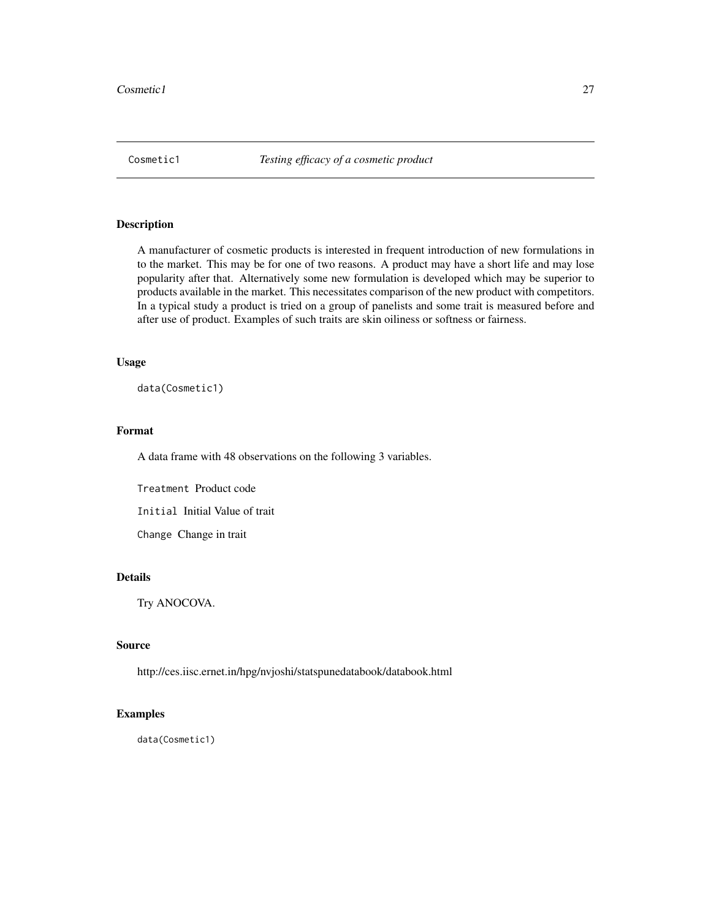# Cosmetic1 — *Testing efficacy of a cosmetic product*

## Description

A manufacturer of cosmetic products is interested in frequent introduction of new formulations in to the market. This may be for one of two reasons. A product may have a short life and may lose popularity after that. Alternatively some new formulation is developed which may be superior to products available in the market. This necessitates comparison of the new product with competitors. In a typical study a product is tried on a group of panelists and some trait is measured before and after use of product. Examples of such traits are skin oiliness or softness or fairness.

## Usage

```
data(Cosmetic1)
```

## Format

A data frame with 48 observations on the following 3 variables.

- `Treatment` Product code
- `Initial` Initial Value of trait
- `Change` Change in trait

## Details

Try ANOCOVA.

## Source

http://ces.iisc.ernet.in/hpg/nvjoshi/statspunedatabook/databook.html

## Examples

```
data(Cosmetic1)
```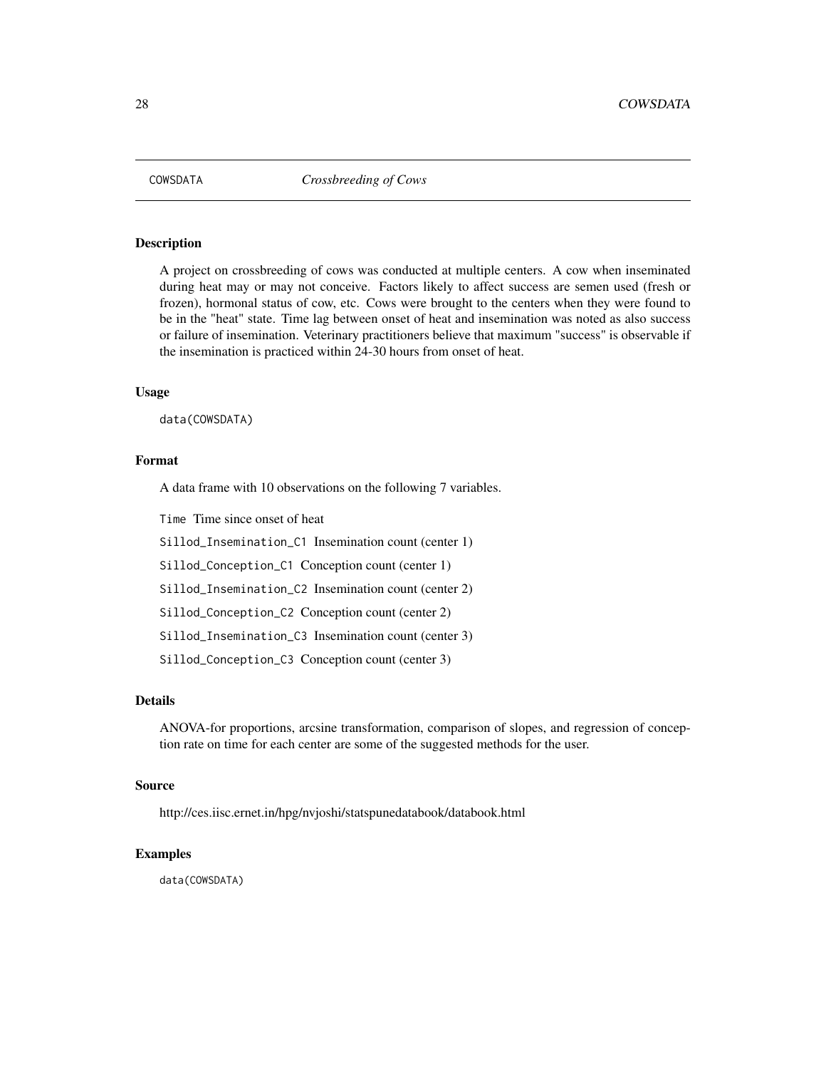COWSDATA *Crossbreeding of Cows*

## Description

A project on crossbreeding of cows was conducted at multiple centers. A cow when inseminated during heat may or may not conceive. Factors likely to affect success are semen used (fresh or frozen), hormonal status of cow, etc. Cows were brought to the centers when they were found to be in the "heat" state. Time lag between onset of heat and insemination was noted as also success or failure of insemination. Veterinary practitioners believe that maximum "success" is observable if the insemination is practiced within 24-30 hours from onset of heat.

## Usage

```
data(COWSDATA)
```

## Format

A data frame with 10 observations on the following 7 variables.

`Time` Time since onset of heat

`Sillod_Insemination_C1` Insemination count (center 1)

`Sillod_Conception_C1` Conception count (center 1)

`Sillod_Insemination_C2` Insemination count (center 2)

`Sillod_Conception_C2` Conception count (center 2)

`Sillod_Insemination_C3` Insemination count (center 3)

`Sillod_Conception_C3` Conception count (center 3)

## Details

ANOVA-for proportions, arcsine transformation, comparison of slopes, and regression of conception rate on time for each center are some of the suggested methods for the user.

## Source

http://ces.iisc.ernet.in/hpg/nvjoshi/statspunedatabook/databook.html

## Examples

```
data(COWSDATA)
```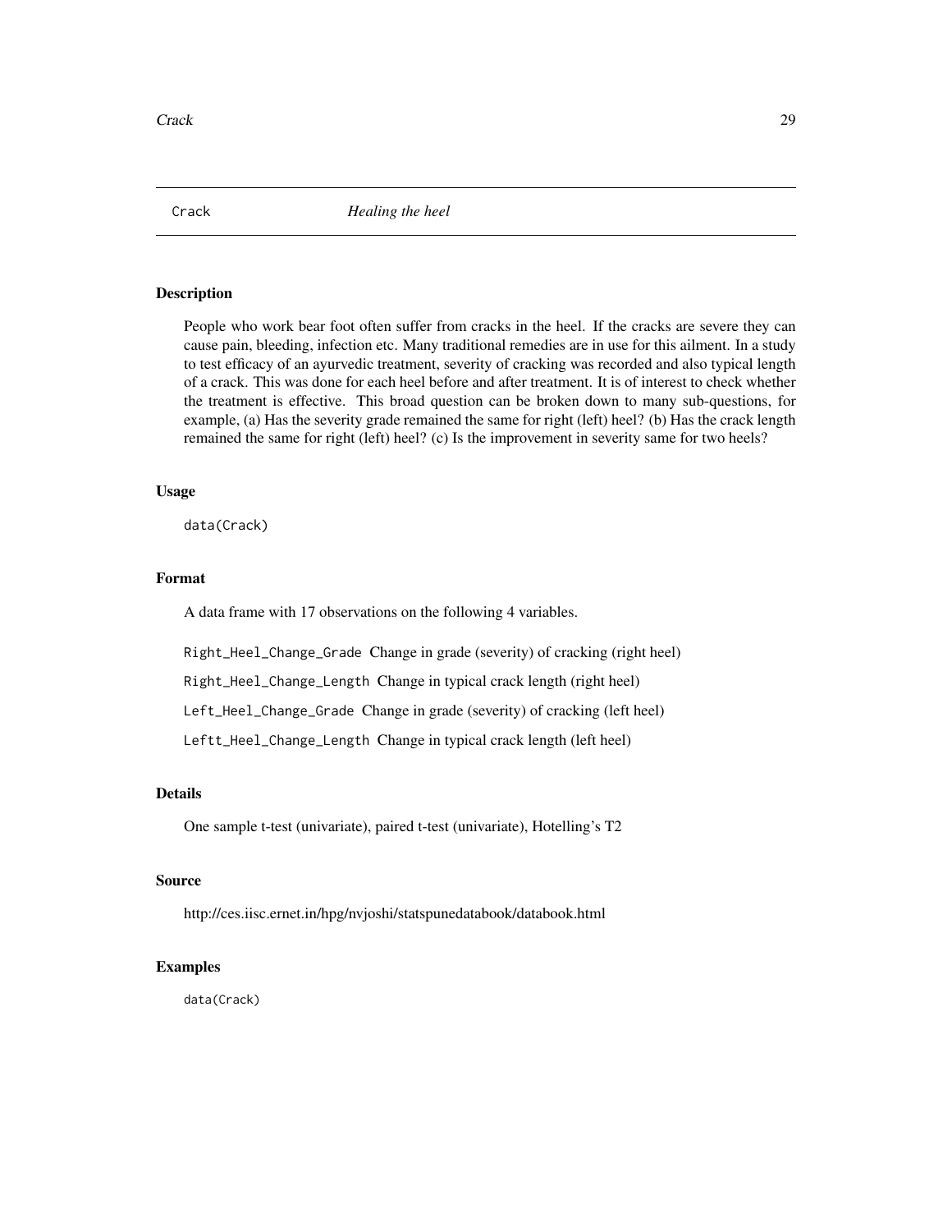# Crack — *Healing the heel*

## Description

People who work bear foot often suffer from cracks in the heel. If the cracks are severe they can cause pain, bleeding, infection etc. Many traditional remedies are in use for this ailment. In a study to test efficacy of an ayurvedic treatment, severity of cracking was recorded and also typical length of a crack. This was done for each heel before and after treatment. It is of interest to check whether the treatment is effective. This broad question can be broken down to many sub-questions, for example, (a) Has the severity grade remained the same for right (left) heel? (b) Has the crack length remained the same for right (left) heel? (c) Is the improvement in severity same for two heels?

## Usage

```
data(Crack)
```

## Format

A data frame with 17 observations on the following 4 variables.

`Right_Heel_Change_Grade` Change in grade (severity) of cracking (right heel)

`Right_Heel_Change_Length` Change in typical crack length (right heel)

`Left_Heel_Change_Grade` Change in grade (severity) of cracking (left heel)

`Leftt_Heel_Change_Length` Change in typical crack length (left heel)

## Details

One sample t-test (univariate), paired t-test (univariate), Hotelling's T2

## Source

http://ces.iisc.ernet.in/hpg/nvjoshi/statspunedatabook/databook.html

## Examples

```
data(Crack)
```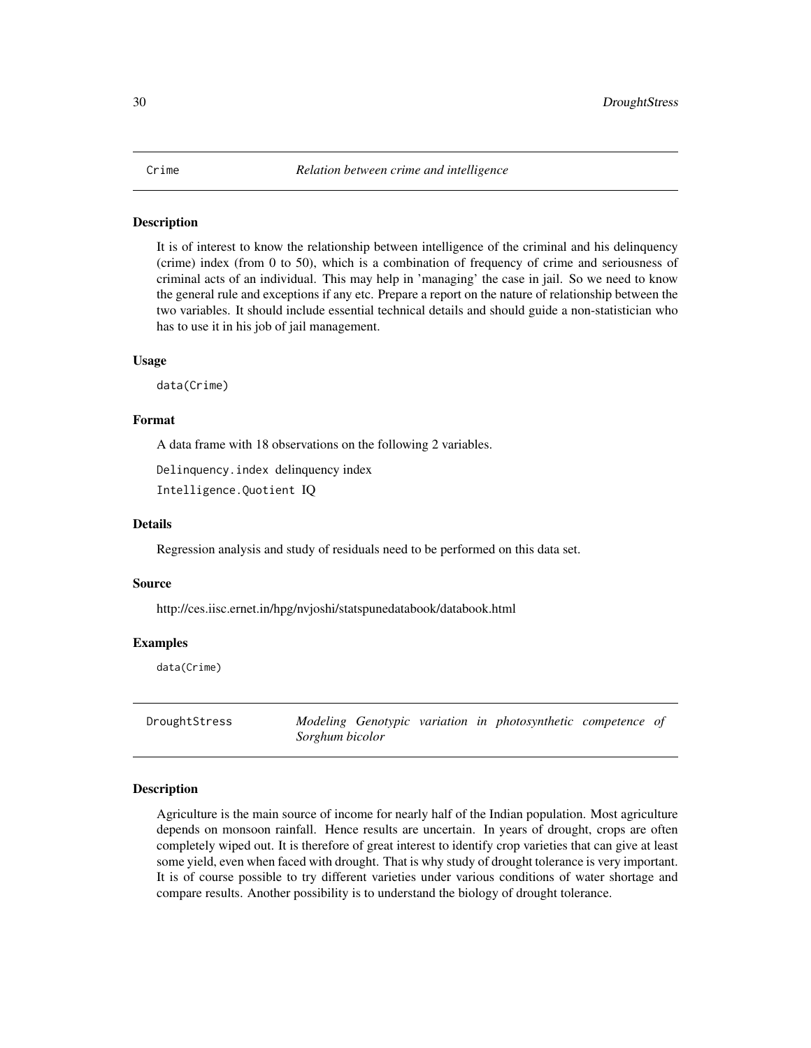## Crime — *Relation between crime and intelligence*

### Description

It is of interest to know the relationship between intelligence of the criminal and his delinquency (crime) index (from 0 to 50), which is a combination of frequency of crime and seriousness of criminal acts of an individual. This may help in 'managing' the case in jail. So we need to know the general rule and exceptions if any etc. Prepare a report on the nature of relationship between the two variables. It should include essential technical details and should guide a non-statistician who has to use it in his job of jail management.

### Usage

```
data(Crime)
```

### Format

A data frame with 18 observations on the following 2 variables.

`Delinquency.index` delinquency index

`Intelligence.Quotient` IQ

### Details

Regression analysis and study of residuals need to be performed on this data set.

### Source

http://ces.iisc.ernet.in/hpg/nvjoshi/statspunedatabook/databook.html

### Examples

```
data(Crime)
```

## DroughtStress — *Modeling Genotypic variation in photosynthetic competence of Sorghum bicolor*

### Description

Agriculture is the main source of income for nearly half of the Indian population. Most agriculture depends on monsoon rainfall. Hence results are uncertain. In years of drought, crops are often completely wiped out. It is therefore of great interest to identify crop varieties that can give at least some yield, even when faced with drought. That is why study of drought tolerance is very important. It is of course possible to try different varieties under various conditions of water shortage and compare results. Another possibility is to understand the biology of drought tolerance.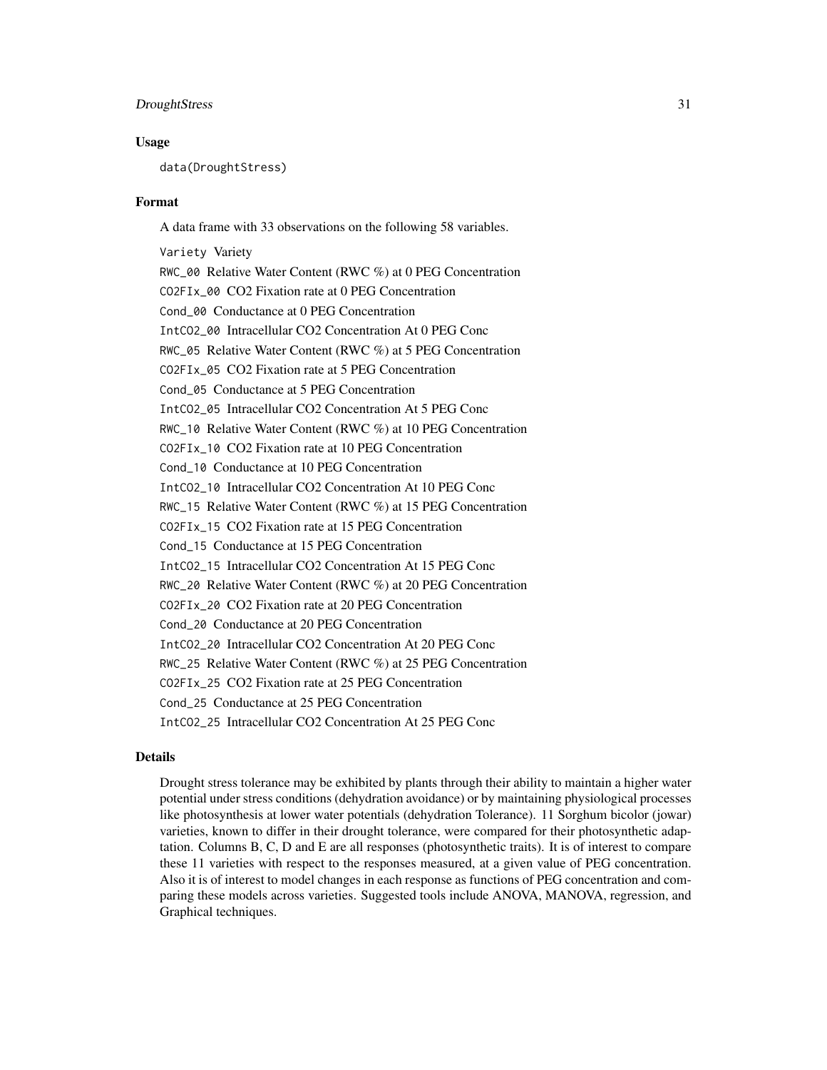### Usage

```
data(DroughtStress)
```

### Format

A data frame with 33 observations on the following 58 variables.

- `Variety` Variety
- `RWC_00` Relative Water Content (RWC %) at 0 PEG Concentration
- `CO2FIx_00` CO2 Fixation rate at 0 PEG Concentration
- `Cond_00` Conductance at 0 PEG Concentration
- `IntCO2_00` Intracellular CO2 Concentration At 0 PEG Conc
- `RWC_05` Relative Water Content (RWC %) at 5 PEG Concentration
- `CO2FIx_05` CO2 Fixation rate at 5 PEG Concentration
- `Cond_05` Conductance at 5 PEG Concentration
- `IntCO2_05` Intracellular CO2 Concentration At 5 PEG Conc
- `RWC_10` Relative Water Content (RWC %) at 10 PEG Concentration
- `CO2FIx_10` CO2 Fixation rate at 10 PEG Concentration
- `Cond_10` Conductance at 10 PEG Concentration
- `IntCO2_10` Intracellular CO2 Concentration At 10 PEG Conc
- `RWC_15` Relative Water Content (RWC %) at 15 PEG Concentration
- `CO2FIx_15` CO2 Fixation rate at 15 PEG Concentration
- `Cond_15` Conductance at 15 PEG Concentration
- `IntCO2_15` Intracellular CO2 Concentration At 15 PEG Conc
- `RWC_20` Relative Water Content (RWC %) at 20 PEG Concentration
- `CO2FIx_20` CO2 Fixation rate at 20 PEG Concentration
- `Cond_20` Conductance at 20 PEG Concentration
- `IntCO2_20` Intracellular CO2 Concentration At 20 PEG Conc
- `RWC_25` Relative Water Content (RWC %) at 25 PEG Concentration
- `CO2FIx_25` CO2 Fixation rate at 25 PEG Concentration
- `Cond_25` Conductance at 25 PEG Concentration
- `IntCO2_25` Intracellular CO2 Concentration At 25 PEG Conc

### Details

Drought stress tolerance may be exhibited by plants through their ability to maintain a higher water potential under stress conditions (dehydration avoidance) or by maintaining physiological processes like photosynthesis at lower water potentials (dehydration Tolerance). 11 Sorghum bicolor (jowar) varieties, known to differ in their drought tolerance, were compared for their photosynthetic adaptation. Columns B, C, D and E are all responses (photosynthetic traits). It is of interest to compare these 11 varieties with respect to the responses measured, at a given value of PEG concentration. Also it is of interest to model changes in each response as functions of PEG concentration and comparing these models across varieties. Suggested tools include ANOVA, MANOVA, regression, and Graphical techniques.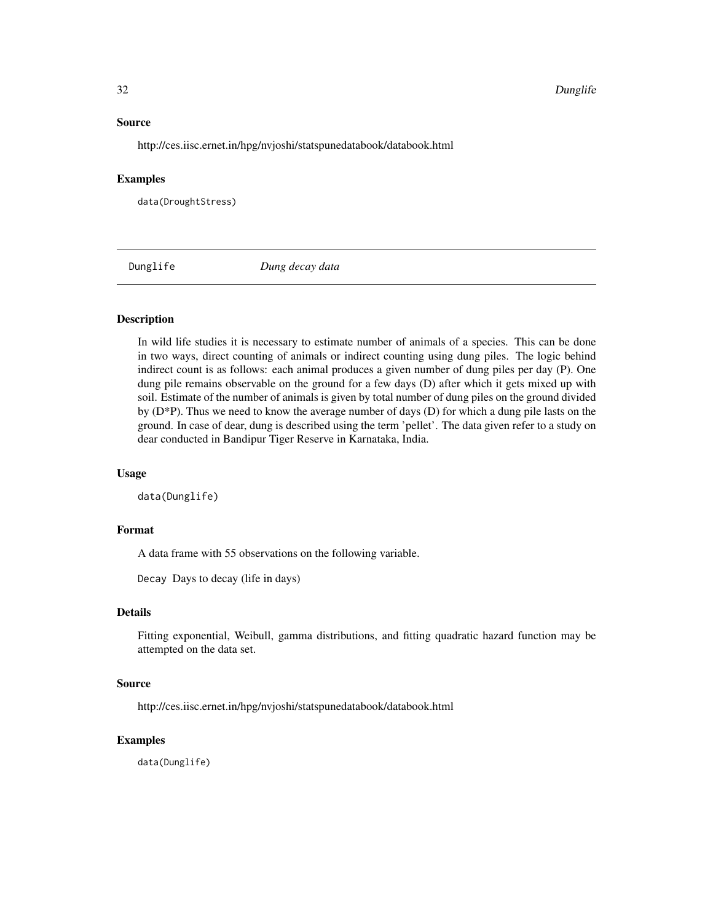## Source

http://ces.iisc.ernet.in/hpg/nvjoshi/statspunedatabook/databook.html

## Examples

```
data(DroughtStress)
```

---

# Dunglife *Dung decay data*

---

## Description

In wild life studies it is necessary to estimate number of animals of a species. This can be done in two ways, direct counting of animals or indirect counting using dung piles. The logic behind indirect count is as follows: each animal produces a given number of dung piles per day (P). One dung pile remains observable on the ground for a few days (D) after which it gets mixed up with soil. Estimate of the number of animals is given by total number of dung piles on the ground divided by (D*P). Thus we need to know the average number of days (D) for which a dung pile lasts on the ground. In case of dear, dung is described using the term 'pellet'. The data given refer to a study on dear conducted in Bandipur Tiger Reserve in Karnataka, India.

## Usage

```
data(Dunglife)
```

## Format

A data frame with 55 observations on the following variable.

`Decay` Days to decay (life in days)

## Details

Fitting exponential, Weibull, gamma distributions, and fitting quadratic hazard function may be attempted on the data set.

## Source

http://ces.iisc.ernet.in/hpg/nvjoshi/statspunedatabook/databook.html

## Examples

```
data(Dunglife)
```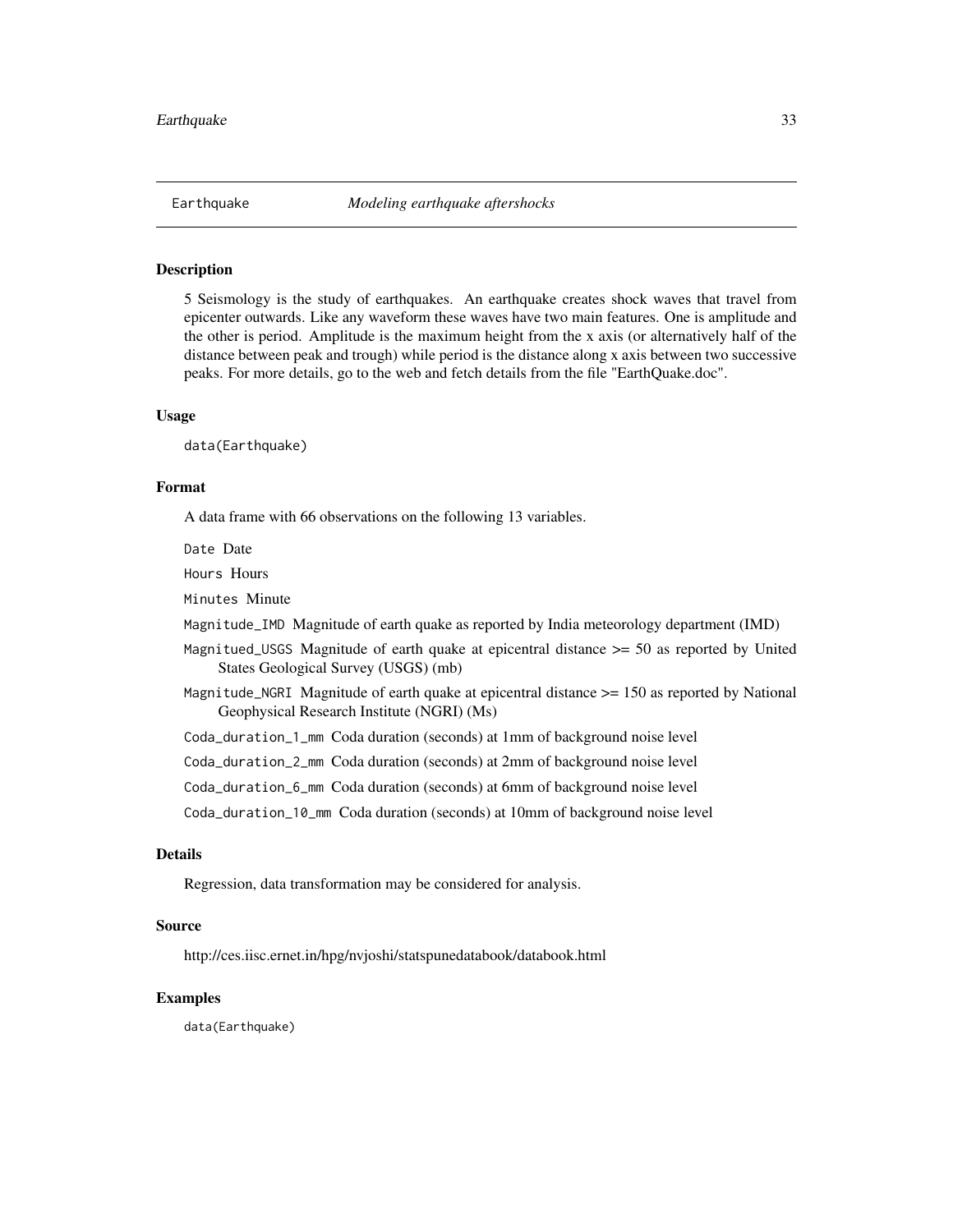Earthquake *Modeling earthquake aftershocks*

## Description

5 Seismology is the study of earthquakes. An earthquake creates shock waves that travel from epicenter outwards. Like any waveform these waves have two main features. One is amplitude and the other is period. Amplitude is the maximum height from the x axis (or alternatively half of the distance between peak and trough) while period is the distance along x axis between two successive peaks. For more details, go to the web and fetch details from the file "EarthQuake.doc".

## Usage

```
data(Earthquake)
```

## Format

A data frame with 66 observations on the following 13 variables.

`Date` Date

`Hours` Hours

`Minutes` Minute

`Magnitude_IMD` Magnitude of earth quake as reported by India meteorology department (IMD)

`Magnitued_USGS` Magnitude of earth quake at epicentral distance >= 50 as reported by United States Geological Survey (USGS) (mb)

`Magnitude_NGRI` Magnitude of earth quake at epicentral distance >= 150 as reported by National Geophysical Research Institute (NGRI) (Ms)

`Coda_duration_1_mm` Coda duration (seconds) at 1mm of background noise level

`Coda_duration_2_mm` Coda duration (seconds) at 2mm of background noise level

`Coda_duration_6_mm` Coda duration (seconds) at 6mm of background noise level

`Coda_duration_10_mm` Coda duration (seconds) at 10mm of background noise level

## Details

Regression, data transformation may be considered for analysis.

## Source

http://ces.iisc.ernet.in/hpg/nvjoshi/statspunedatabook/databook.html

## Examples

```
data(Earthquake)
```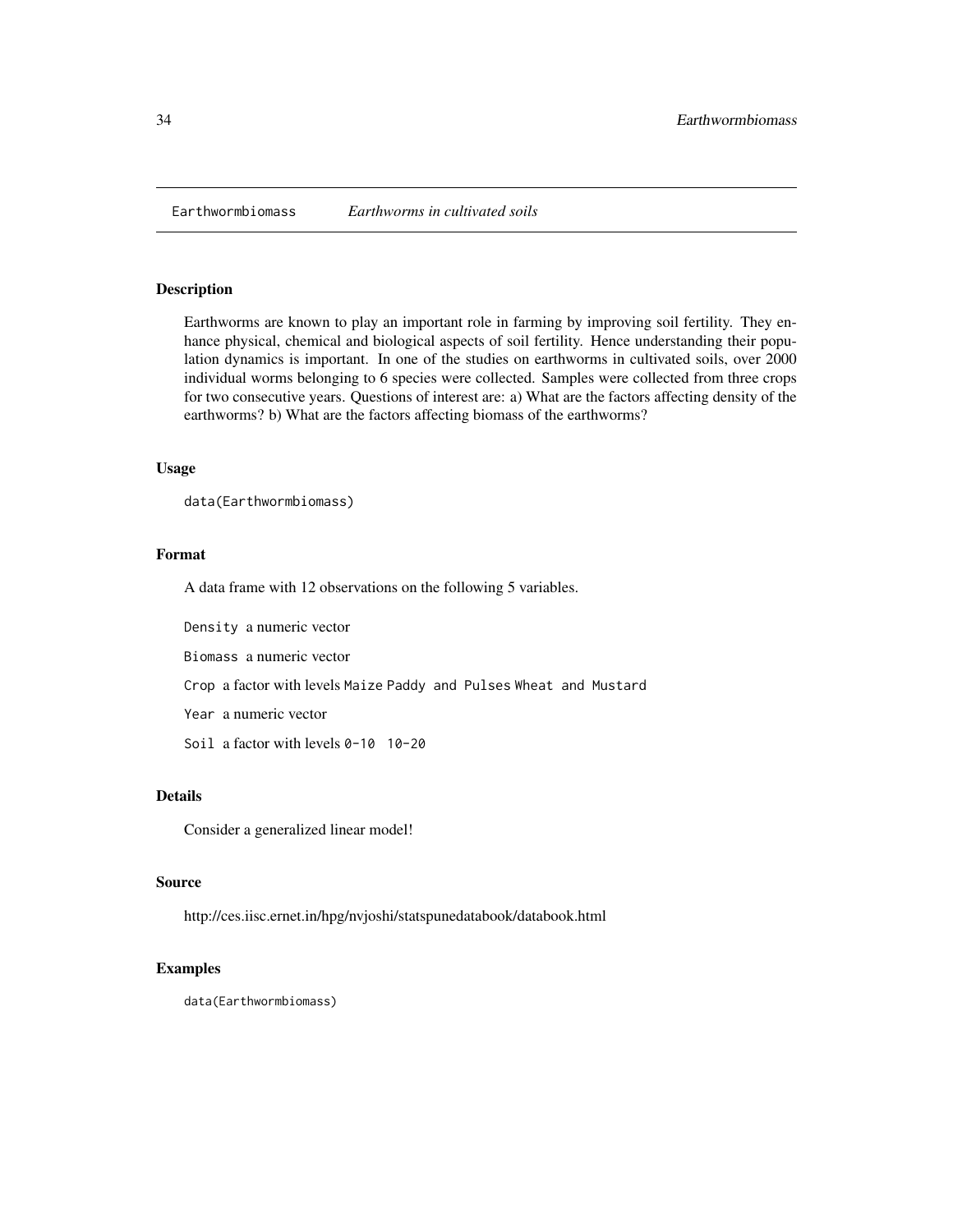Earthwormbiomass *Earthworms in cultivated soils*

## Description

Earthworms are known to play an important role in farming by improving soil fertility. They enhance physical, chemical and biological aspects of soil fertility. Hence understanding their population dynamics is important. In one of the studies on earthworms in cultivated soils, over 2000 individual worms belonging to 6 species were collected. Samples were collected from three crops for two consecutive years. Questions of interest are: a) What are the factors affecting density of the earthworms? b) What are the factors affecting biomass of the earthworms?

## Usage

```
data(Earthwormbiomass)
```

## Format

A data frame with 12 observations on the following 5 variables.

`Density` a numeric vector

`Biomass` a numeric vector

`Crop` a factor with levels `Maize` `Paddy and Pulses` `Wheat and Mustard`

`Year` a numeric vector

`Soil` a factor with levels `0-10` `10-20`

## Details

Consider a generalized linear model!

## Source

http://ces.iisc.ernet.in/hpg/nvjoshi/statspunedatabook/databook.html

## Examples

```
data(Earthwormbiomass)
```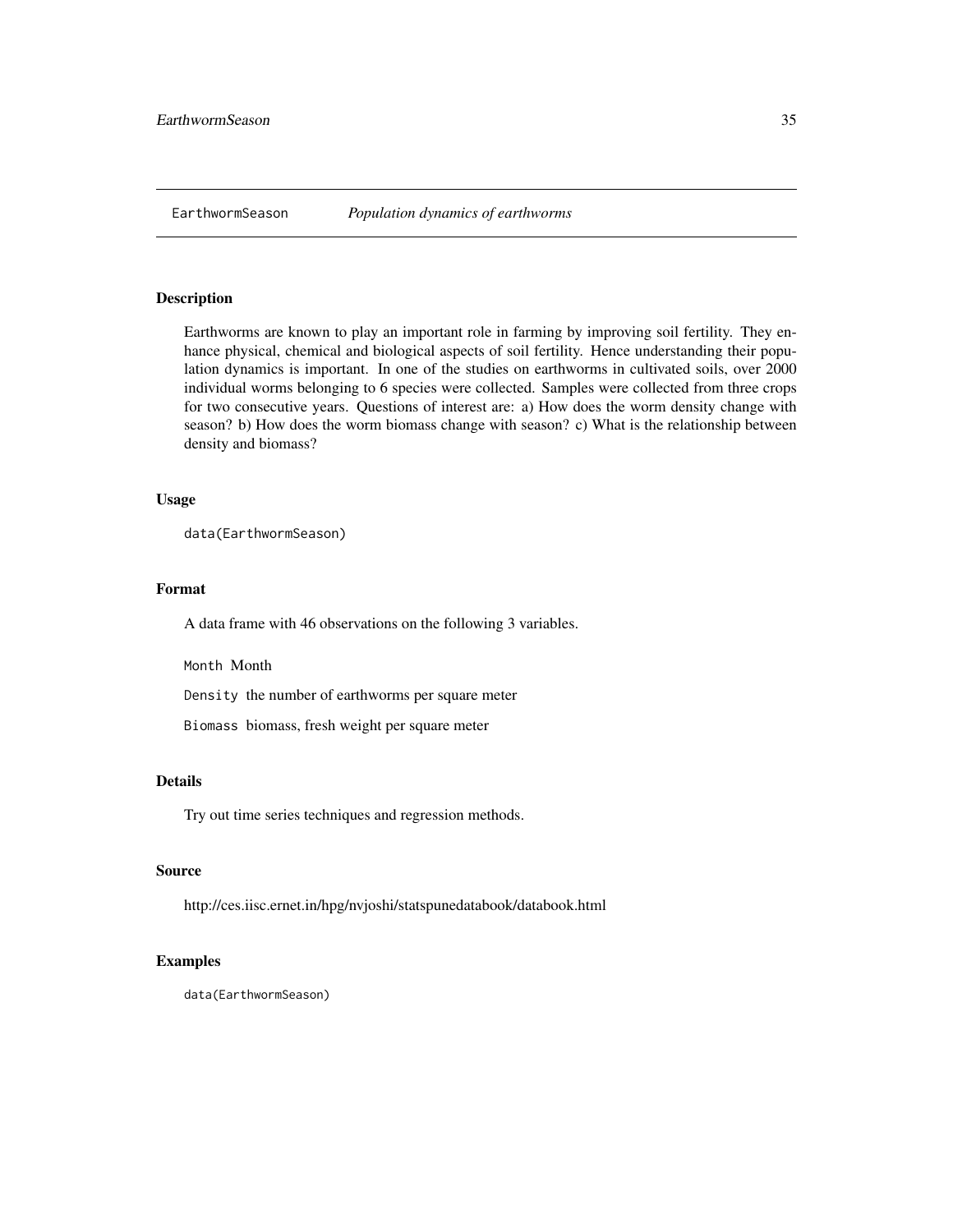EarthwormSeason *Population dynamics of earthworms*

## Description

Earthworms are known to play an important role in farming by improving soil fertility. They enhance physical, chemical and biological aspects of soil fertility. Hence understanding their population dynamics is important. In one of the studies on earthworms in cultivated soils, over 2000 individual worms belonging to 6 species were collected. Samples were collected from three crops for two consecutive years. Questions of interest are: a) How does the worm density change with season? b) How does the worm biomass change with season? c) What is the relationship between density and biomass?

## Usage

```
data(EarthwormSeason)
```

## Format

A data frame with 46 observations on the following 3 variables.

`Month` Month

`Density` the number of earthworms per square meter

`Biomass` biomass, fresh weight per square meter

## Details

Try out time series techniques and regression methods.

## Source

http://ces.iisc.ernet.in/hpg/nvjoshi/statspunedatabook/databook.html

## Examples

```
data(EarthwormSeason)
```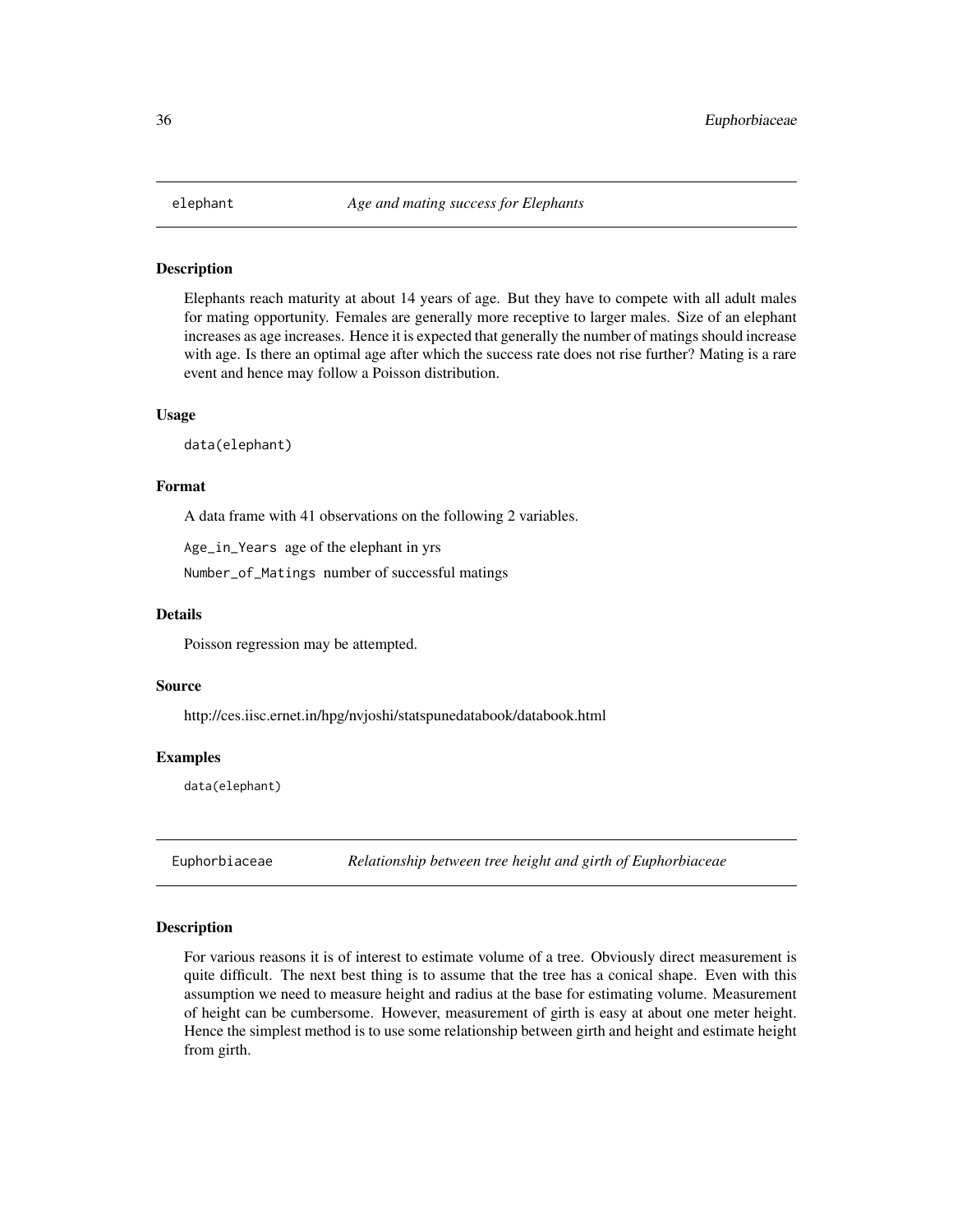## elephant — *Age and mating success for Elephants*

### Description

Elephants reach maturity at about 14 years of age. But they have to compete with all adult males for mating opportunity. Females are generally more receptive to larger males. Size of an elephant increases as age increases. Hence it is expected that generally the number of matings should increase with age. Is there an optimal age after which the success rate does not rise further? Mating is a rare event and hence may follow a Poisson distribution.

### Usage

```
data(elephant)
```

### Format

A data frame with 41 observations on the following 2 variables.

`Age_in_Years` age of the elephant in yrs

`Number_of_Matings` number of successful matings

### Details

Poisson regression may be attempted.

### Source

http://ces.iisc.ernet.in/hpg/nvjoshi/statspunedatabook/databook.html

### Examples

```
data(elephant)
```

## Euphorbiaceae — *Relationship between tree height and girth of Euphorbiaceae*

### Description

For various reasons it is of interest to estimate volume of a tree. Obviously direct measurement is quite difficult. The next best thing is to assume that the tree has a conical shape. Even with this assumption we need to measure height and radius at the base for estimating volume. Measurement of height can be cumbersome. However, measurement of girth is easy at about one meter height. Hence the simplest method is to use some relationship between girth and height and estimate height from girth.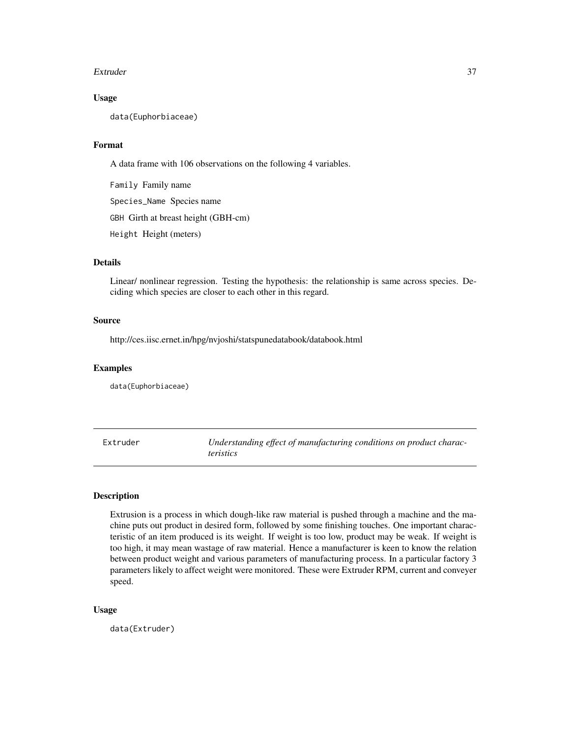### Usage

```
data(Euphorbiaceae)
```

### Format

A data frame with 106 observations on the following 4 variables.

- `Family` Family name
- `Species_Name` Species name
- `GBH` Girth at breast height (GBH-cm)
- `Height` Height (meters)

### Details

Linear/ nonlinear regression. Testing the hypothesis: the relationship is same across species. Deciding which species are closer to each other in this regard.

### Source

http://ces.iisc.ernet.in/hpg/nvjoshi/statspunedatabook/databook.html

### Examples

```
data(Euphorbiaceae)
```

---

## Extruder — *Understanding effect of manufacturing conditions on product characteristics*

---

### Description

Extrusion is a process in which dough-like raw material is pushed through a machine and the machine puts out product in desired form, followed by some finishing touches. One important characteristic of an item produced is its weight. If weight is too low, product may be weak. If weight is too high, it may mean wastage of raw material. Hence a manufacturer is keen to know the relation between product weight and various parameters of manufacturing process. In a particular factory 3 parameters likely to affect weight were monitored. These were Extruder RPM, current and conveyer speed.

### Usage

```
data(Extruder)
```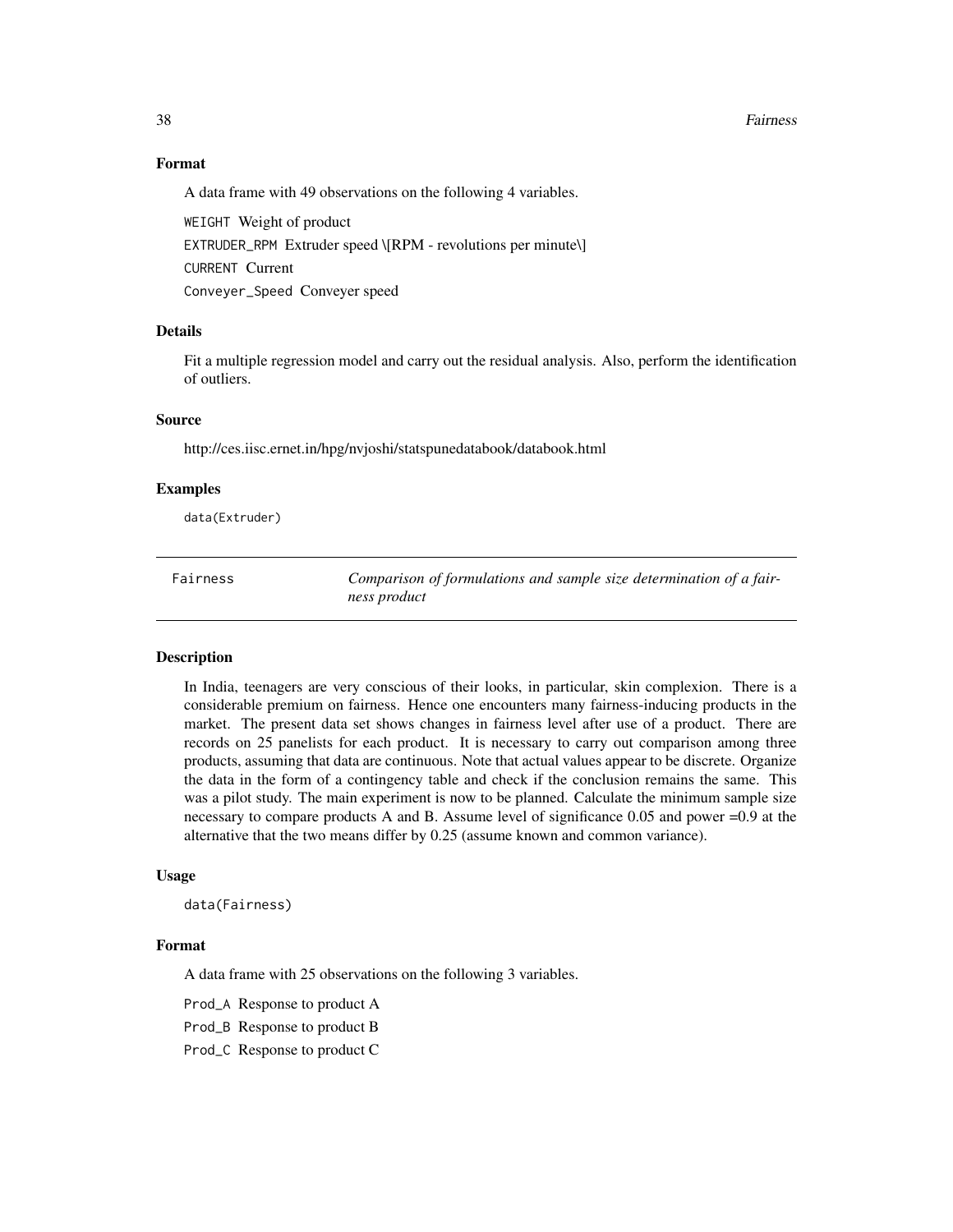### Format

A data frame with 49 observations on the following 4 variables.

`WEIGHT` Weight of product

`EXTRUDER_RPM` Extruder speed \[RPM - revolutions per minute\]

`CURRENT` Current

`Conveyer_Speed` Conveyer speed

### Details

Fit a multiple regression model and carry out the residual analysis. Also, perform the identification of outliers.

### Source

http://ces.iisc.ernet.in/hpg/nvjoshi/statspunedatabook/databook.html

### Examples

```
data(Extruder)
```

---

## Fairness — *Comparison of formulations and sample size determination of a fairness product*

---

### Description

In India, teenagers are very conscious of their looks, in particular, skin complexion. There is a considerable premium on fairness. Hence one encounters many fairness-inducing products in the market. The present data set shows changes in fairness level after use of a product. There are records on 25 panelists for each product. It is necessary to carry out comparison among three products, assuming that data are continuous. Note that actual values appear to be discrete. Organize the data in the form of a contingency table and check if the conclusion remains the same. This was a pilot study. The main experiment is now to be planned. Calculate the minimum sample size necessary to compare products A and B. Assume level of significance 0.05 and power =0.9 at the alternative that the two means differ by 0.25 (assume known and common variance).

### Usage

```
data(Fairness)
```

### Format

A data frame with 25 observations on the following 3 variables.

`Prod_A` Response to product A

`Prod_B` Response to product B

`Prod_C` Response to product C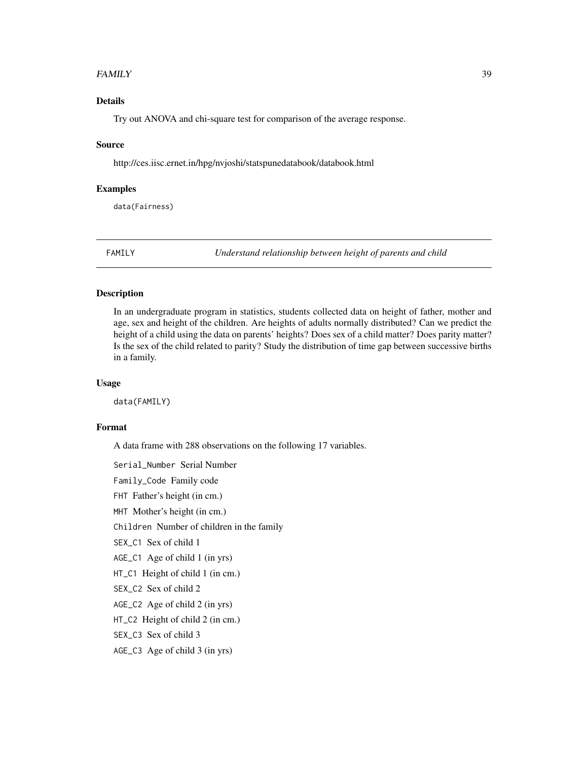### Details

Try out ANOVA and chi-square test for comparison of the average response.

### Source

http://ces.iisc.ernet.in/hpg/nvjoshi/statspunedatabook/databook.html

### Examples

```
data(Fairness)
```

---

## FAMILY — *Understand relationship between height of parents and child*

---

### Description

In an undergraduate program in statistics, students collected data on height of father, mother and age, sex and height of the children. Are heights of adults normally distributed? Can we predict the height of a child using the data on parents' heights? Does sex of a child matter? Does parity matter? Is the sex of the child related to parity? Study the distribution of time gap between successive births in a family.

### Usage

```
data(FAMILY)
```

### Format

A data frame with 288 observations on the following 17 variables.

`Serial_Number` Serial Number

`Family_Code` Family code

`FHT` Father's height (in cm.)

`MHT` Mother's height (in cm.)

`Children` Number of children in the family

`SEX_C1` Sex of child 1

`AGE_C1` Age of child 1 (in yrs)

`HT_C1` Height of child 1 (in cm.)

`SEX_C2` Sex of child 2

`AGE_C2` Age of child 2 (in yrs)

`HT_C2` Height of child 2 (in cm.)

`SEX_C3` Sex of child 3

`AGE_C3` Age of child 3 (in yrs)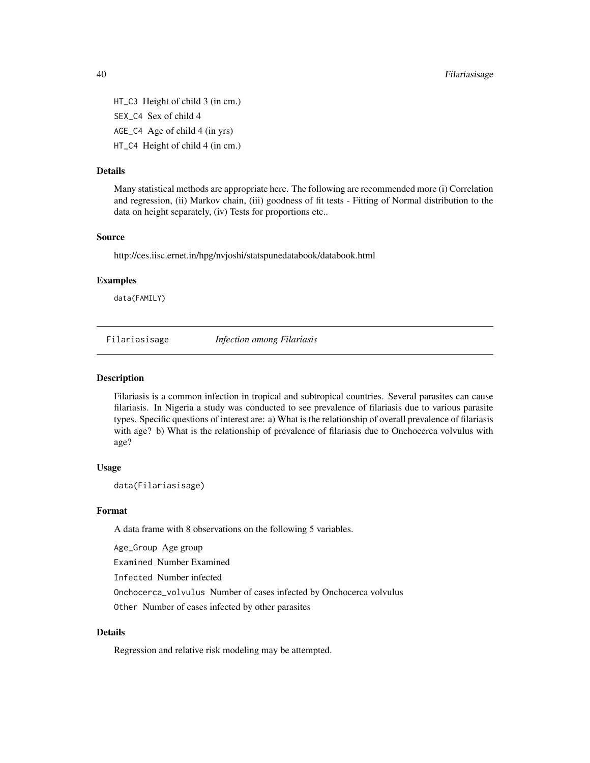HT_C3 Height of child 3 (in cm.)

SEX_C4 Sex of child 4

AGE_C4 Age of child 4 (in yrs)

HT_C4 Height of child 4 (in cm.)

### Details

Many statistical methods are appropriate here. The following are recommended more (i) Correlation and regression, (ii) Markov chain, (iii) goodness of fit tests - Fitting of Normal distribution to the data on height separately, (iv) Tests for proportions etc..

### Source

http://ces.iisc.ernet.in/hpg/nvjoshi/statspunedatabook/databook.html

### Examples

```
data(FAMILY)
```

---

## Filariasisage *Infection among Filariasis*

### Description

Filariasis is a common infection in tropical and subtropical countries. Several parasites can cause filariasis. In Nigeria a study was conducted to see prevalence of filariasis due to various parasite types. Specific questions of interest are: a) What is the relationship of overall prevalence of filariasis with age? b) What is the relationship of prevalence of filariasis due to Onchocerca volvulus with age?

### Usage

```
data(Filariasisage)
```

### Format

A data frame with 8 observations on the following 5 variables.

Age_Group Age group

Examined Number Examined

Infected Number infected

Onchocerca_volvulus Number of cases infected by Onchocerca volvulus

Other Number of cases infected by other parasites

### Details

Regression and relative risk modeling may be attempted.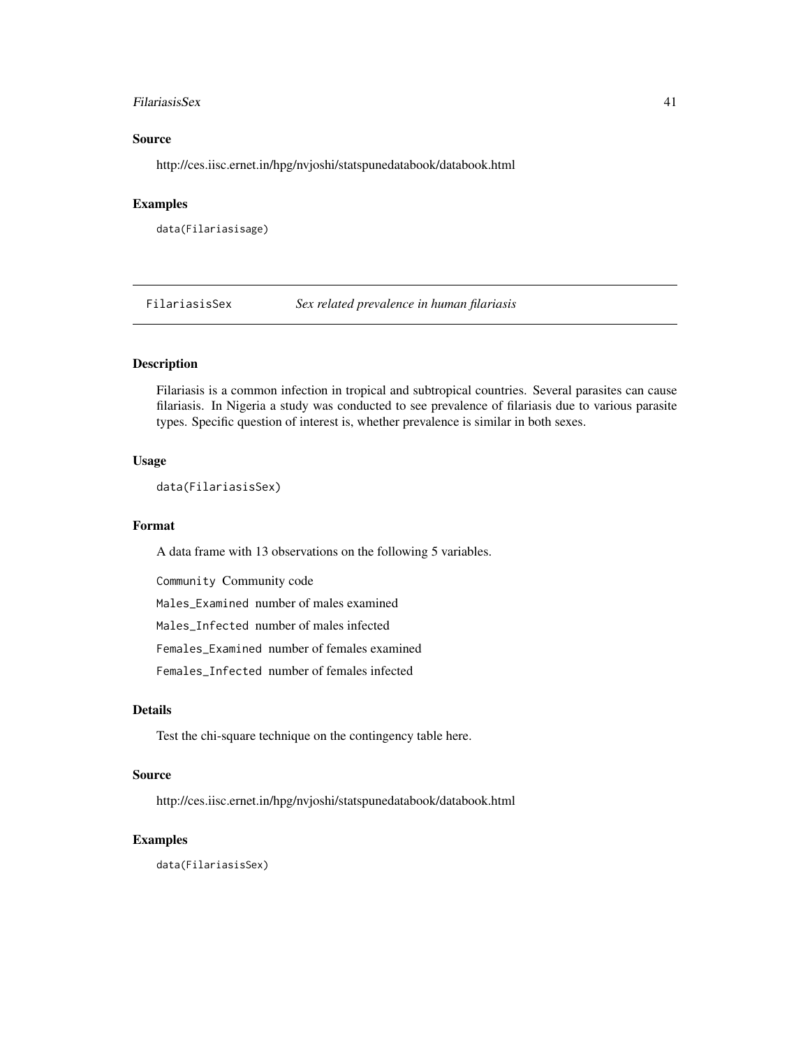### Source

http://ces.iisc.ernet.in/hpg/nvjoshi/statspunedatabook/databook.html

### Examples

```
data(Filariasisage)
```

---

## FilariasisSex — *Sex related prevalence in human filariasis*

---

### Description

Filariasis is a common infection in tropical and subtropical countries. Several parasites can cause filariasis. In Nigeria a study was conducted to see prevalence of filariasis due to various parasite types. Specific question of interest is, whether prevalence is similar in both sexes.

### Usage

```
data(FilariasisSex)
```

### Format

A data frame with 13 observations on the following 5 variables.

`Community` Community code

`Males_Examined` number of males examined

`Males_Infected` number of males infected

`Females_Examined` number of females examined

`Females_Infected` number of females infected

### Details

Test the chi-square technique on the contingency table here.

### Source

http://ces.iisc.ernet.in/hpg/nvjoshi/statspunedatabook/databook.html

### Examples

```
data(FilariasisSex)
```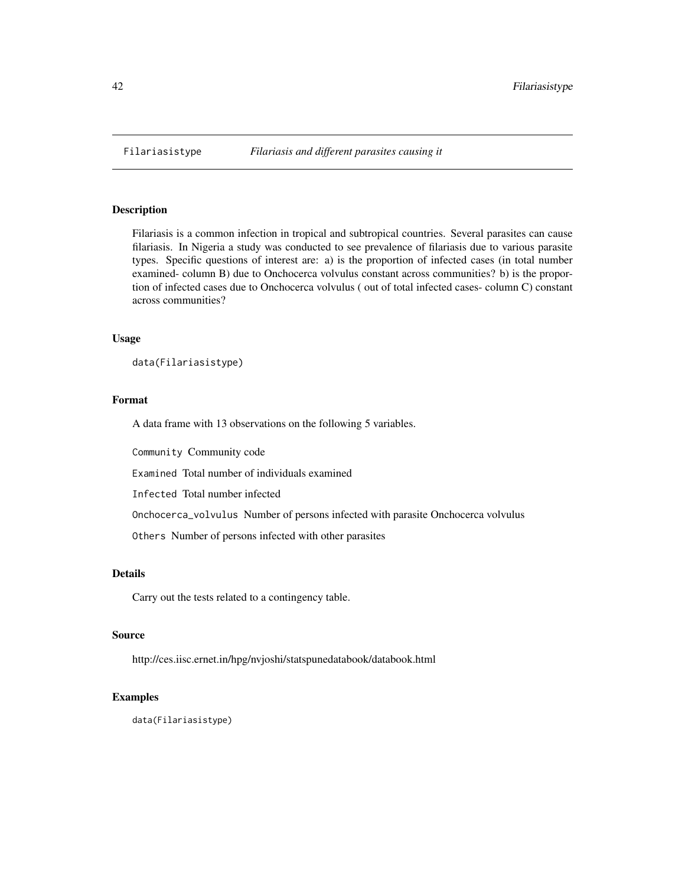# Filariasistype — *Filariasis and different parasites causing it*

## Description

Filariasis is a common infection in tropical and subtropical countries. Several parasites can cause filariasis. In Nigeria a study was conducted to see prevalence of filariasis due to various parasite types. Specific questions of interest are: a) is the proportion of infected cases (in total number examined- column B) due to Onchocerca volvulus constant across communities? b) is the proportion of infected cases due to Onchocerca volvulus ( out of total infected cases- column C) constant across communities?

## Usage

```
data(Filariasistype)
```

## Format

A data frame with 13 observations on the following 5 variables.

`Community` Community code

`Examined` Total number of individuals examined

`Infected` Total number infected

`Onchocerca_volvulus` Number of persons infected with parasite Onchocerca volvulus

`Others` Number of persons infected with other parasites

## Details

Carry out the tests related to a contingency table.

## Source

http://ces.iisc.ernet.in/hpg/nvjoshi/statspunedatabook/databook.html

## Examples

```
data(Filariasistype)
```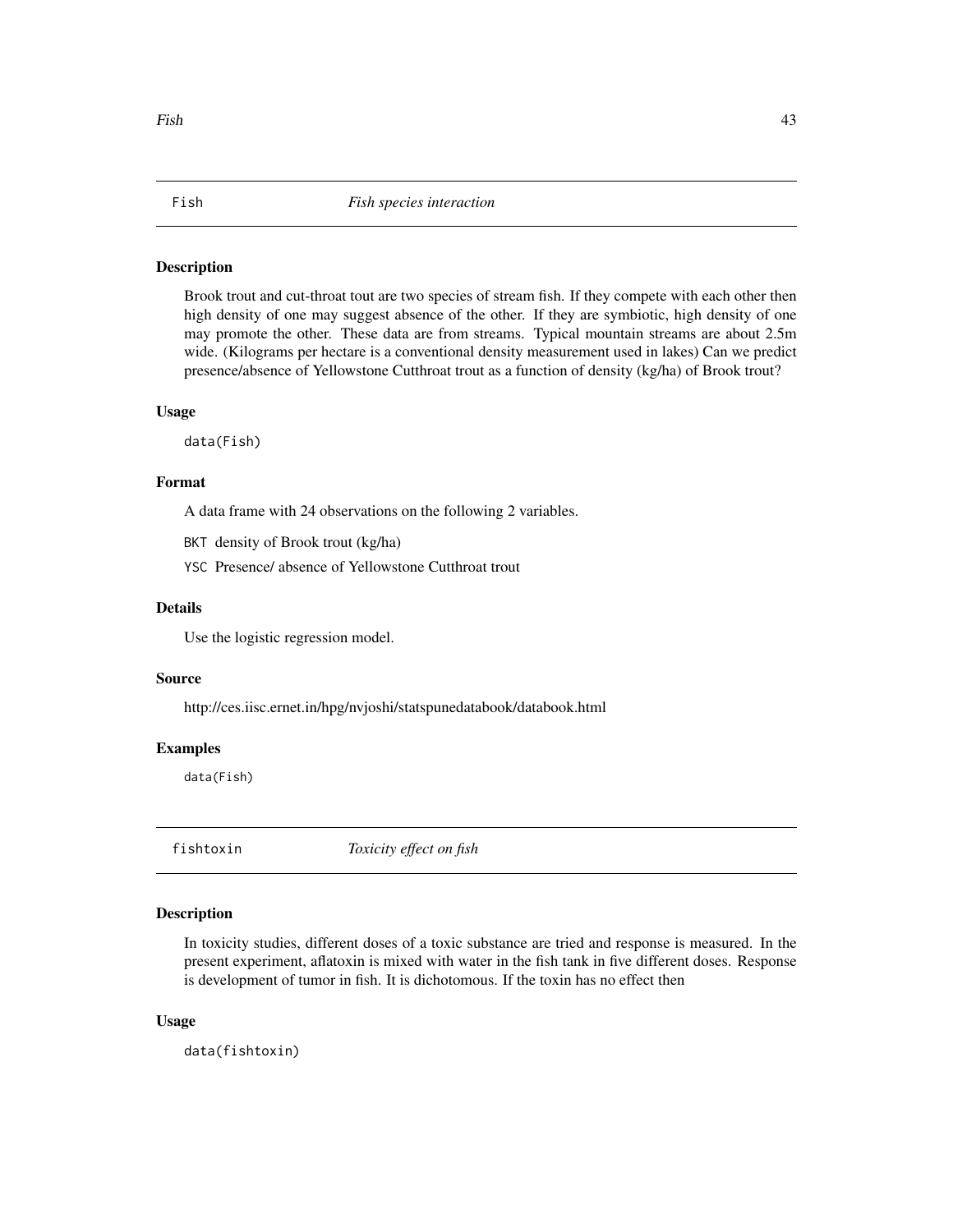## Fish — *Fish species interaction*

### Description

Brook trout and cut-throat tout are two species of stream fish. If they compete with each other then high density of one may suggest absence of the other. If they are symbiotic, high density of one may promote the other. These data are from streams. Typical mountain streams are about 2.5m wide. (Kilograms per hectare is a conventional density measurement used in lakes) Can we predict presence/absence of Yellowstone Cutthroat trout as a function of density (kg/ha) of Brook trout?

### Usage

```
data(Fish)
```

### Format

A data frame with 24 observations on the following 2 variables.

- `BKT` density of Brook trout (kg/ha)
- `YSC` Presence/ absence of Yellowstone Cutthroat trout

### Details

Use the logistic regression model.

### Source

http://ces.iisc.ernet.in/hpg/nvjoshi/statspunedatabook/databook.html

### Examples

```
data(Fish)
```

## fishtoxin — *Toxicity effect on fish*

### Description

In toxicity studies, different doses of a toxic substance are tried and response is measured. In the present experiment, aflatoxin is mixed with water in the fish tank in five different doses. Response is development of tumor in fish. It is dichotomous. If the toxin has no effect then

### Usage

```
data(fishtoxin)
```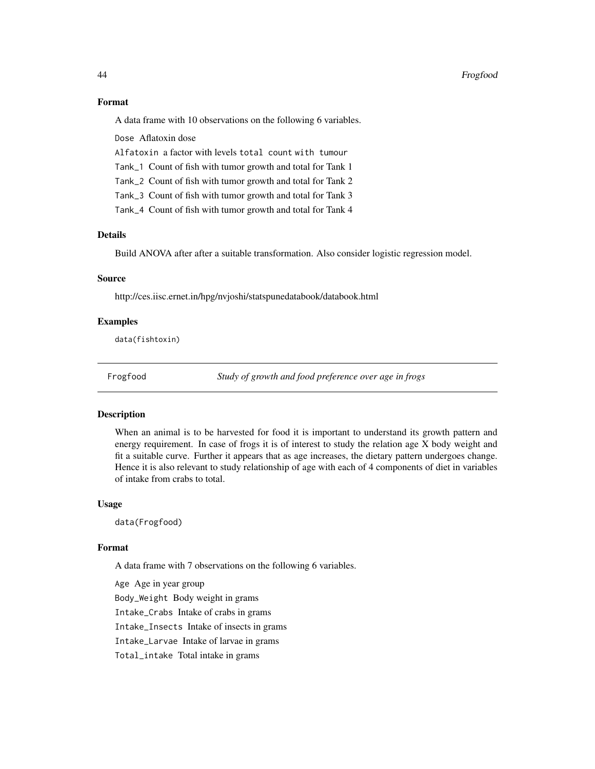### Format

A data frame with 10 observations on the following 6 variables.

`Dose` Aflatoxin dose

`Alfatoxin` a factor with levels `total count with tumour`

`Tank_1` Count of fish with tumor growth and total for Tank 1

`Tank_2` Count of fish with tumor growth and total for Tank 2

`Tank_3` Count of fish with tumor growth and total for Tank 3

`Tank_4` Count of fish with tumor growth and total for Tank 4

### Details

Build ANOVA after after a suitable transformation. Also consider logistic regression model.

### Source

http://ces.iisc.ernet.in/hpg/nvjoshi/statspunedatabook/databook.html

### Examples

```
data(fishtoxin)
```

---

## Frogfood — *Study of growth and food preference over age in frogs*

---

### Description

When an animal is to be harvested for food it is important to understand its growth pattern and energy requirement. In case of frogs it is of interest to study the relation age X body weight and fit a suitable curve. Further it appears that as age increases, the dietary pattern undergoes change. Hence it is also relevant to study relationship of age with each of 4 components of diet in variables of intake from crabs to total.

### Usage

```
data(Frogfood)
```

### Format

A data frame with 7 observations on the following 6 variables.

`Age` Age in year group

`Body_Weight` Body weight in grams

`Intake_Crabs` Intake of crabs in grams

`Intake_Insects` Intake of insects in grams

`Intake_Larvae` Intake of larvae in grams

`Total_intake` Total intake in grams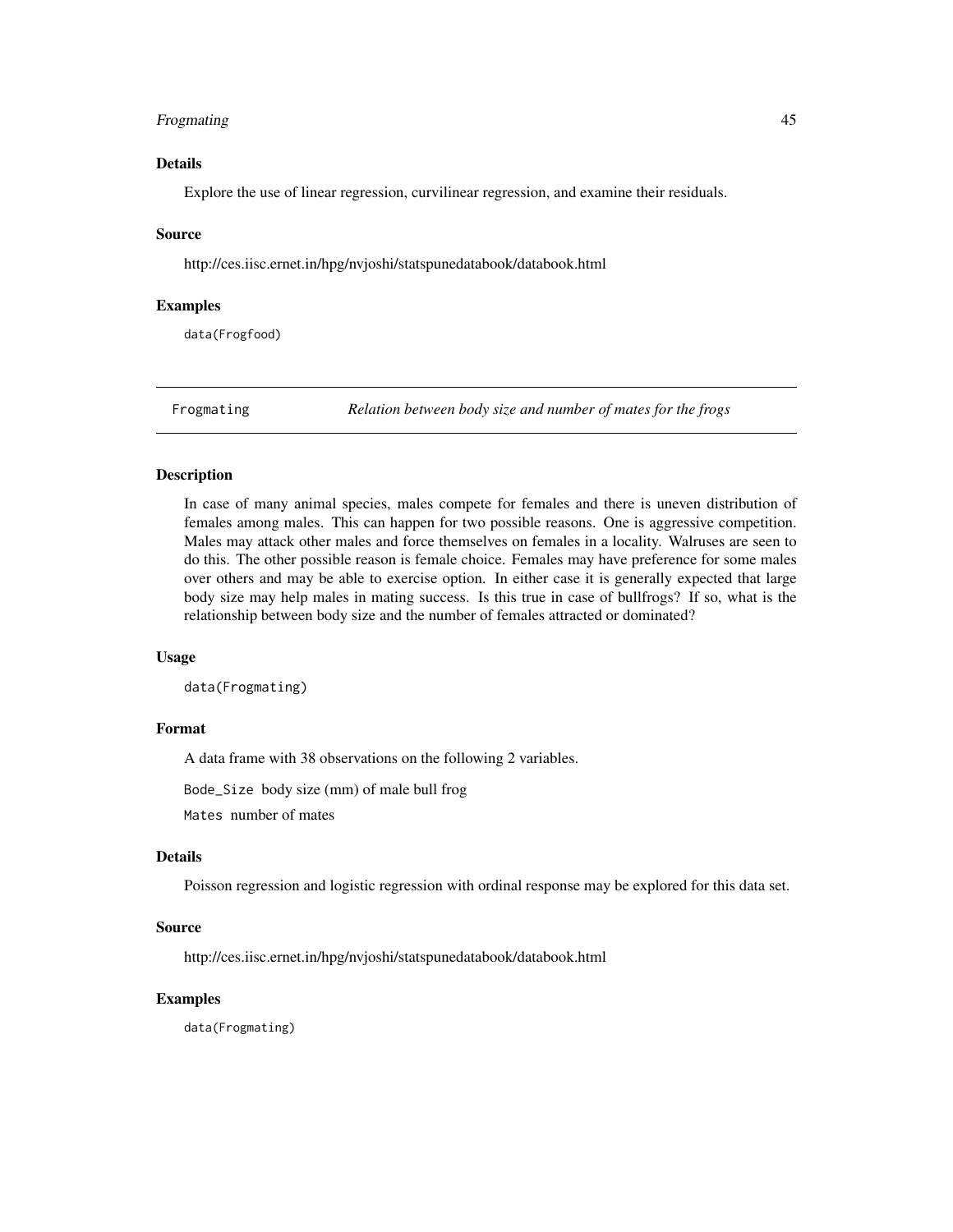### Details

Explore the use of linear regression, curvilinear regression, and examine their residuals.

### Source

http://ces.iisc.ernet.in/hpg/nvjoshi/statspunedatabook/databook.html

### Examples

```
data(Frogfood)
```

---

## Frogmating — *Relation between body size and number of mates for the frogs*

---

### Description

In case of many animal species, males compete for females and there is uneven distribution of females among males. This can happen for two possible reasons. One is aggressive competition. Males may attack other males and force themselves on females in a locality. Walruses are seen to do this. The other possible reason is female choice. Females may have preference for some males over others and may be able to exercise option. In either case it is generally expected that large body size may help males in mating success. Is this true in case of bullfrogs? If so, what is the relationship between body size and the number of females attracted or dominated?

### Usage

```
data(Frogmating)
```

### Format

A data frame with 38 observations on the following 2 variables.

`Bode_Size` body size (mm) of male bull frog

`Mates` number of mates

### Details

Poisson regression and logistic regression with ordinal response may be explored for this data set.

### Source

http://ces.iisc.ernet.in/hpg/nvjoshi/statspunedatabook/databook.html

### Examples

```
data(Frogmating)
```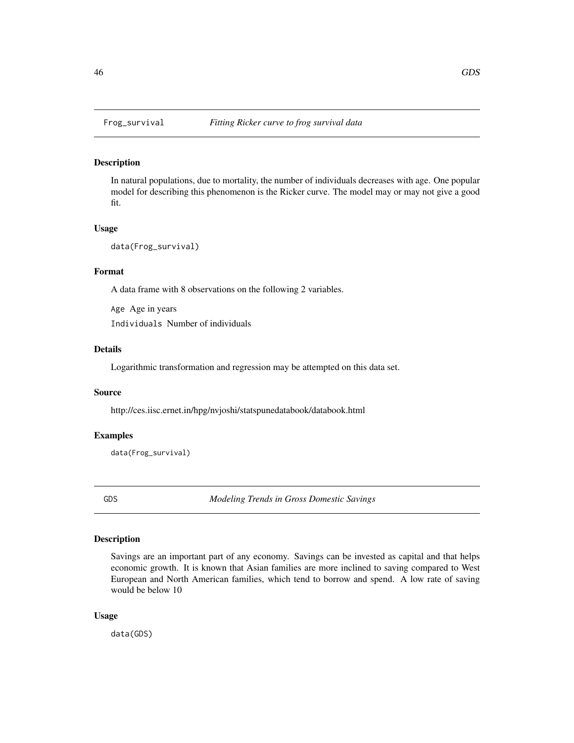## Frog_survival — *Fitting Ricker curve to frog survival data*

### Description

In natural populations, due to mortality, the number of individuals decreases with age. One popular model for describing this phenomenon is the Ricker curve. The model may or may not give a good fit.

### Usage

```
data(Frog_survival)
```

### Format

A data frame with 8 observations on the following 2 variables.

`Age` Age in years

`Individuals` Number of individuals

### Details

Logarithmic transformation and regression may be attempted on this data set.

### Source

http://ces.iisc.ernet.in/hpg/nvjoshi/statspunedatabook/databook.html

### Examples

```
data(Frog_survival)
```

## GDS — *Modeling Trends in Gross Domestic Savings*

### Description

Savings are an important part of any economy. Savings can be invested as capital and that helps economic growth. It is known that Asian families are more inclined to saving compared to West European and North American families, which tend to borrow and spend. A low rate of saving would be below 10

### Usage

```
data(GDS)
```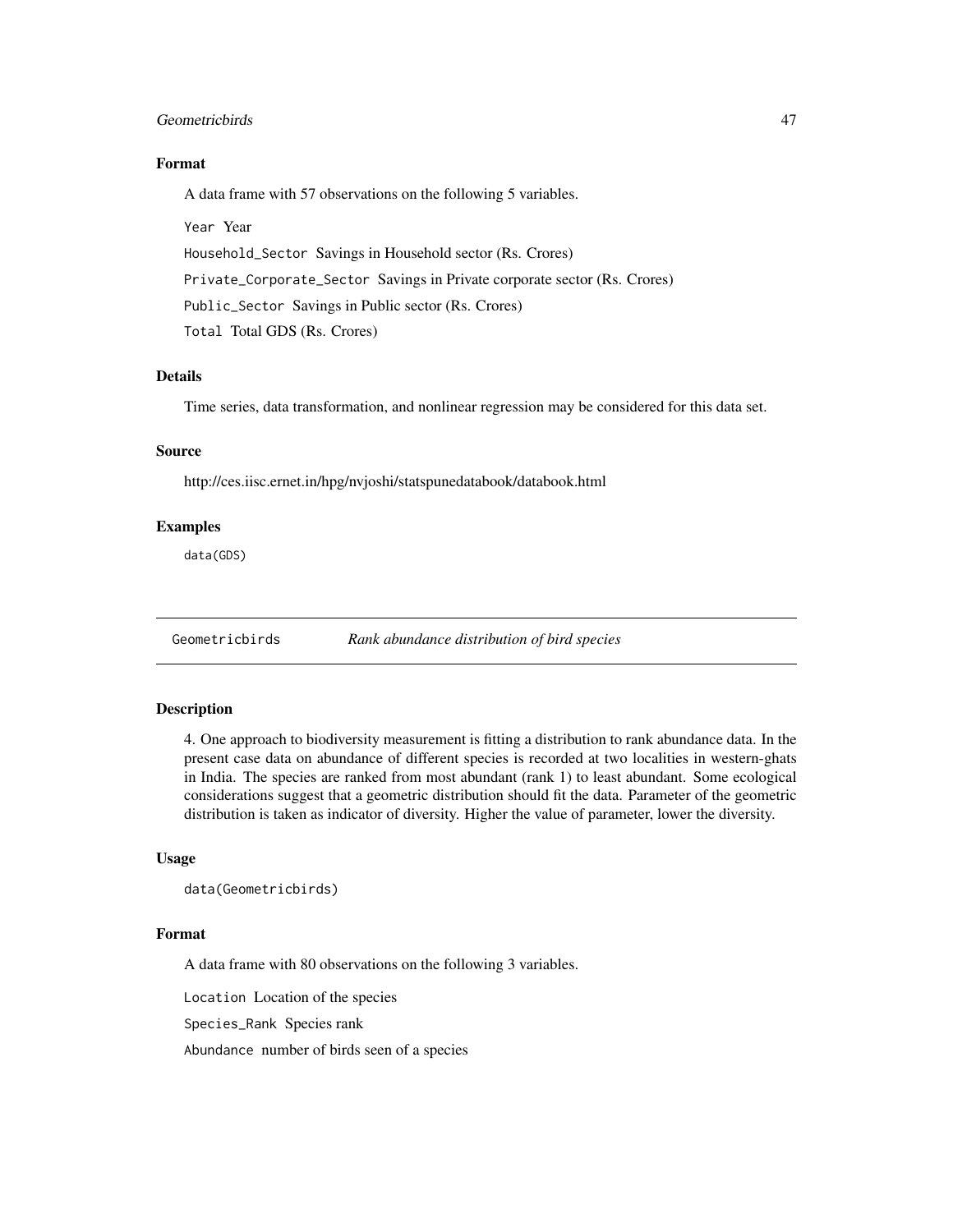### Format

A data frame with 57 observations on the following 5 variables.

Year Year

Household_Sector Savings in Household sector (Rs. Crores)

Private_Corporate_Sector Savings in Private corporate sector (Rs. Crores)

Public_Sector Savings in Public sector (Rs. Crores)

Total Total GDS (Rs. Crores)

### Details

Time series, data transformation, and nonlinear regression may be considered for this data set.

### Source

http://ces.iisc.ernet.in/hpg/nvjoshi/statspunedatabook/databook.html

### Examples

```
data(GDS)
```

---

## Geometricbirds — *Rank abundance distribution of bird species*

---

### Description

4. One approach to biodiversity measurement is fitting a distribution to rank abundance data. In the present case data on abundance of different species is recorded at two localities in western-ghats in India. The species are ranked from most abundant (rank 1) to least abundant. Some ecological considerations suggest that a geometric distribution should fit the data. Parameter of the geometric distribution is taken as indicator of diversity. Higher the value of parameter, lower the diversity.

### Usage

```
data(Geometricbirds)
```

### Format

A data frame with 80 observations on the following 3 variables.

Location Location of the species

Species_Rank Species rank

Abundance number of birds seen of a species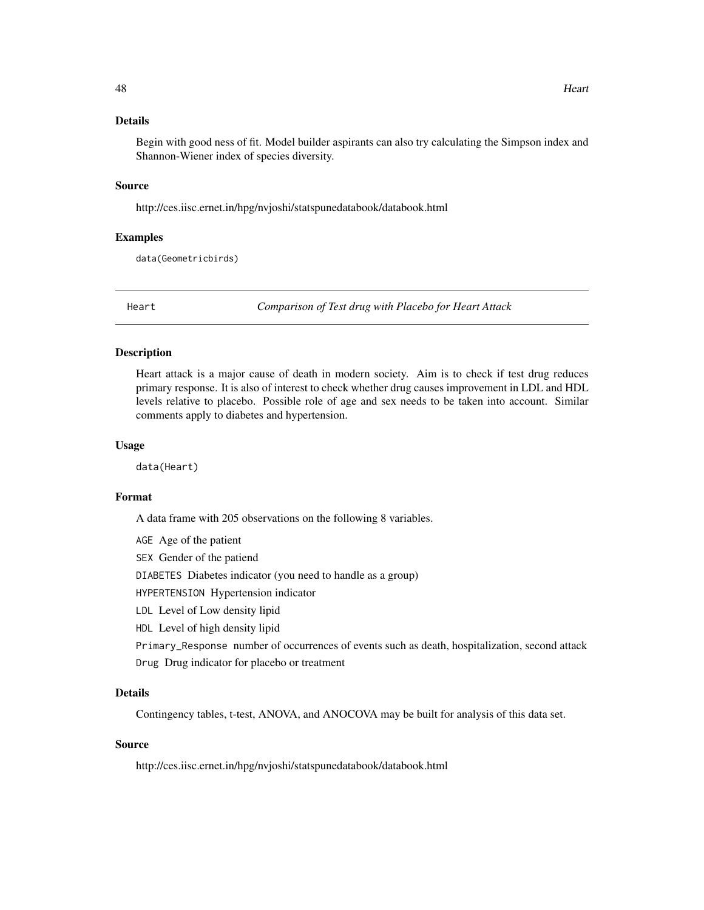### Details

Begin with good ness of fit. Model builder aspirants can also try calculating the Simpson index and Shannon-Wiener index of species diversity.

### Source

http://ces.iisc.ernet.in/hpg/nvjoshi/statspunedatabook/databook.html

### Examples

```
data(Geometricbirds)
```

---

## Heart — *Comparison of Test drug with Placebo for Heart Attack*

---

### Description

Heart attack is a major cause of death in modern society. Aim is to check if test drug reduces primary response. It is also of interest to check whether drug causes improvement in LDL and HDL levels relative to placebo. Possible role of age and sex needs to be taken into account. Similar comments apply to diabetes and hypertension.

### Usage

```
data(Heart)
```

### Format

A data frame with 205 observations on the following 8 variables.

- `AGE` Age of the patient
- `SEX` Gender of the patiend
- `DIABETES` Diabetes indicator (you need to handle as a group)
- `HYPERTENSION` Hypertension indicator
- `LDL` Level of Low density lipid
- `HDL` Level of high density lipid
- `Primary_Response` number of occurrences of events such as death, hospitalization, second attack
- `Drug` Drug indicator for placebo or treatment

### Details

Contingency tables, t-test, ANOVA, and ANOCOVA may be built for analysis of this data set.

### Source

http://ces.iisc.ernet.in/hpg/nvjoshi/statspunedatabook/databook.html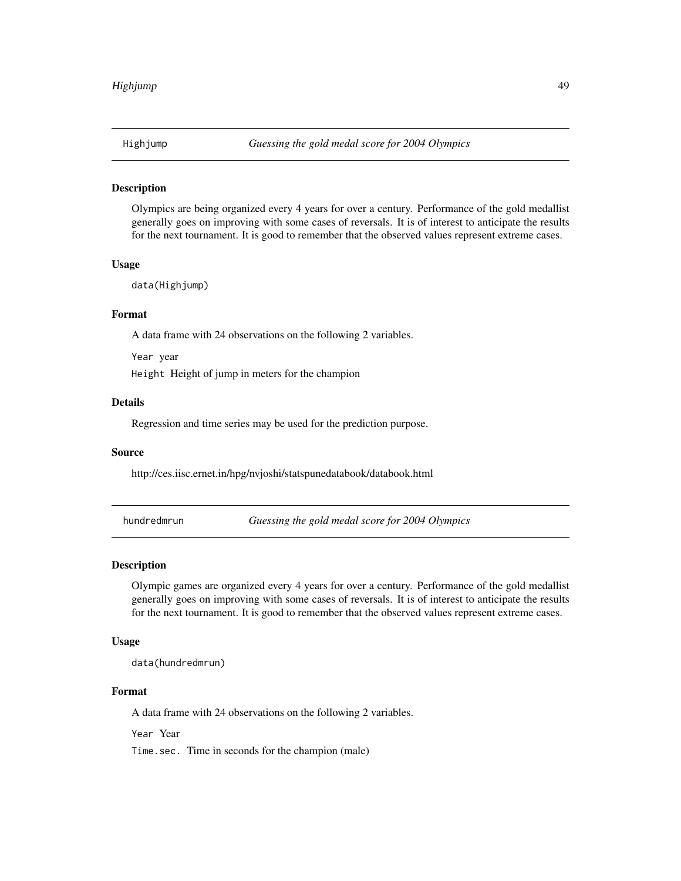## Highjump — *Guessing the gold medal score for 2004 Olympics*

### Description

Olympics are being organized every 4 years for over a century. Performance of the gold medallist generally goes on improving with some cases of reversals. It is of interest to anticipate the results for the next tournament. It is good to remember that the observed values represent extreme cases.

### Usage

```
data(Highjump)
```

### Format

A data frame with 24 observations on the following 2 variables.

`Year` year

`Height` Height of jump in meters for the champion

### Details

Regression and time series may be used for the prediction purpose.

### Source

http://ces.iisc.ernet.in/hpg/nvjoshi/statspunedatabook/databook.html

## hundredmrun — *Guessing the gold medal score for 2004 Olympics*

### Description

Olympic games are organized every 4 years for over a century. Performance of the gold medallist generally goes on improving with some cases of reversals. It is of interest to anticipate the results for the next tournament. It is good to remember that the observed values represent extreme cases.

### Usage

```
data(hundredmrun)
```

### Format

A data frame with 24 observations on the following 2 variables.

`Year` Year

`Time.sec.` Time in seconds for the champion (male)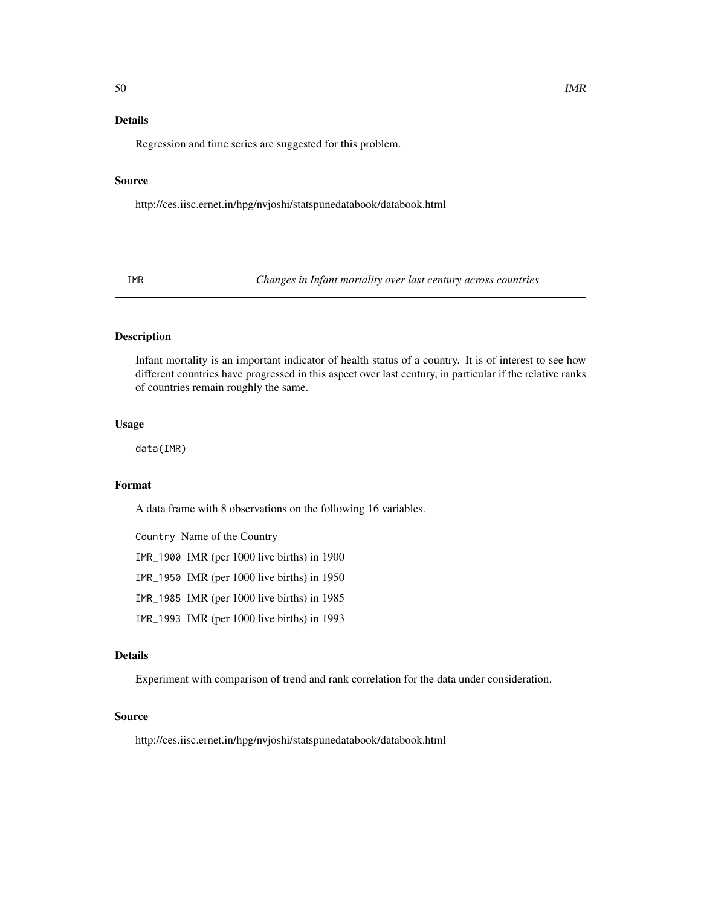### Details

Regression and time series are suggested for this problem.

### Source

http://ces.iisc.ernet.in/hpg/nvjoshi/statspunedatabook/databook.html

---

## IMR — *Changes in Infant mortality over last century across countries*

---

### Description

Infant mortality is an important indicator of health status of a country. It is of interest to see how different countries have progressed in this aspect over last century, in particular if the relative ranks of countries remain roughly the same.

### Usage

```
data(IMR)
```

### Format

A data frame with 8 observations on the following 16 variables.

`Country` Name of the Country

`IMR_1900` IMR (per 1000 live births) in 1900

`IMR_1950` IMR (per 1000 live births) in 1950

`IMR_1985` IMR (per 1000 live births) in 1985

`IMR_1993` IMR (per 1000 live births) in 1993

### Details

Experiment with comparison of trend and rank correlation for the data under consideration.

### Source

http://ces.iisc.ernet.in/hpg/nvjoshi/statspunedatabook/databook.html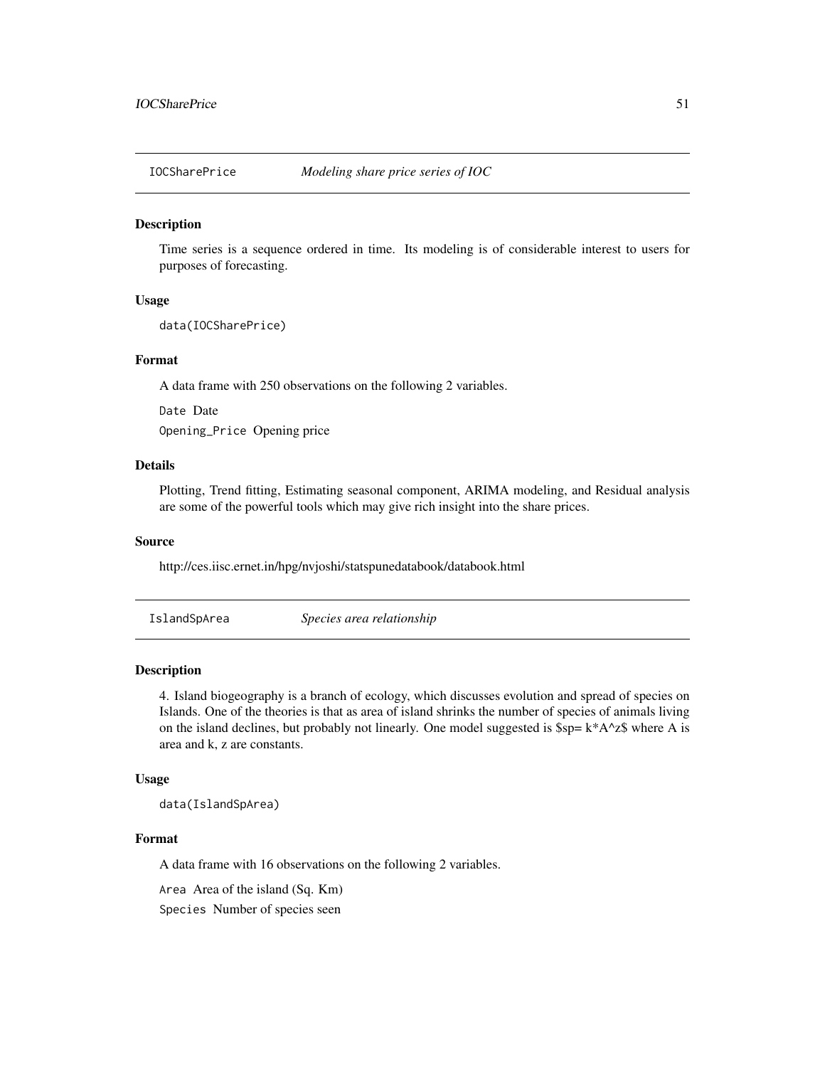## IOCSharePrice *Modeling share price series of IOC*

### Description

Time series is a sequence ordered in time. Its modeling is of considerable interest to users for purposes of forecasting.

### Usage

```
data(IOCSharePrice)
```

### Format

A data frame with 250 observations on the following 2 variables.

`Date` Date

`Opening_Price` Opening price

### Details

Plotting, Trend fitting, Estimating seasonal component, ARIMA modeling, and Residual analysis are some of the powerful tools which may give rich insight into the share prices.

### Source

http://ces.iisc.ernet.in/hpg/nvjoshi/statspunedatabook/databook.html

## IslandSpArea *Species area relationship*

### Description

4. Island biogeography is a branch of ecology, which discusses evolution and spread of species on Islands. One of the theories is that as area of island shrinks the number of species of animals living on the island declines, but probably not linearly. One model suggested is $sp= k*A^z$ where A is area and k, z are constants.

### Usage

```
data(IslandSpArea)
```

### Format

A data frame with 16 observations on the following 2 variables.

`Area` Area of the island (Sq. Km)

`Species` Number of species seen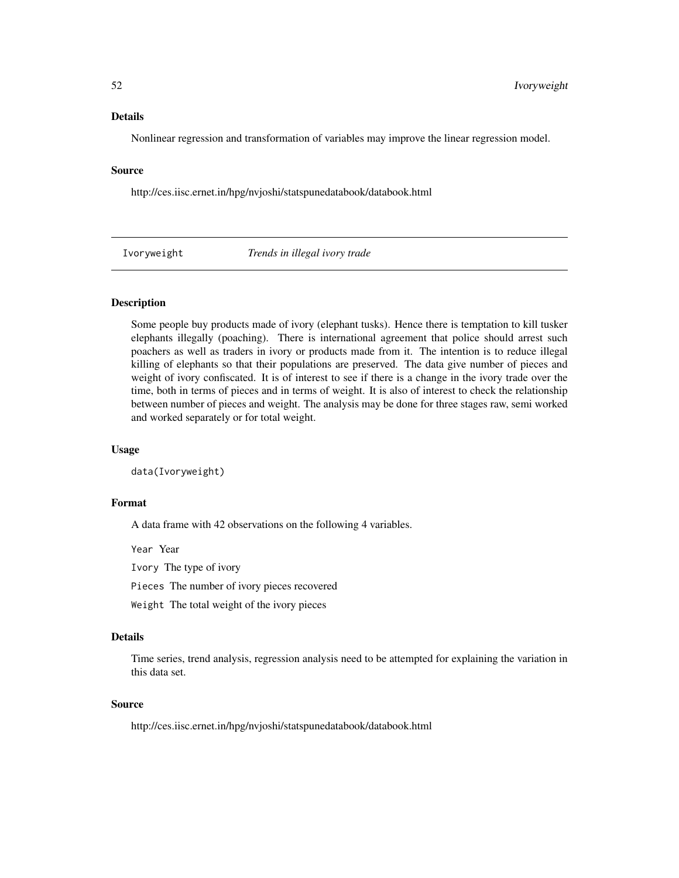### Details

Nonlinear regression and transformation of variables may improve the linear regression model.

### Source

http://ces.iisc.ernet.in/hpg/nvjoshi/statspunedatabook/databook.html

---

## Ivoryweight *Trends in illegal ivory trade*

---

### Description

Some people buy products made of ivory (elephant tusks). Hence there is temptation to kill tusker elephants illegally (poaching). There is international agreement that police should arrest such poachers as well as traders in ivory or products made from it. The intention is to reduce illegal killing of elephants so that their populations are preserved. The data give number of pieces and weight of ivory confiscated. It is of interest to see if there is a change in the ivory trade over the time, both in terms of pieces and in terms of weight. It is also of interest to check the relationship between number of pieces and weight. The analysis may be done for three stages raw, semi worked and worked separately or for total weight.

### Usage

```
data(Ivoryweight)
```

### Format

A data frame with 42 observations on the following 4 variables.

`Year` Year

`Ivory` The type of ivory

`Pieces` The number of ivory pieces recovered

`Weight` The total weight of the ivory pieces

### Details

Time series, trend analysis, regression analysis need to be attempted for explaining the variation in this data set.

### Source

http://ces.iisc.ernet.in/hpg/nvjoshi/statspunedatabook/databook.html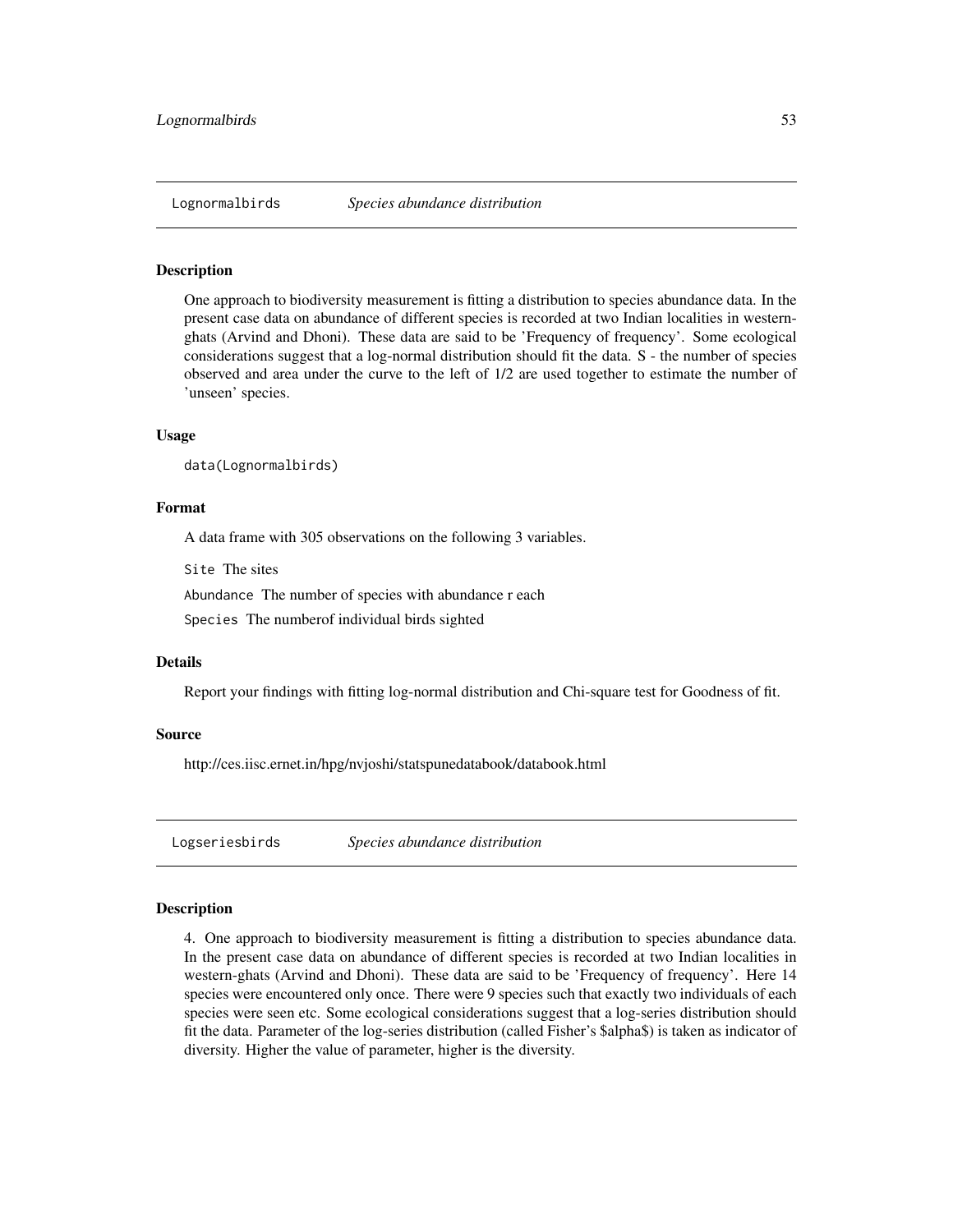## Lognormalbirds *Species abundance distribution*

### Description

One approach to biodiversity measurement is fitting a distribution to species abundance data. In the present case data on abundance of different species is recorded at two Indian localities in western-ghats (Arvind and Dhoni). These data are said to be 'Frequency of frequency'. Some ecological considerations suggest that a log-normal distribution should fit the data. S - the number of species observed and area under the curve to the left of 1/2 are used together to estimate the number of 'unseen' species.

### Usage

```
data(Lognormalbirds)
```

### Format

A data frame with 305 observations on the following 3 variables.

`Site` The sites

`Abundance` The number of species with abundance r each

`Species` The numberof individual birds sighted

### Details

Report your findings with fitting log-normal distribution and Chi-square test for Goodness of fit.

### Source

http://ces.iisc.ernet.in/hpg/nvjoshi/statspunedatabook/databook.html

## Logseriesbirds *Species abundance distribution*

### Description

4. One approach to biodiversity measurement is fitting a distribution to species abundance data. In the present case data on abundance of different species is recorded at two Indian localities in western-ghats (Arvind and Dhoni). These data are said to be 'Frequency of frequency'. Here 14 species were encountered only once. There were 9 species such that exactly two individuals of each species were seen etc. Some ecological considerations suggest that a log-series distribution should fit the data. Parameter of the log-series distribution (called Fisher's $alpha$) is taken as indicator of diversity. Higher the value of parameter, higher is the diversity.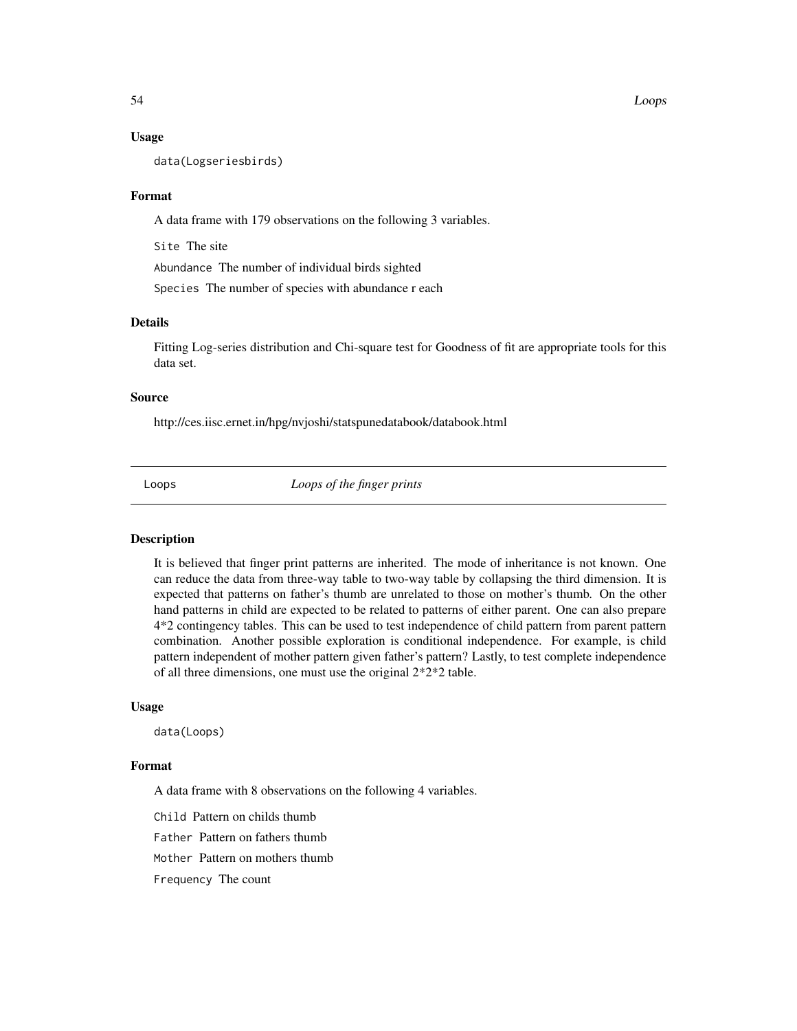### Usage

```
data(Logseriesbirds)
```

### Format

A data frame with 179 observations on the following 3 variables.

`Site` The site

`Abundance` The number of individual birds sighted

`Species` The number of species with abundance r each

### Details

Fitting Log-series distribution and Chi-square test for Goodness of fit are appropriate tools for this data set.

### Source

http://ces.iisc.ernet.in/hpg/nvjoshi/statspunedatabook/databook.html

---

## Loops *Loops of the finger prints*

---

### Description

It is believed that finger print patterns are inherited. The mode of inheritance is not known. One can reduce the data from three-way table to two-way table by collapsing the third dimension. It is expected that patterns on father's thumb are unrelated to those on mother's thumb. On the other hand patterns in child are expected to be related to patterns of either parent. One can also prepare 4*2 contingency tables. This can be used to test independence of child pattern from parent pattern combination. Another possible exploration is conditional independence. For example, is child pattern independent of mother pattern given father's pattern? Lastly, to test complete independence of all three dimensions, one must use the original 2*2*2 table.

### Usage

```
data(Loops)
```

### Format

A data frame with 8 observations on the following 4 variables.

`Child` Pattern on childs thumb

`Father` Pattern on fathers thumb

`Mother` Pattern on mothers thumb

`Frequency` The count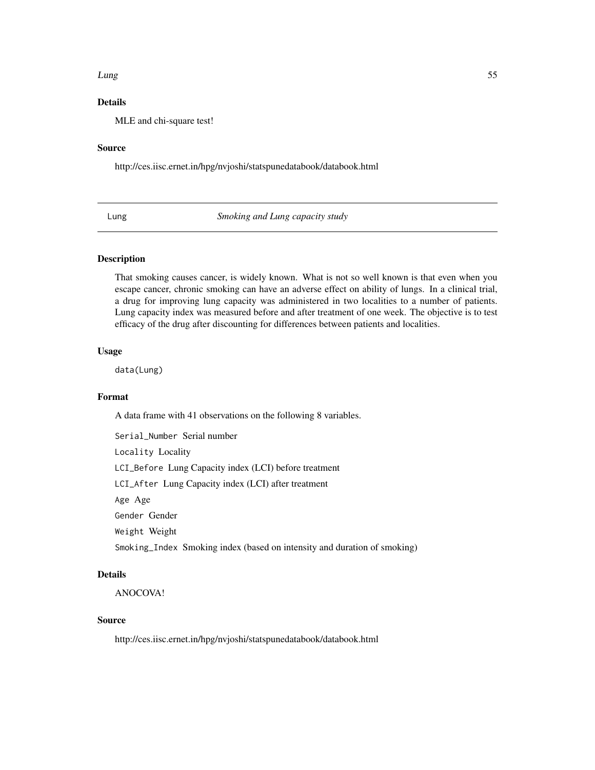### Details

MLE and chi-square test!

### Source

http://ces.iisc.ernet.in/hpg/nvjoshi/statspunedatabook/databook.html

---

## Lung *Smoking and Lung capacity study*

---

### Description

That smoking causes cancer, is widely known. What is not so well known is that even when you escape cancer, chronic smoking can have an adverse effect on ability of lungs. In a clinical trial, a drug for improving lung capacity was administered in two localities to a number of patients. Lung capacity index was measured before and after treatment of one week. The objective is to test efficacy of the drug after discounting for differences between patients and localities.

### Usage

```
data(Lung)
```

### Format

A data frame with 41 observations on the following 8 variables.

`Serial_Number` Serial number

`Locality` Locality

`LCI_Before` Lung Capacity index (LCI) before treatment

`LCI_After` Lung Capacity index (LCI) after treatment

`Age` Age

`Gender` Gender

`Weight` Weight

`Smoking_Index` Smoking index (based on intensity and duration of smoking)

### Details

ANOCOVA!

### Source

http://ces.iisc.ernet.in/hpg/nvjoshi/statspunedatabook/databook.html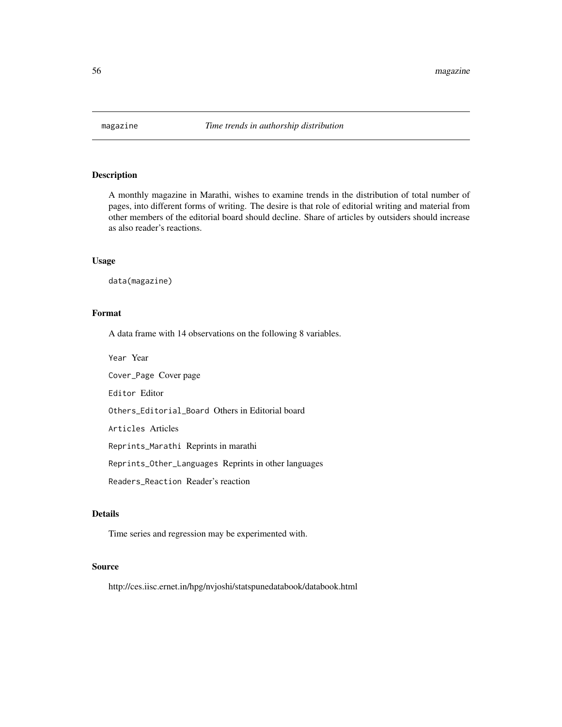## magazine — *Time trends in authorship distribution*

### Description

A monthly magazine in Marathi, wishes to examine trends in the distribution of total number of pages, into different forms of writing. The desire is that role of editorial writing and material from other members of the editorial board should decline. Share of articles by outsiders should increase as also reader's reactions.

### Usage

```
data(magazine)
```

### Format

A data frame with 14 observations on the following 8 variables.

`Year` Year

`Cover_Page` Cover page

`Editor` Editor

`Others_Editorial_Board` Others in Editorial board

`Articles` Articles

`Reprints_Marathi` Reprints in marathi

`Reprints_Other_Languages` Reprints in other languages

`Readers_Reaction` Reader's reaction

### Details

Time series and regression may be experimented with.

### Source

http://ces.iisc.ernet.in/hpg/nvjoshi/statspunedatabook/databook.html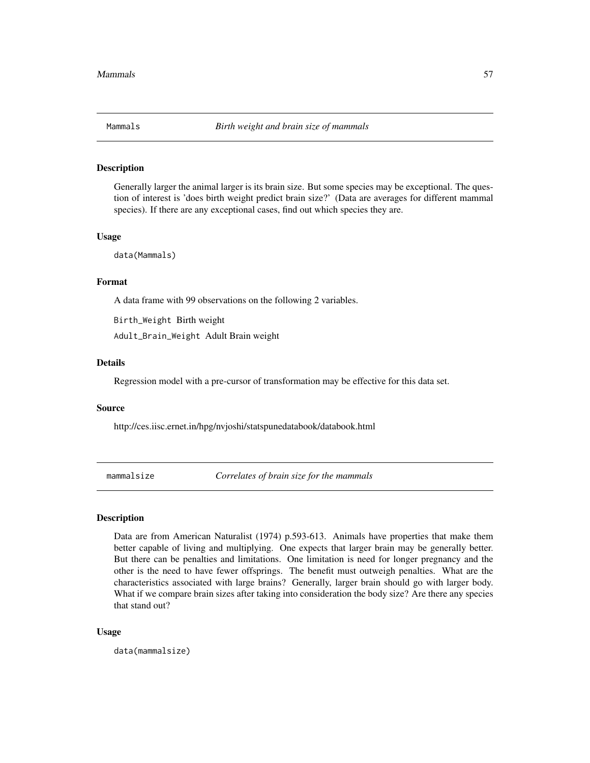## Mammals — *Birth weight and brain size of mammals*

### Description

Generally larger the animal larger is its brain size. But some species may be exceptional. The question of interest is 'does birth weight predict brain size?' (Data are averages for different mammal species). If there are any exceptional cases, find out which species they are.

### Usage

```
data(Mammals)
```

### Format

A data frame with 99 observations on the following 2 variables.

`Birth_Weight` Birth weight

`Adult_Brain_Weight` Adult Brain weight

### Details

Regression model with a pre-cursor of transformation may be effective for this data set.

### Source

http://ces.iisc.ernet.in/hpg/nvjoshi/statspunedatabook/databook.html

## mammalsize — *Correlates of brain size for the mammals*

### Description

Data are from American Naturalist (1974) p.593-613. Animals have properties that make them better capable of living and multiplying. One expects that larger brain may be generally better. But there can be penalties and limitations. One limitation is need for longer pregnancy and the other is the need to have fewer offsprings. The benefit must outweigh penalties. What are the characteristics associated with large brains? Generally, larger brain should go with larger body. What if we compare brain sizes after taking into consideration the body size? Are there any species that stand out?

### Usage

```
data(mammalsize)
```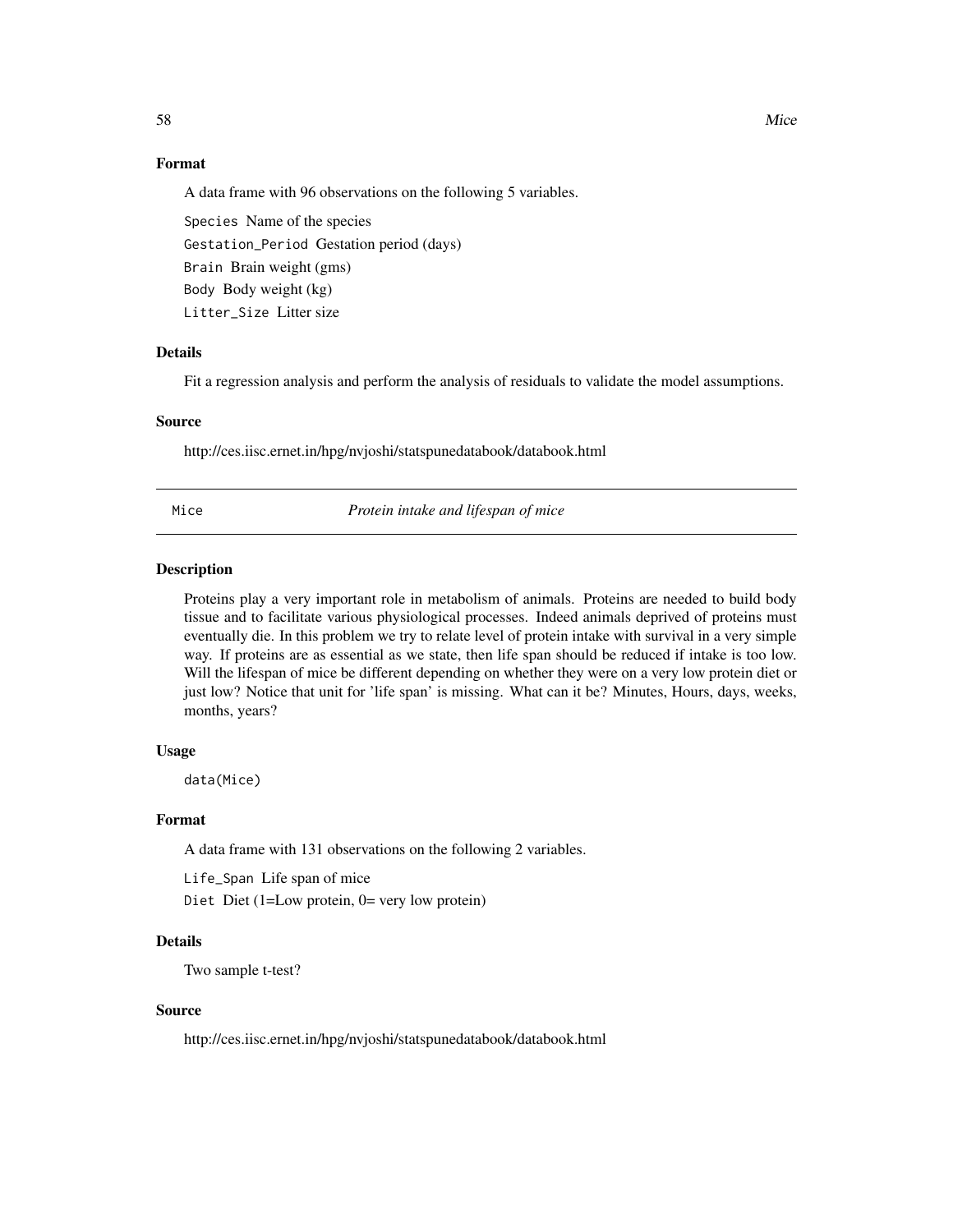### Format

A data frame with 96 observations on the following 5 variables.

`Species` Name of the species

`Gestation_Period` Gestation period (days)

`Brain` Brain weight (gms)

`Body` Body weight (kg)

`Litter_Size` Litter size

### Details

Fit a regression analysis and perform the analysis of residuals to validate the model assumptions.

### Source

http://ces.iisc.ernet.in/hpg/nvjoshi/statspunedatabook/databook.html

---

## Mice — *Protein intake and lifespan of mice*

---

### Description

Proteins play a very important role in metabolism of animals. Proteins are needed to build body tissue and to facilitate various physiological processes. Indeed animals deprived of proteins must eventually die. In this problem we try to relate level of protein intake with survival in a very simple way. If proteins are as essential as we state, then life span should be reduced if intake is too low. Will the lifespan of mice be different depending on whether they were on a very low protein diet or just low? Notice that unit for 'life span' is missing. What can it be? Minutes, Hours, days, weeks, months, years?

### Usage

```
data(Mice)
```

### Format

A data frame with 131 observations on the following 2 variables.

`Life_Span` Life span of mice

`Diet` Diet (1=Low protein, 0= very low protein)

### Details

Two sample t-test?

### Source

http://ces.iisc.ernet.in/hpg/nvjoshi/statspunedatabook/databook.html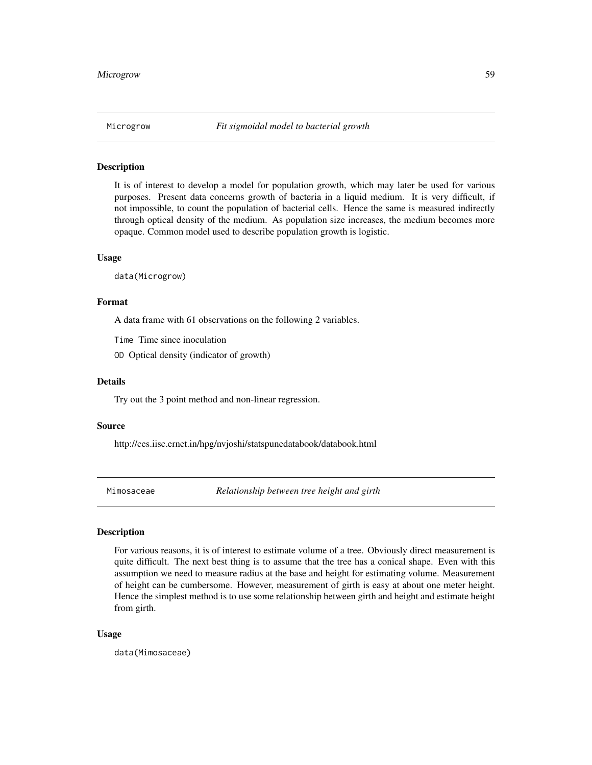## Microgrow — *Fit sigmoidal model to bacterial growth*

### Description

It is of interest to develop a model for population growth, which may later be used for various purposes. Present data concerns growth of bacteria in a liquid medium. It is very difficult, if not impossible, to count the population of bacterial cells. Hence the same is measured indirectly through optical density of the medium. As population size increases, the medium becomes more opaque. Common model used to describe population growth is logistic.

### Usage

```
data(Microgrow)
```

### Format

A data frame with 61 observations on the following 2 variables.

- `Time` Time since inoculation
- `OD` Optical density (indicator of growth)

### Details

Try out the 3 point method and non-linear regression.

### Source

http://ces.iisc.ernet.in/hpg/nvjoshi/statspunedatabook/databook.html

## Mimosaceae — *Relationship between tree height and girth*

### Description

For various reasons, it is of interest to estimate volume of a tree. Obviously direct measurement is quite difficult. The next best thing is to assume that the tree has a conical shape. Even with this assumption we need to measure radius at the base and height for estimating volume. Measurement of height can be cumbersome. However, measurement of girth is easy at about one meter height. Hence the simplest method is to use some relationship between girth and height and estimate height from girth.

### Usage

```
data(Mimosaceae)
```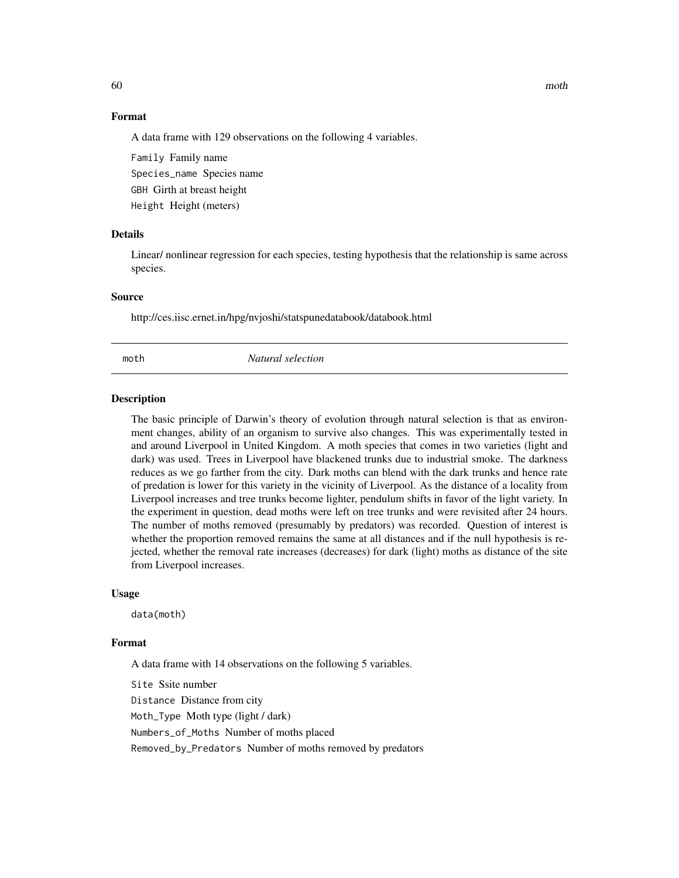### Format

A data frame with 129 observations on the following 4 variables.

`Family` Family name

`Species_name` Species name

`GBH` Girth at breast height

`Height` Height (meters)

### Details

Linear/ nonlinear regression for each species, testing hypothesis that the relationship is same across species.

### Source

http://ces.iisc.ernet.in/hpg/nvjoshi/statspunedatabook/databook.html

---

## moth *Natural selection*

---

### Description

The basic principle of Darwin's theory of evolution through natural selection is that as environment changes, ability of an organism to survive also changes. This was experimentally tested in and around Liverpool in United Kingdom. A moth species that comes in two varieties (light and dark) was used. Trees in Liverpool have blackened trunks due to industrial smoke. The darkness reduces as we go farther from the city. Dark moths can blend with the dark trunks and hence rate of predation is lower for this variety in the vicinity of Liverpool. As the distance of a locality from Liverpool increases and tree trunks become lighter, pendulum shifts in favor of the light variety. In the experiment in question, dead moths were left on tree trunks and were revisited after 24 hours. The number of moths removed (presumably by predators) was recorded. Question of interest is whether the proportion removed remains the same at all distances and if the null hypothesis is rejected, whether the removal rate increases (decreases) for dark (light) moths as distance of the site from Liverpool increases.

### Usage

```
data(moth)
```

### Format

A data frame with 14 observations on the following 5 variables.

`Site` Ssite number

`Distance` Distance from city

`Moth_Type` Moth type (light / dark)

`Numbers_of_Moths` Number of moths placed

`Removed_by_Predators` Number of moths removed by predators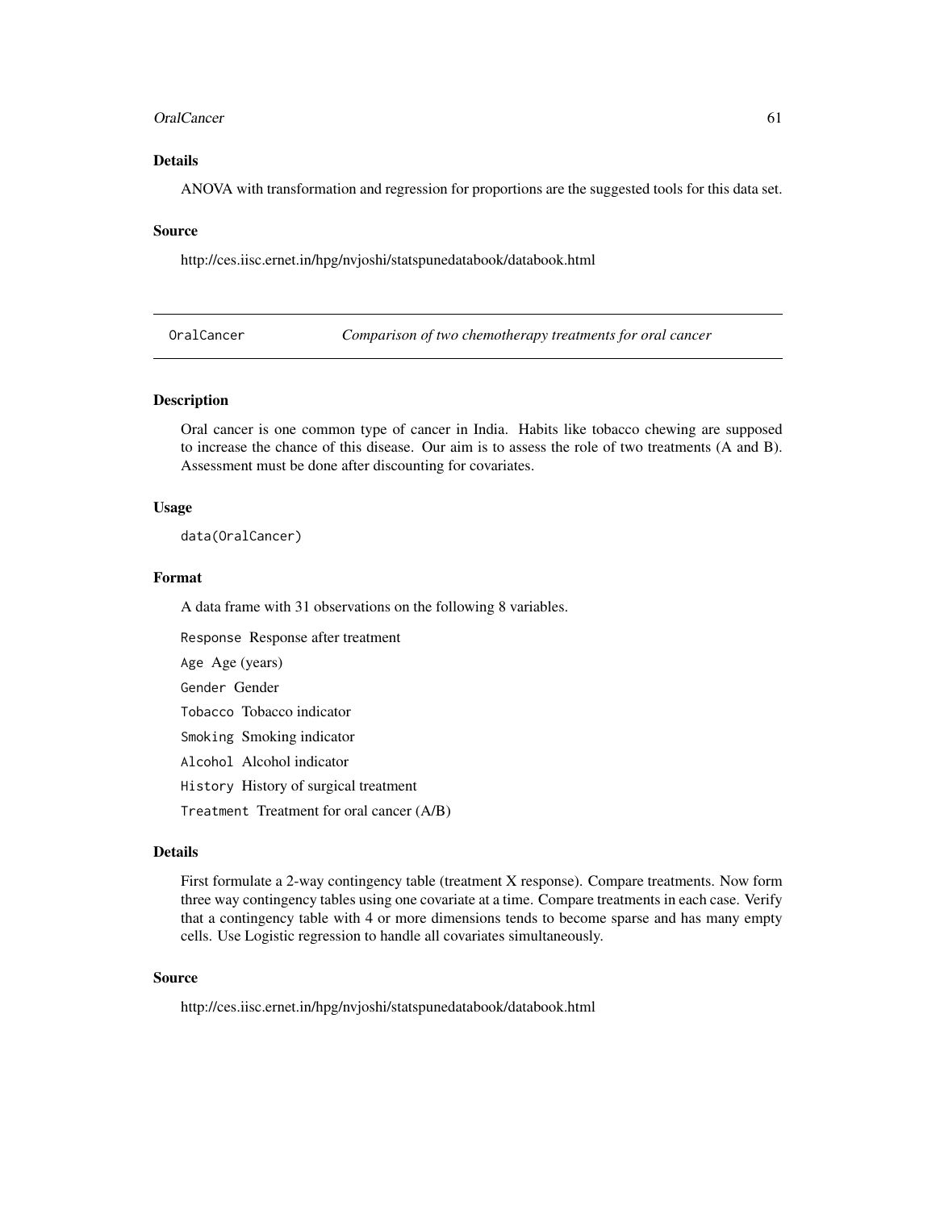### Details

ANOVA with transformation and regression for proportions are the suggested tools for this data set.

### Source

http://ces.iisc.ernet.in/hpg/nvjoshi/statspunedatabook/databook.html

---

## OralCancer — *Comparison of two chemotherapy treatments for oral cancer*

---

### Description

Oral cancer is one common type of cancer in India. Habits like tobacco chewing are supposed to increase the chance of this disease. Our aim is to assess the role of two treatments (A and B). Assessment must be done after discounting for covariates.

### Usage

```
data(OralCancer)
```

### Format

A data frame with 31 observations on the following 8 variables.

- `Response` Response after treatment
- `Age` Age (years)
- `Gender` Gender
- `Tobacco` Tobacco indicator
- `Smoking` Smoking indicator
- `Alcohol` Alcohol indicator
- `History` History of surgical treatment
- `Treatment` Treatment for oral cancer (A/B)

### Details

First formulate a 2-way contingency table (treatment X response). Compare treatments. Now form three way contingency tables using one covariate at a time. Compare treatments in each case. Verify that a contingency table with 4 or more dimensions tends to become sparse and has many empty cells. Use Logistic regression to handle all covariates simultaneously.

### Source

http://ces.iisc.ernet.in/hpg/nvjoshi/statspunedatabook/databook.html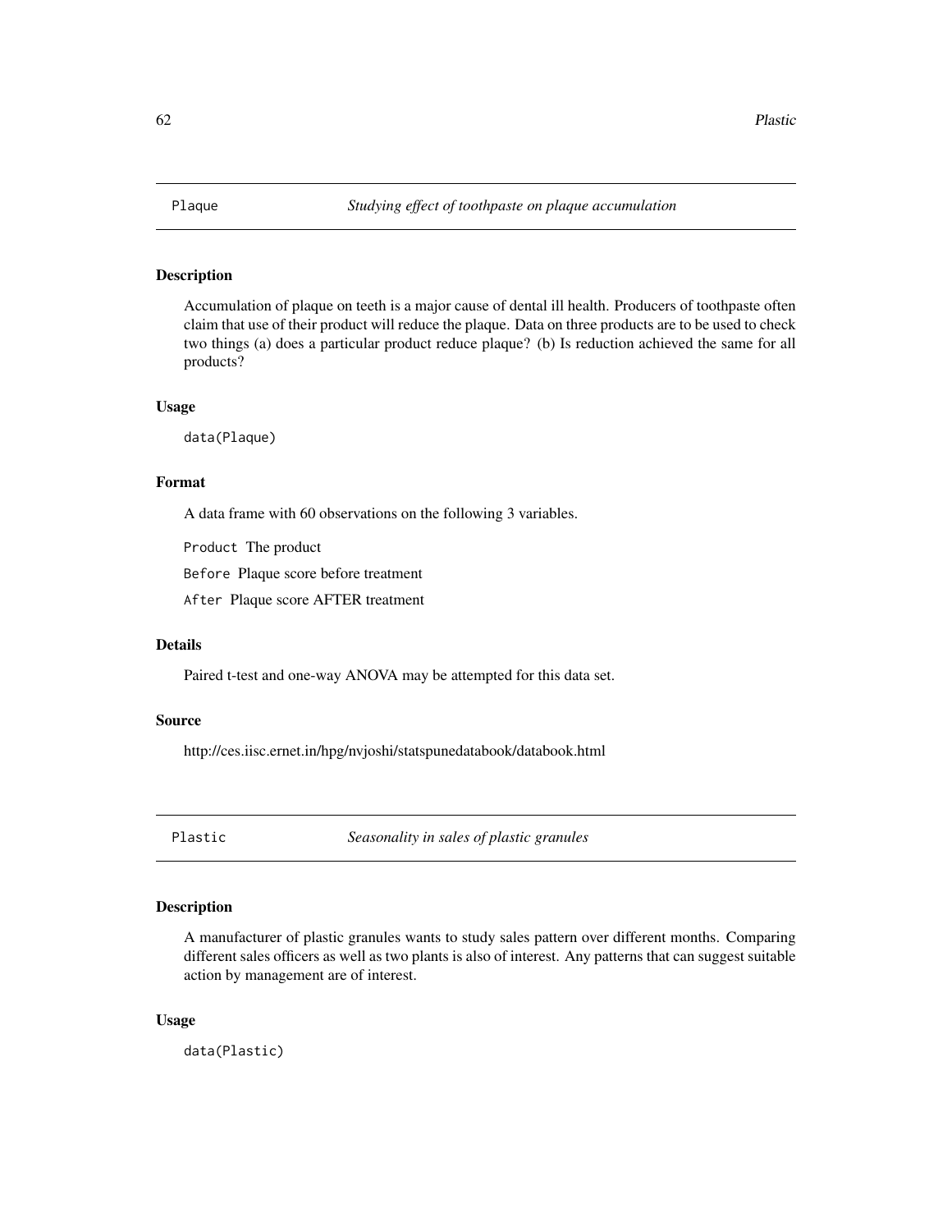## Plaque — *Studying effect of toothpaste on plaque accumulation*

### Description

Accumulation of plaque on teeth is a major cause of dental ill health. Producers of toothpaste often claim that use of their product will reduce the plaque. Data on three products are to be used to check two things (a) does a particular product reduce plaque? (b) Is reduction achieved the same for all products?

### Usage

```
data(Plaque)
```

### Format

A data frame with 60 observations on the following 3 variables.

`Product` The product

`Before` Plaque score before treatment

`After` Plaque score AFTER treatment

### Details

Paired t-test and one-way ANOVA may be attempted for this data set.

### Source

http://ces.iisc.ernet.in/hpg/nvjoshi/statspunedatabook/databook.html

## Plastic — *Seasonality in sales of plastic granules*

### Description

A manufacturer of plastic granules wants to study sales pattern over different months. Comparing different sales officers as well as two plants is also of interest. Any patterns that can suggest suitable action by management are of interest.

### Usage

```
data(Plastic)
```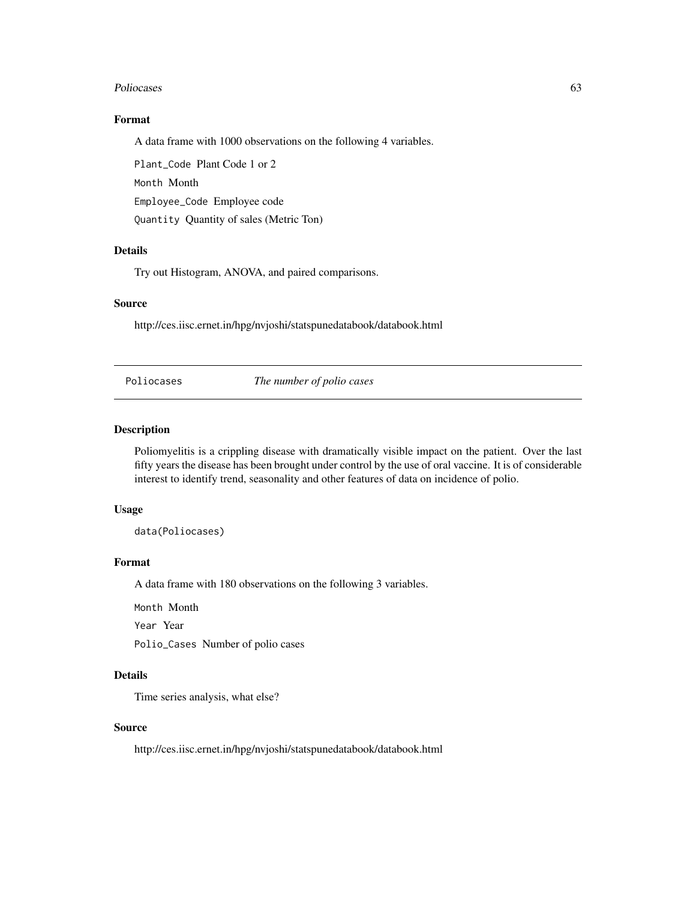### Format

A data frame with 1000 observations on the following 4 variables.

`Plant_Code` Plant Code 1 or 2

`Month` Month

`Employee_Code` Employee code

`Quantity` Quantity of sales (Metric Ton)

### Details

Try out Histogram, ANOVA, and paired comparisons.

### Source

http://ces.iisc.ernet.in/hpg/nvjoshi/statspunedatabook/databook.html

---

## `Poliocases` *The number of polio cases*

---

### Description

Poliomyelitis is a crippling disease with dramatically visible impact on the patient. Over the last fifty years the disease has been brought under control by the use of oral vaccine. It is of considerable interest to identify trend, seasonality and other features of data on incidence of polio.

### Usage

```
data(Poliocases)
```

### Format

A data frame with 180 observations on the following 3 variables.

`Month` Month

`Year` Year

`Polio_Cases` Number of polio cases

### Details

Time series analysis, what else?

### Source

http://ces.iisc.ernet.in/hpg/nvjoshi/statspunedatabook/databook.html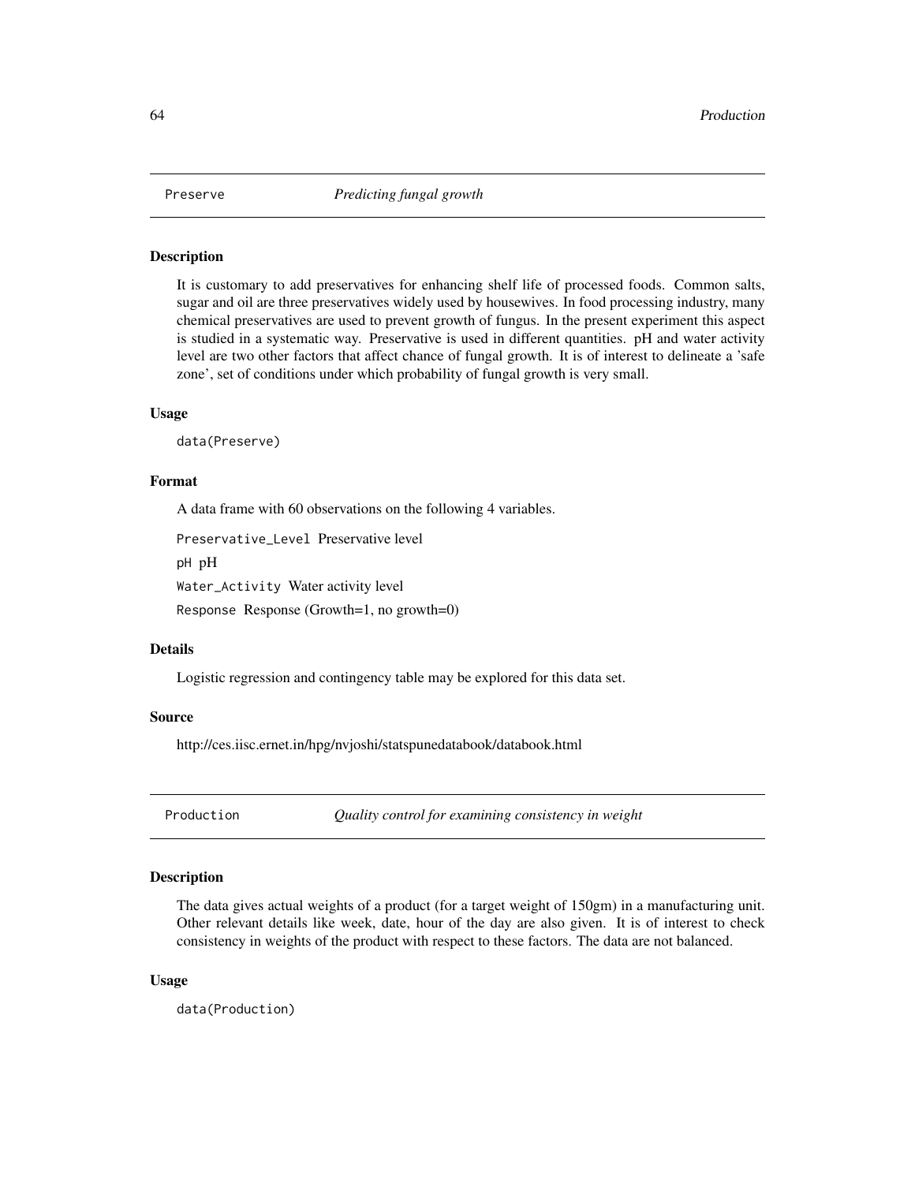## Preserve — *Predicting fungal growth*

### Description

It is customary to add preservatives for enhancing shelf life of processed foods. Common salts, sugar and oil are three preservatives widely used by housewives. In food processing industry, many chemical preservatives are used to prevent growth of fungus. In the present experiment this aspect is studied in a systematic way. Preservative is used in different quantities. pH and water activity level are two other factors that affect chance of fungal growth. It is of interest to delineate a 'safe zone', set of conditions under which probability of fungal growth is very small.

### Usage

```
data(Preserve)
```

### Format

A data frame with 60 observations on the following 4 variables.

`Preservative_Level` Preservative level

`pH` pH

`Water_Activity` Water activity level

`Response` Response (Growth=1, no growth=0)

### Details

Logistic regression and contingency table may be explored for this data set.

### Source

http://ces.iisc.ernet.in/hpg/nvjoshi/statspunedatabook/databook.html

## Production — *Quality control for examining consistency in weight*

### Description

The data gives actual weights of a product (for a target weight of 150gm) in a manufacturing unit. Other relevant details like week, date, hour of the day are also given. It is of interest to check consistency in weights of the product with respect to these factors. The data are not balanced.

### Usage

```
data(Production)
```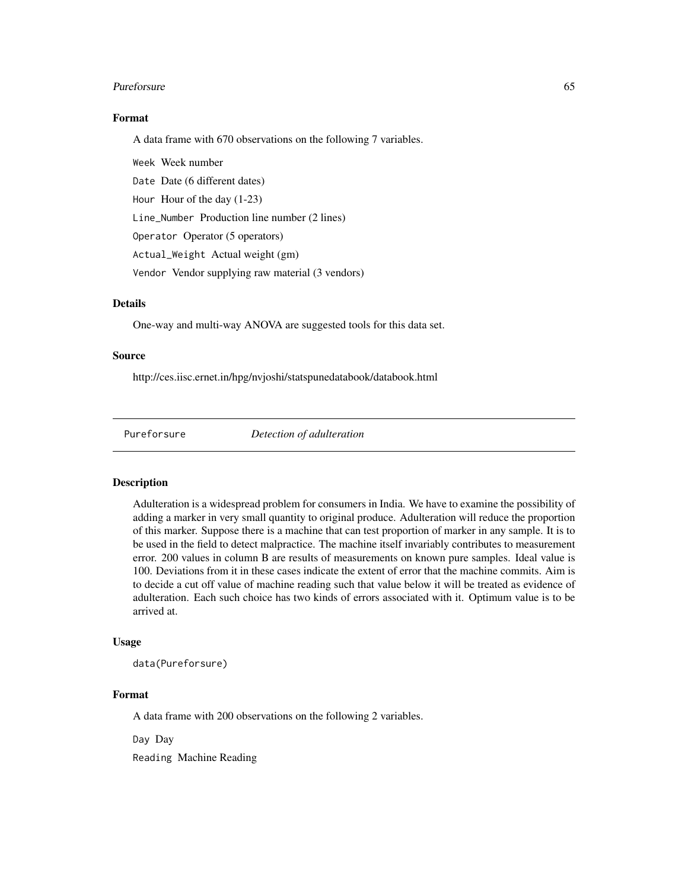### Format

A data frame with 670 observations on the following 7 variables.

`Week` Week number

`Date` Date (6 different dates)

`Hour` Hour of the day (1-23)

`Line_Number` Production line number (2 lines)

`Operator` Operator (5 operators)

`Actual_Weight` Actual weight (gm)

`Vendor` Vendor supplying raw material (3 vendors)

### Details

One-way and multi-way ANOVA are suggested tools for this data set.

### Source

http://ces.iisc.ernet.in/hpg/nvjoshi/statspunedatabook/databook.html

---

## Pureforsure *Detection of adulteration*

---

### Description

Adulteration is a widespread problem for consumers in India. We have to examine the possibility of adding a marker in very small quantity to original produce. Adulteration will reduce the proportion of this marker. Suppose there is a machine that can test proportion of marker in any sample. It is to be used in the field to detect malpractice. The machine itself invariably contributes to measurement error. 200 values in column B are results of measurements on known pure samples. Ideal value is 100. Deviations from it in these cases indicate the extent of error that the machine commits. Aim is to decide a cut off value of machine reading such that value below it will be treated as evidence of adulteration. Each such choice has two kinds of errors associated with it. Optimum value is to be arrived at.

### Usage

```
data(Pureforsure)
```

### Format

A data frame with 200 observations on the following 2 variables.

`Day` Day

`Reading` Machine Reading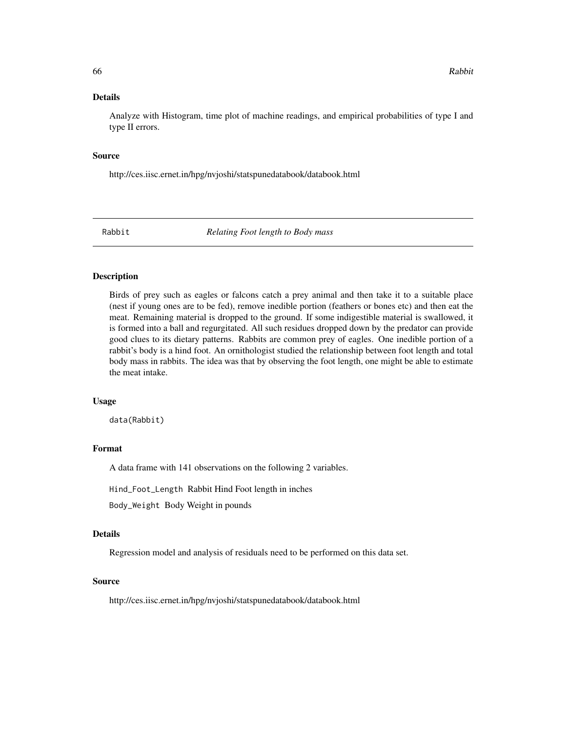### Details

Analyze with Histogram, time plot of machine readings, and empirical probabilities of type I and type II errors.

### Source

http://ces.iisc.ernet.in/hpg/nvjoshi/statspunedatabook/databook.html

---

## Rabbit *Relating Foot length to Body mass*

---

### Description

Birds of prey such as eagles or falcons catch a prey animal and then take it to a suitable place (nest if young ones are to be fed), remove inedible portion (feathers or bones etc) and then eat the meat. Remaining material is dropped to the ground. If some indigestible material is swallowed, it is formed into a ball and regurgitated. All such residues dropped down by the predator can provide good clues to its dietary patterns. Rabbits are common prey of eagles. One inedible portion of a rabbit's body is a hind foot. An ornithologist studied the relationship between foot length and total body mass in rabbits. The idea was that by observing the foot length, one might be able to estimate the meat intake.

### Usage

```
data(Rabbit)
```

### Format

A data frame with 141 observations on the following 2 variables.

`Hind_Foot_Length` Rabbit Hind Foot length in inches

`Body_Weight` Body Weight in pounds

### Details

Regression model and analysis of residuals need to be performed on this data set.

### Source

http://ces.iisc.ernet.in/hpg/nvjoshi/statspunedatabook/databook.html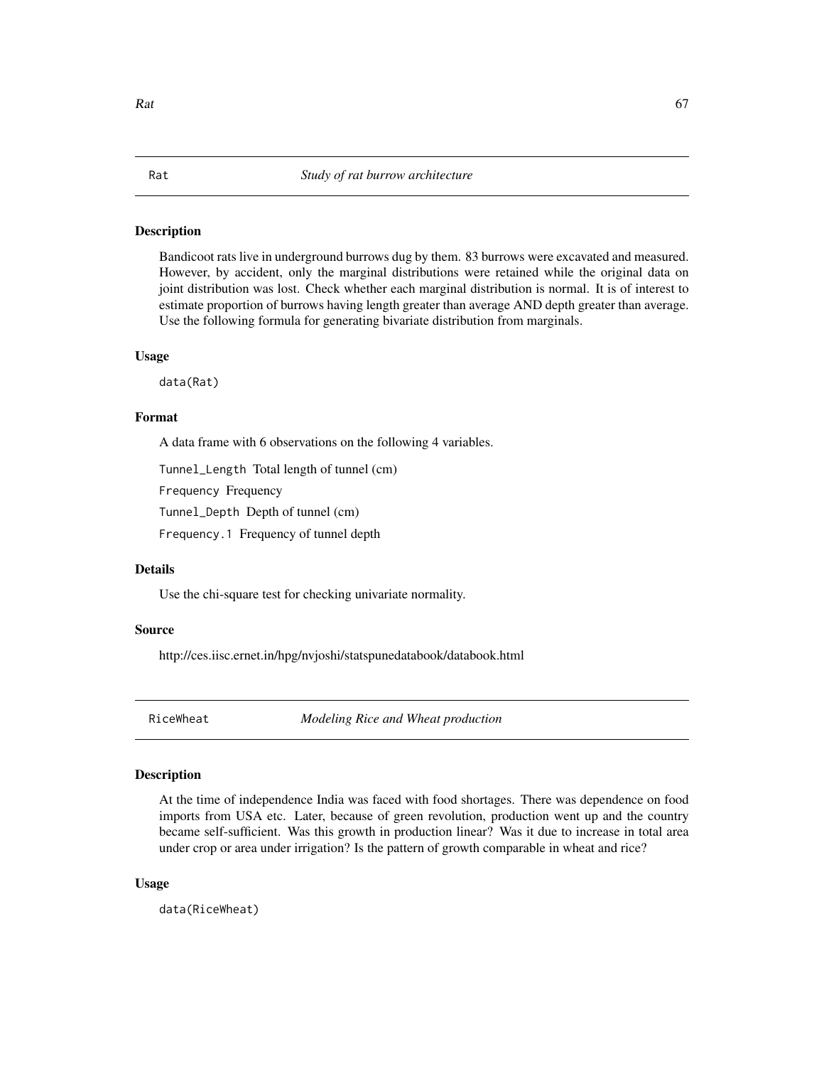## Rat — *Study of rat burrow architecture*

### Description

Bandicoot rats live in underground burrows dug by them. 83 burrows were excavated and measured. However, by accident, only the marginal distributions were retained while the original data on joint distribution was lost. Check whether each marginal distribution is normal. It is of interest to estimate proportion of burrows having length greater than average AND depth greater than average. Use the following formula for generating bivariate distribution from marginals.

### Usage

```
data(Rat)
```

### Format

A data frame with 6 observations on the following 4 variables.

`Tunnel_Length` Total length of tunnel (cm)

`Frequency` Frequency

`Tunnel_Depth` Depth of tunnel (cm)

`Frequency.1` Frequency of tunnel depth

### Details

Use the chi-square test for checking univariate normality.

### Source

http://ces.iisc.ernet.in/hpg/nvjoshi/statspunedatabook/databook.html

## RiceWheat — *Modeling Rice and Wheat production*

### Description

At the time of independence India was faced with food shortages. There was dependence on food imports from USA etc. Later, because of green revolution, production went up and the country became self-sufficient. Was this growth in production linear? Was it due to increase in total area under crop or area under irrigation? Is the pattern of growth comparable in wheat and rice?

### Usage

```
data(RiceWheat)
```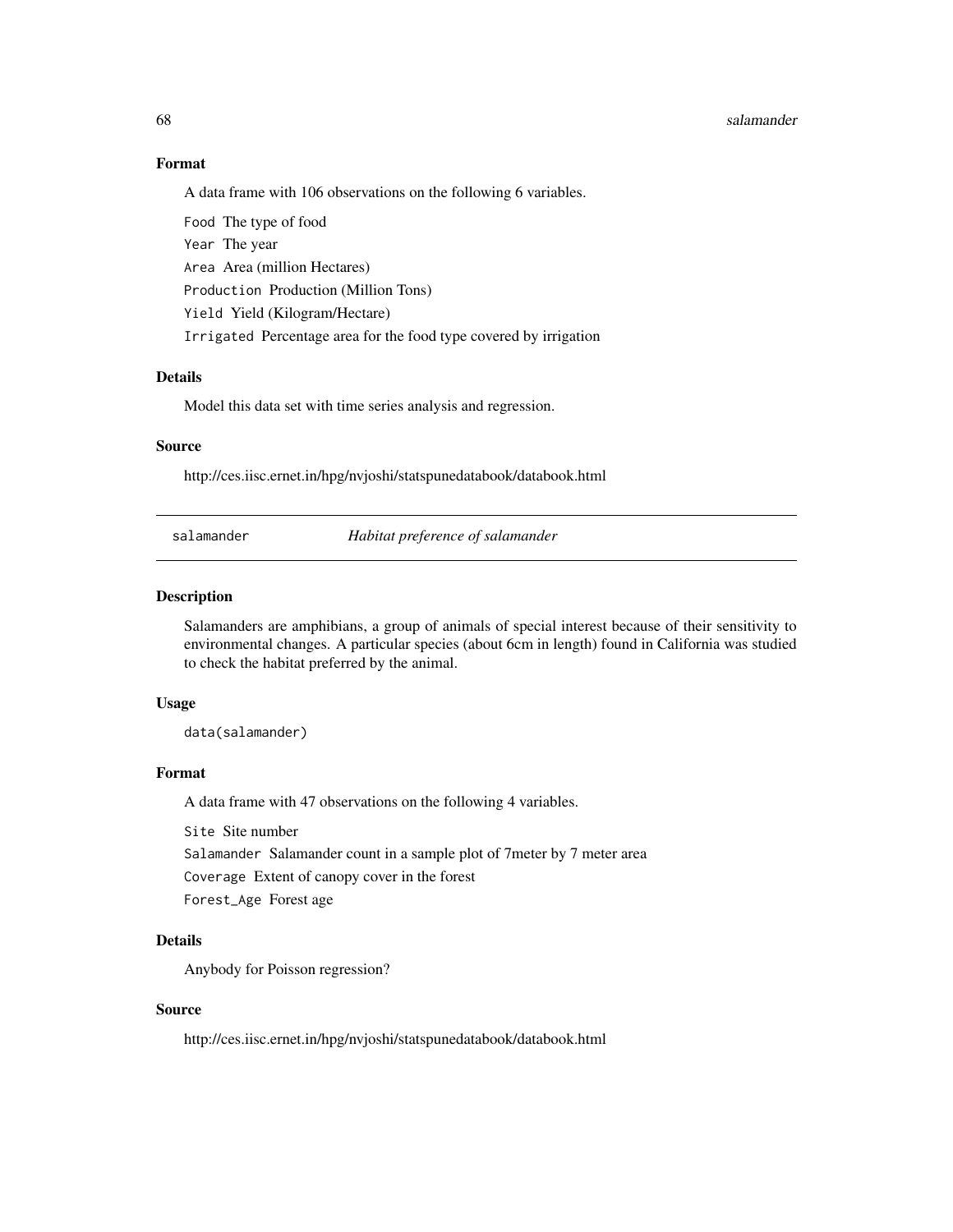## Format

A data frame with 106 observations on the following 6 variables.

- `Food` The type of food
- `Year` The year
- `Area` Area (million Hectares)
- `Production` Production (Million Tons)
- `Yield` Yield (Kilogram/Hectare)
- `Irrigated` Percentage area for the food type covered by irrigation

## Details

Model this data set with time series analysis and regression.

## Source

http://ces.iisc.ernet.in/hpg/nvjoshi/statspunedatabook/databook.html

---

# salamander — *Habitat preference of salamander*

## Description

Salamanders are amphibians, a group of animals of special interest because of their sensitivity to environmental changes. A particular species (about 6cm in length) found in California was studied to check the habitat preferred by the animal.

## Usage

```
data(salamander)
```

## Format

A data frame with 47 observations on the following 4 variables.

- `Site` Site number
- `Salamander` Salamander count in a sample plot of 7meter by 7 meter area
- `Coverage` Extent of canopy cover in the forest
- `Forest_Age` Forest age

## Details

Anybody for Poisson regression?

## Source

http://ces.iisc.ernet.in/hpg/nvjoshi/statspunedatabook/databook.html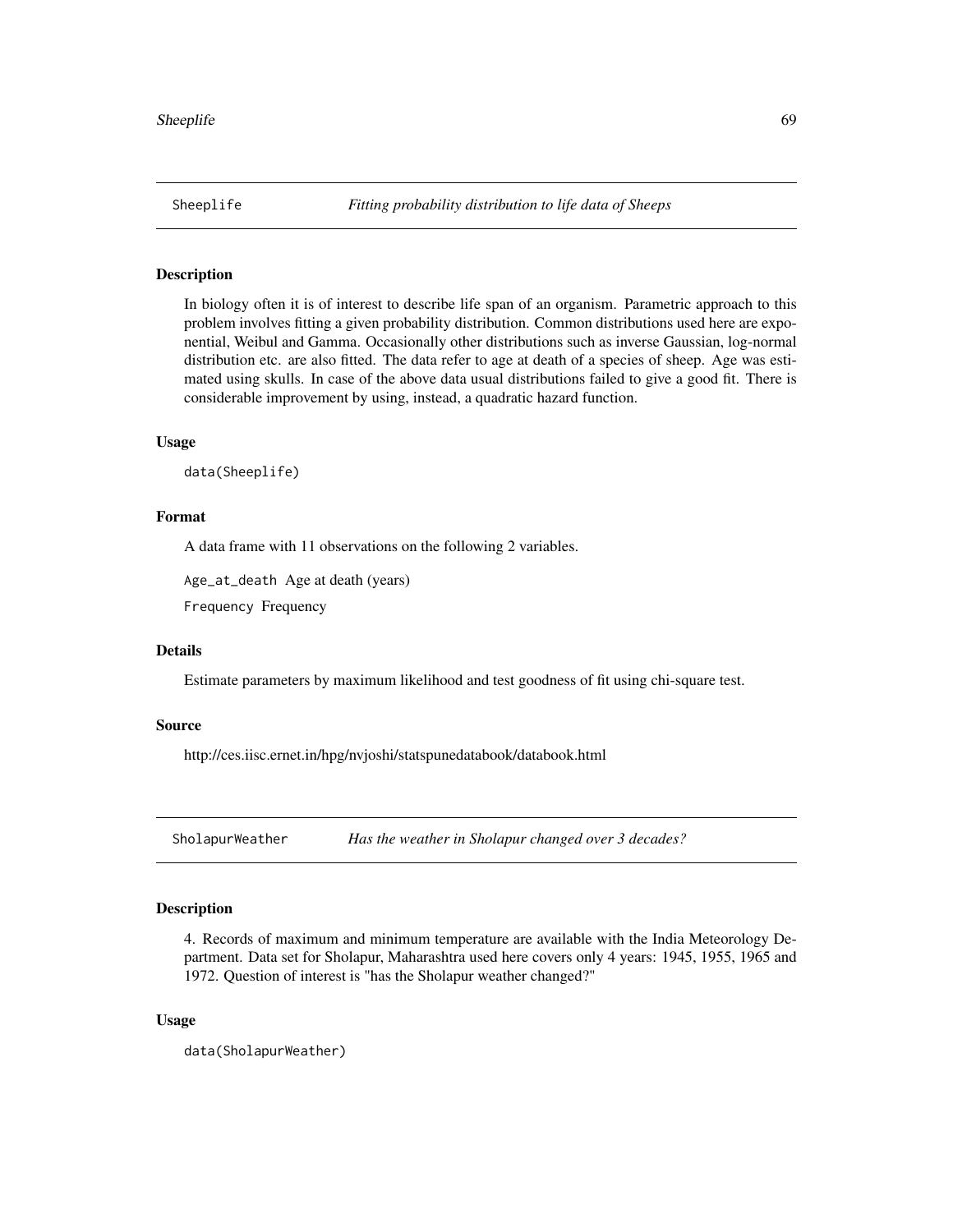## Sheeplife *Fitting probability distribution to life data of Sheeps*

### Description

In biology often it is of interest to describe life span of an organism. Parametric approach to this problem involves fitting a given probability distribution. Common distributions used here are exponential, Weibul and Gamma. Occasionally other distributions such as inverse Gaussian, log-normal distribution etc. are also fitted. The data refer to age at death of a species of sheep. Age was estimated using skulls. In case of the above data usual distributions failed to give a good fit. There is considerable improvement by using, instead, a quadratic hazard function.

### Usage

```
data(Sheeplife)
```

### Format

A data frame with 11 observations on the following 2 variables.

`Age_at_death` Age at death (years)

`Frequency` Frequency

### Details

Estimate parameters by maximum likelihood and test goodness of fit using chi-square test.

### Source

http://ces.iisc.ernet.in/hpg/nvjoshi/statspunedatabook/databook.html

## SholapurWeather *Has the weather in Sholapur changed over 3 decades?*

### Description

4. Records of maximum and minimum temperature are available with the India Meteorology Department. Data set for Sholapur, Maharashtra used here covers only 4 years: 1945, 1955, 1965 and 1972. Question of interest is "has the Sholapur weather changed?"

### Usage

```
data(SholapurWeather)
```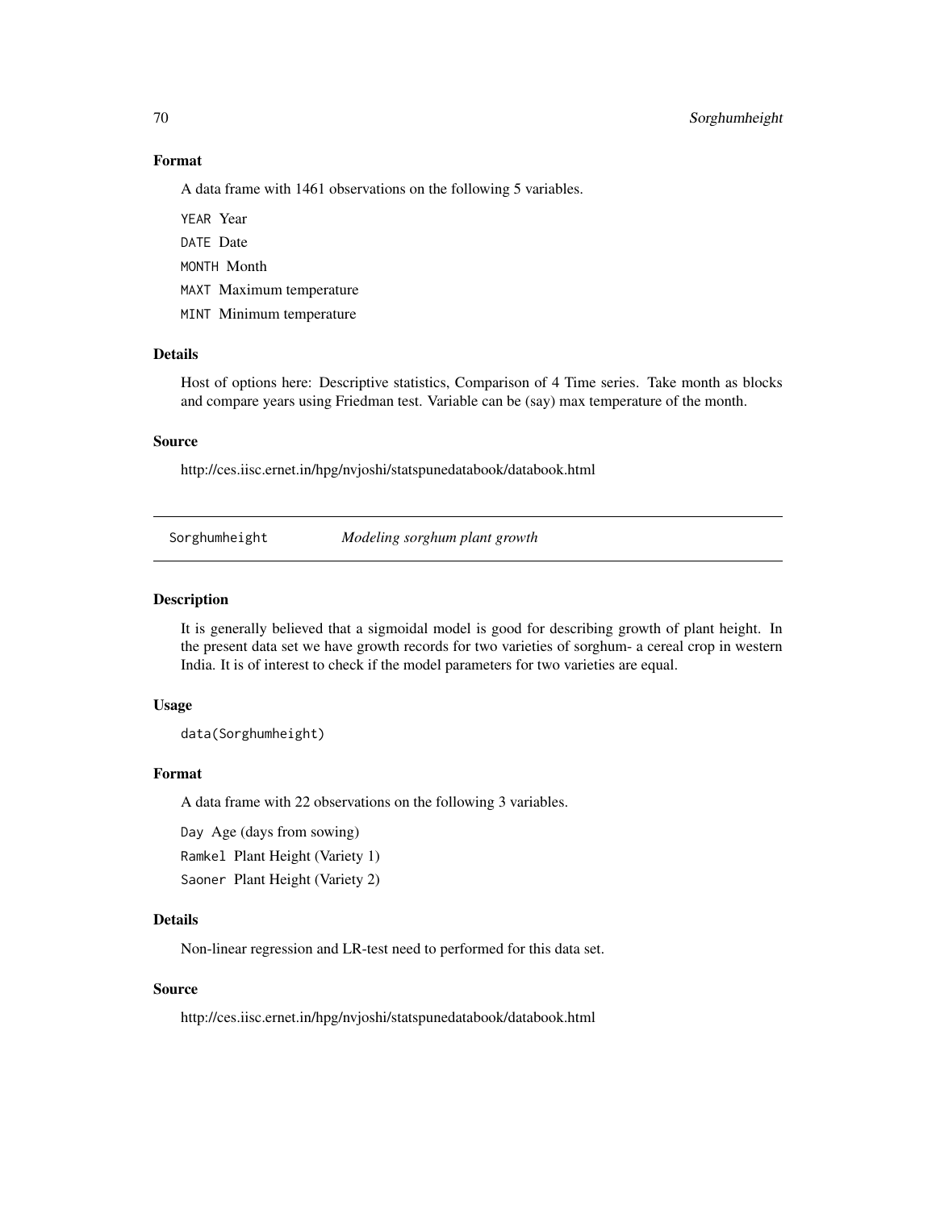### Format

A data frame with 1461 observations on the following 5 variables.

`YEAR` Year

`DATE` Date

`MONTH` Month

`MAXT` Maximum temperature

`MINT` Minimum temperature

### Details

Host of options here: Descriptive statistics, Comparison of 4 Time series. Take month as blocks and compare years using Friedman test. Variable can be (say) max temperature of the month.

### Source

http://ces.iisc.ernet.in/hpg/nvjoshi/statspunedatabook/databook.html

---

## Sorghumheight *Modeling sorghum plant growth*

---

### Description

It is generally believed that a sigmoidal model is good for describing growth of plant height. In the present data set we have growth records for two varieties of sorghum- a cereal crop in western India. It is of interest to check if the model parameters for two varieties are equal.

### Usage

```
data(Sorghumheight)
```

### Format

A data frame with 22 observations on the following 3 variables.

`Day` Age (days from sowing)

`Ramkel` Plant Height (Variety 1)

`Saoner` Plant Height (Variety 2)

### Details

Non-linear regression and LR-test need to performed for this data set.

### Source

http://ces.iisc.ernet.in/hpg/nvjoshi/statspunedatabook/databook.html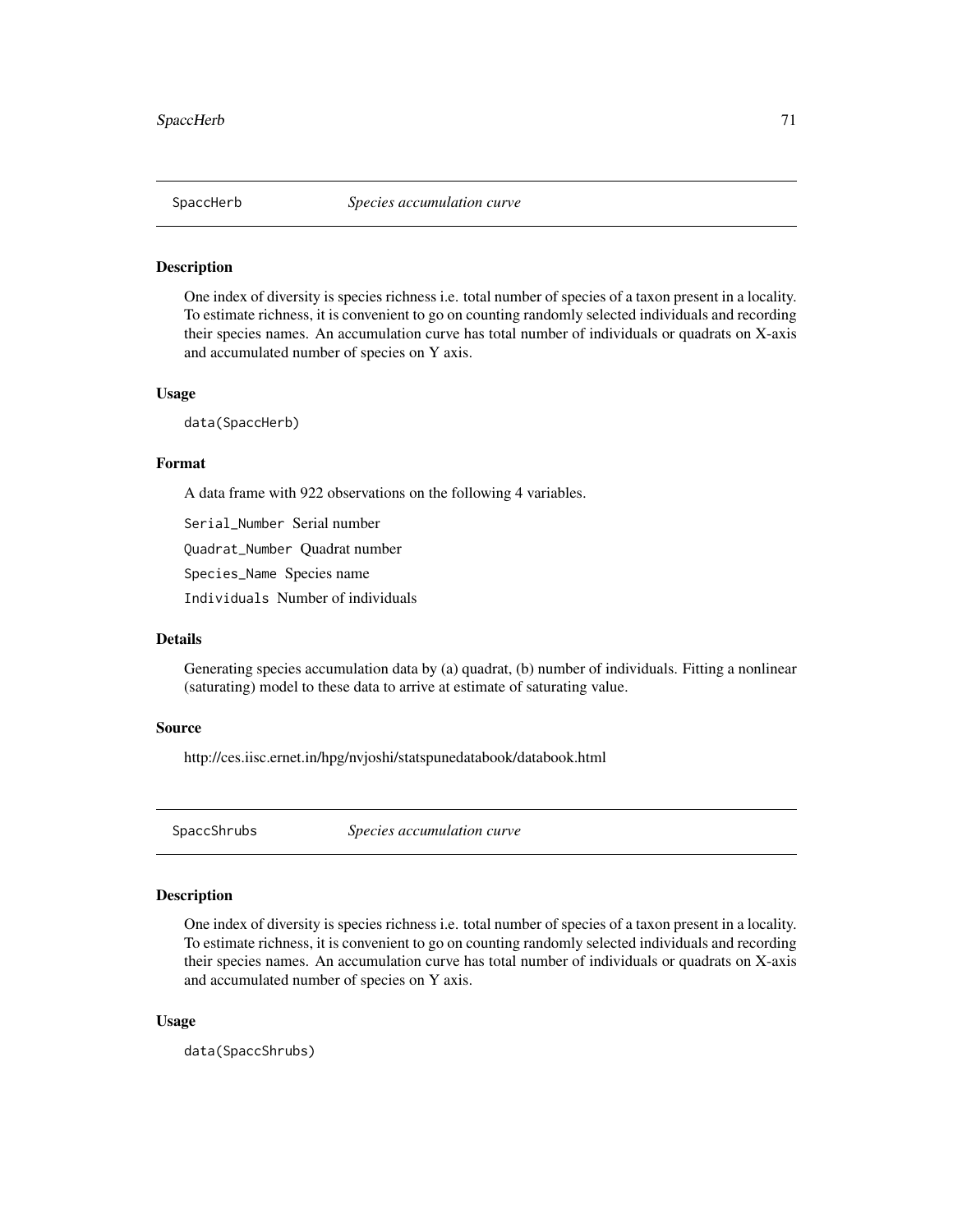## SpaccHerb *Species accumulation curve*

### Description

One index of diversity is species richness i.e. total number of species of a taxon present in a locality. To estimate richness, it is convenient to go on counting randomly selected individuals and recording their species names. An accumulation curve has total number of individuals or quadrats on X-axis and accumulated number of species on Y axis.

### Usage

```
data(SpaccHerb)
```

### Format

A data frame with 922 observations on the following 4 variables.

`Serial_Number` Serial number

`Quadrat_Number` Quadrat number

`Species_Name` Species name

`Individuals` Number of individuals

### Details

Generating species accumulation data by (a) quadrat, (b) number of individuals. Fitting a nonlinear (saturating) model to these data to arrive at estimate of saturating value.

### Source

http://ces.iisc.ernet.in/hpg/nvjoshi/statspunedatabook/databook.html

## SpaccShrubs *Species accumulation curve*

### Description

One index of diversity is species richness i.e. total number of species of a taxon present in a locality. To estimate richness, it is convenient to go on counting randomly selected individuals and recording their species names. An accumulation curve has total number of individuals or quadrats on X-axis and accumulated number of species on Y axis.

### Usage

```
data(SpaccShrubs)
```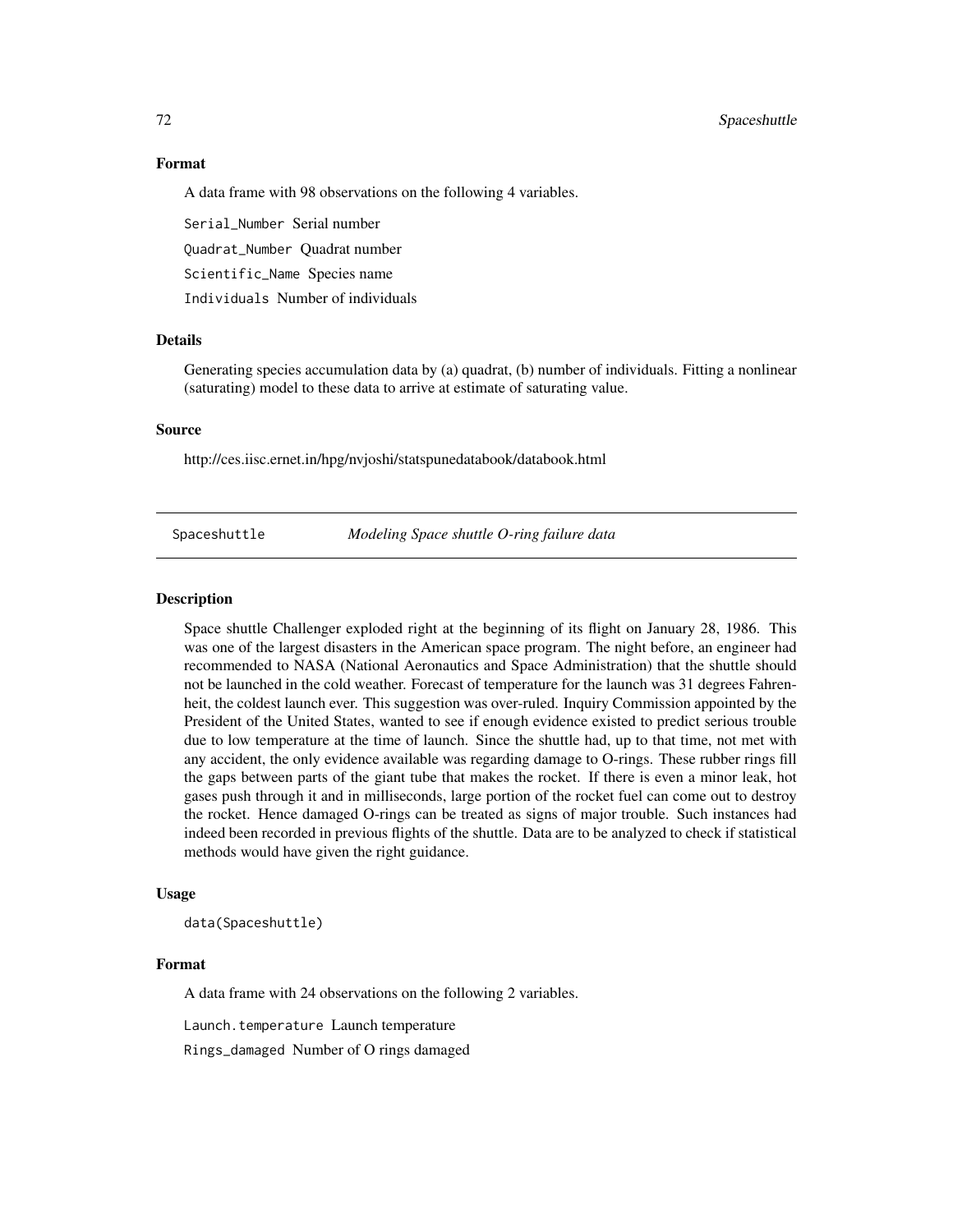### Format

A data frame with 98 observations on the following 4 variables.

`Serial_Number` Serial number

`Quadrat_Number` Quadrat number

`Scientific_Name` Species name

`Individuals` Number of individuals

### Details

Generating species accumulation data by (a) quadrat, (b) number of individuals. Fitting a nonlinear (saturating) model to these data to arrive at estimate of saturating value.

### Source

http://ces.iisc.ernet.in/hpg/nvjoshi/statspunedatabook/databook.html

---

## Spaceshuttle *Modeling Space shuttle O-ring failure data*

---

### Description

Space shuttle Challenger exploded right at the beginning of its flight on January 28, 1986. This was one of the largest disasters in the American space program. The night before, an engineer had recommended to NASA (National Aeronautics and Space Administration) that the shuttle should not be launched in the cold weather. Forecast of temperature for the launch was 31 degrees Fahrenheit, the coldest launch ever. This suggestion was over-ruled. Inquiry Commission appointed by the President of the United States, wanted to see if enough evidence existed to predict serious trouble due to low temperature at the time of launch. Since the shuttle had, up to that time, not met with any accident, the only evidence available was regarding damage to O-rings. These rubber rings fill the gaps between parts of the giant tube that makes the rocket. If there is even a minor leak, hot gases push through it and in milliseconds, large portion of the rocket fuel can come out to destroy the rocket. Hence damaged O-rings can be treated as signs of major trouble. Such instances had indeed been recorded in previous flights of the shuttle. Data are to be analyzed to check if statistical methods would have given the right guidance.

### Usage

```
data(Spaceshuttle)
```

### Format

A data frame with 24 observations on the following 2 variables.

`Launch.temperature` Launch temperature

`Rings_damaged` Number of O rings damaged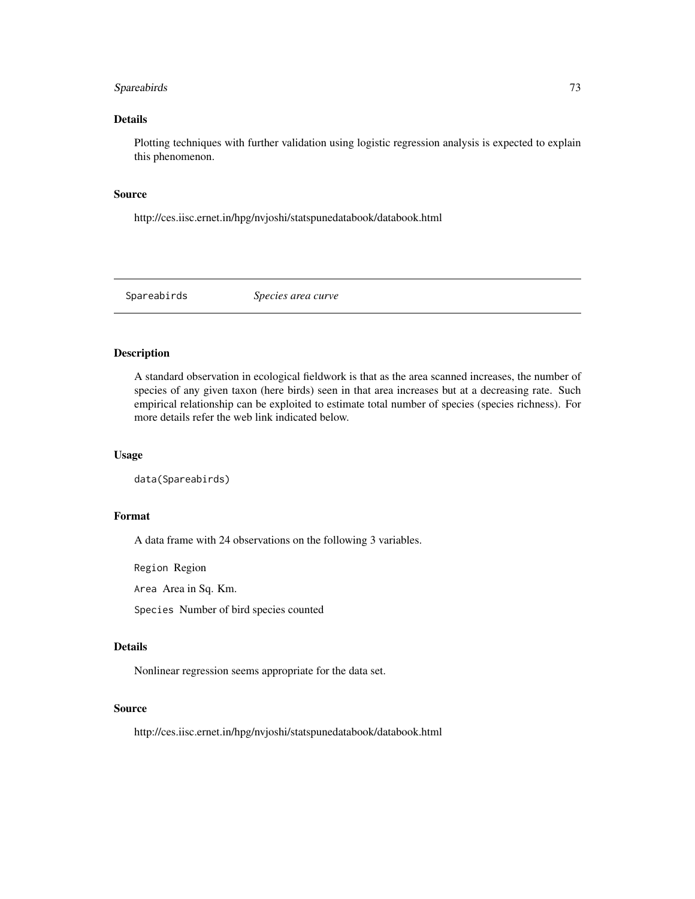### Details

Plotting techniques with further validation using logistic regression analysis is expected to explain this phenomenon.

### Source

http://ces.iisc.ernet.in/hpg/nvjoshi/statspunedatabook/databook.html

---

## Spareabirds *Species area curve*

---

### Description

A standard observation in ecological fieldwork is that as the area scanned increases, the number of species of any given taxon (here birds) seen in that area increases but at a decreasing rate. Such empirical relationship can be exploited to estimate total number of species (species richness). For more details refer the web link indicated below.

### Usage

```
data(Spareabirds)
```

### Format

A data frame with 24 observations on the following 3 variables.

`Region` Region

`Area` Area in Sq. Km.

`Species` Number of bird species counted

### Details

Nonlinear regression seems appropriate for the data set.

### Source

http://ces.iisc.ernet.in/hpg/nvjoshi/statspunedatabook/databook.html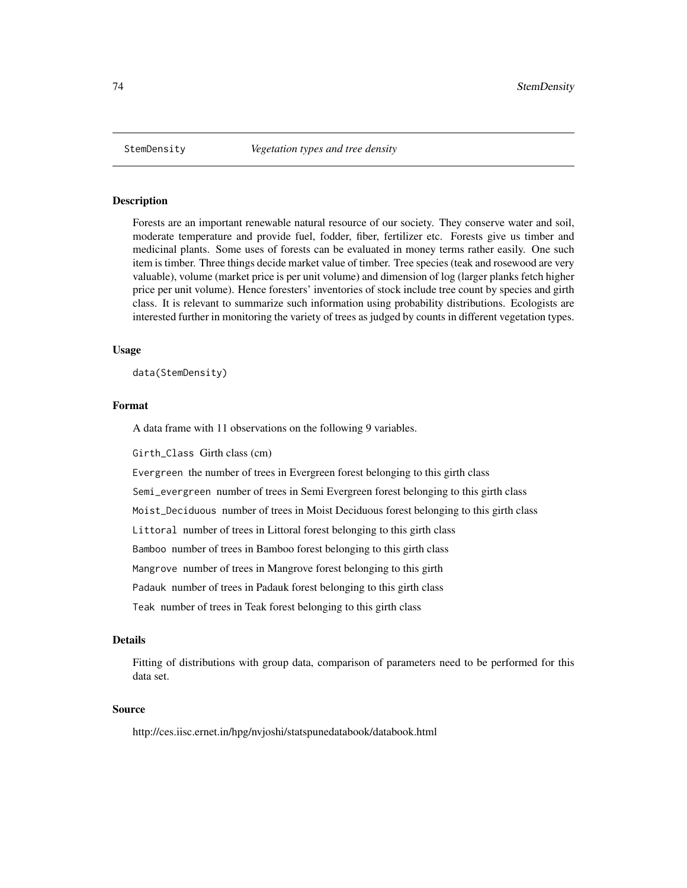# StemDensity — *Vegetation types and tree density*

## Description

Forests are an important renewable natural resource of our society. They conserve water and soil, moderate temperature and provide fuel, fodder, fiber, fertilizer etc. Forests give us timber and medicinal plants. Some uses of forests can be evaluated in money terms rather easily. One such item is timber. Three things decide market value of timber. Tree species (teak and rosewood are very valuable), volume (market price is per unit volume) and dimension of log (larger planks fetch higher price per unit volume). Hence foresters' inventories of stock include tree count by species and girth class. It is relevant to summarize such information using probability distributions. Ecologists are interested further in monitoring the variety of trees as judged by counts in different vegetation types.

## Usage

```
data(StemDensity)
```

## Format

A data frame with 11 observations on the following 9 variables.

`Girth_Class` Girth class (cm)

`Evergreen` the number of trees in Evergreen forest belonging to this girth class

`Semi_evergreen` number of trees in Semi Evergreen forest belonging to this girth class

`Moist_Deciduous` number of trees in Moist Deciduous forest belonging to this girth class

`Littoral` number of trees in Littoral forest belonging to this girth class

`Bamboo` number of trees in Bamboo forest belonging to this girth class

`Mangrove` number of trees in Mangrove forest belonging to this girth

`Padauk` number of trees in Padauk forest belonging to this girth class

`Teak` number of trees in Teak forest belonging to this girth class

## Details

Fitting of distributions with group data, comparison of parameters need to be performed for this data set.

## Source

http://ces.iisc.ernet.in/hpg/nvjoshi/statspunedatabook/databook.html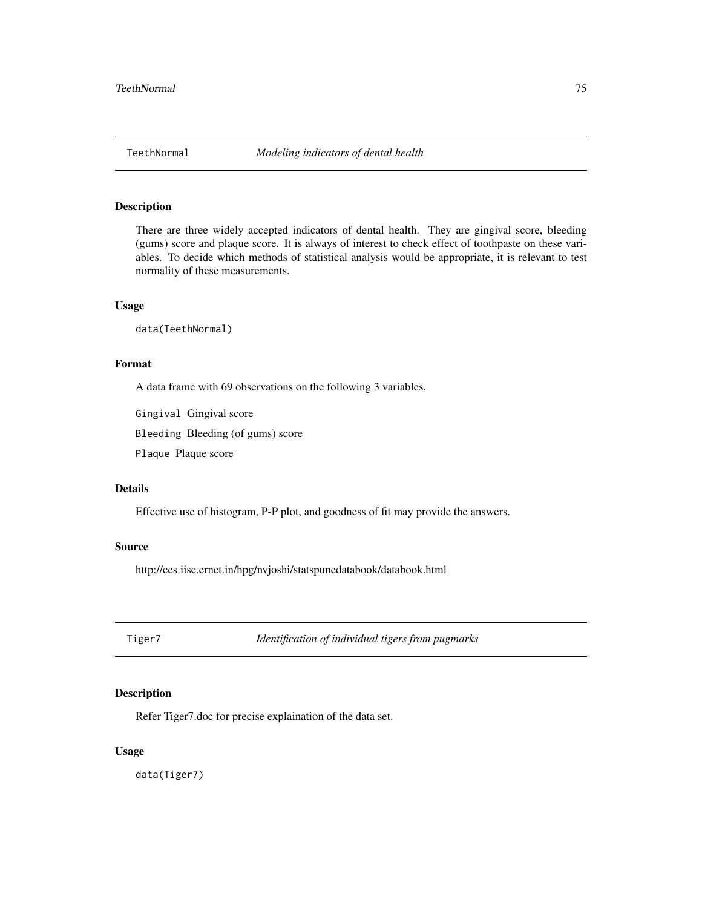## TeethNormal    *Modeling indicators of dental health*

### Description

There are three widely accepted indicators of dental health. They are gingival score, bleeding (gums) score and plaque score. It is always of interest to check effect of toothpaste on these variables. To decide which methods of statistical analysis would be appropriate, it is relevant to test normality of these measurements.

### Usage

```
data(TeethNormal)
```

### Format

A data frame with 69 observations on the following 3 variables.

`Gingival` Gingival score

`Bleeding` Bleeding (of gums) score

`Plaque` Plaque score

### Details

Effective use of histogram, P-P plot, and goodness of fit may provide the answers.

### Source

http://ces.iisc.ernet.in/hpg/nvjoshi/statspunedatabook/databook.html

## Tiger7    *Identification of individual tigers from pugmarks*

### Description

Refer Tiger7.doc for precise explaination of the data set.

### Usage

```
data(Tiger7)
```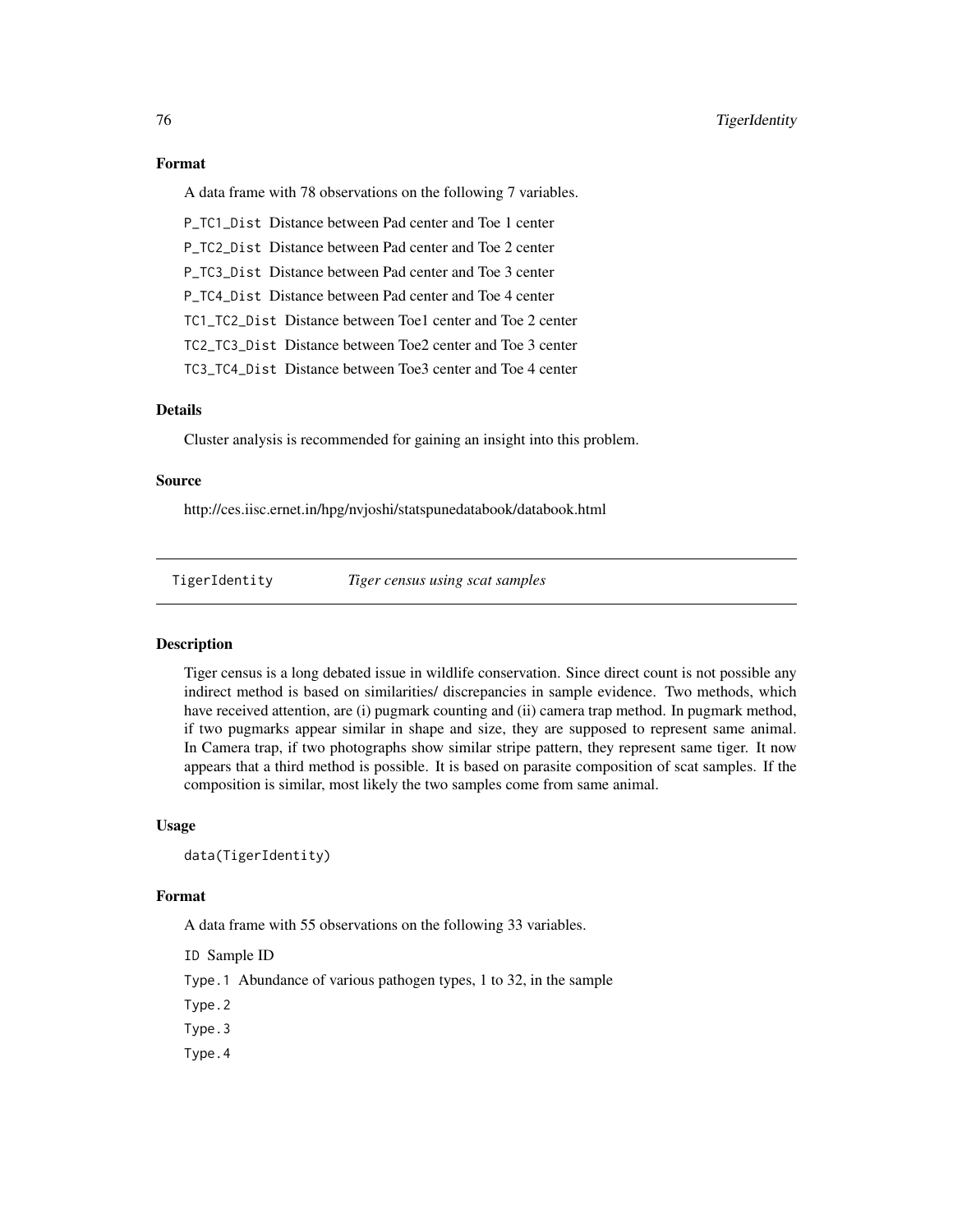### Format

A data frame with 78 observations on the following 7 variables.

`P_TC1_Dist` Distance between Pad center and Toe 1 center

`P_TC2_Dist` Distance between Pad center and Toe 2 center

`P_TC3_Dist` Distance between Pad center and Toe 3 center

`P_TC4_Dist` Distance between Pad center and Toe 4 center

`TC1_TC2_Dist` Distance between Toe1 center and Toe 2 center

`TC2_TC3_Dist` Distance between Toe2 center and Toe 3 center

`TC3_TC4_Dist` Distance between Toe3 center and Toe 4 center

### Details

Cluster analysis is recommended for gaining an insight into this problem.

### Source

http://ces.iisc.ernet.in/hpg/nvjoshi/statspunedatabook/databook.html

---

## TigerIdentity *Tiger census using scat samples*

---

### Description

Tiger census is a long debated issue in wildlife conservation. Since direct count is not possible any indirect method is based on similarities/ discrepancies in sample evidence. Two methods, which have received attention, are (i) pugmark counting and (ii) camera trap method. In pugmark method, if two pugmarks appear similar in shape and size, they are supposed to represent same animal. In Camera trap, if two photographs show similar stripe pattern, they represent same tiger. It now appears that a third method is possible. It is based on parasite composition of scat samples. If the composition is similar, most likely the two samples come from same animal.

### Usage

```
data(TigerIdentity)
```

### Format

A data frame with 55 observations on the following 33 variables.

`ID` Sample ID

`Type.1` Abundance of various pathogen types, 1 to 32, in the sample

`Type.2`

`Type.3`

`Type.4`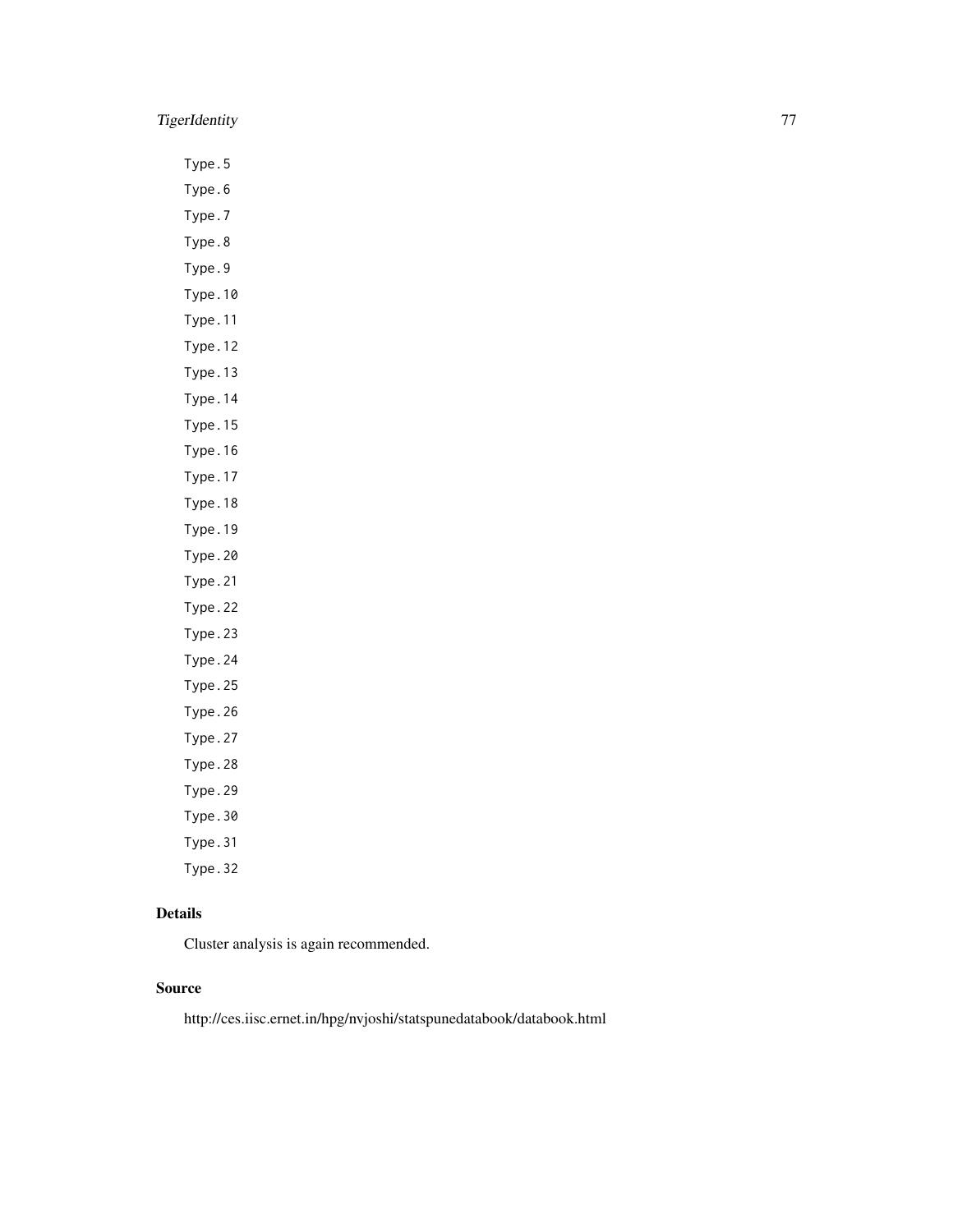Type.5

Type.6

Type.7

Type.8

Type.9

Type.10

Type.11

Type.12

Type.13

Type.14

Type.15

Type.16

Type.17

Type.18

Type.19

Type.20

Type.21

Type.22

Type.23

Type.24

Type.25

Type.26

Type.27

Type.28

Type.29

Type.30

Type.31

Type.32

## Details

Cluster analysis is again recommended.

## Source

http://ces.iisc.ernet.in/hpg/nvjoshi/statspunedatabook/databook.html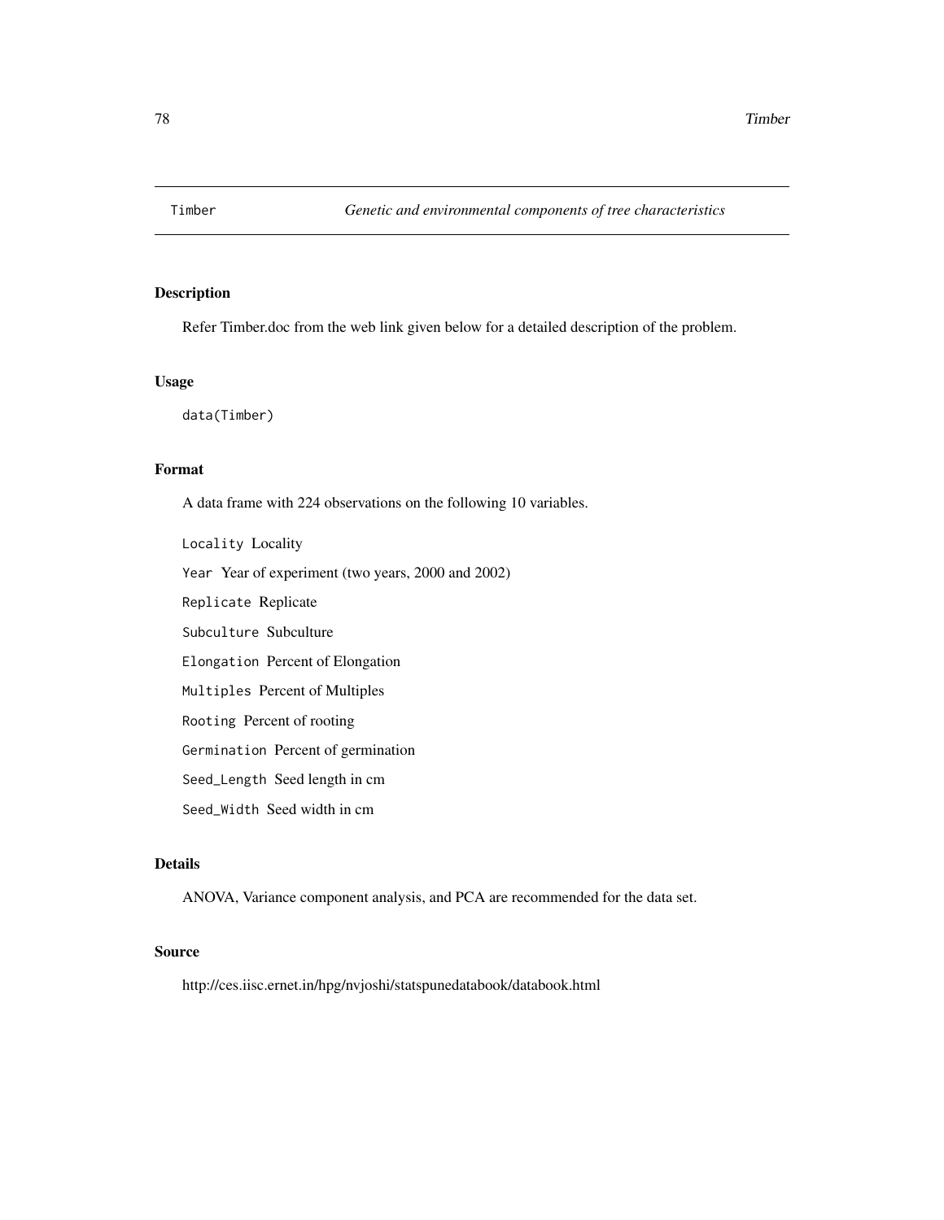Timber *Genetic and environmental components of tree characteristics*

## Description

Refer Timber.doc from the web link given below for a detailed description of the problem.

## Usage

```
data(Timber)
```

## Format

A data frame with 224 observations on the following 10 variables.

- `Locality` Locality
- `Year` Year of experiment (two years, 2000 and 2002)
- `Replicate` Replicate
- `Subculture` Subculture
- `Elongation` Percent of Elongation
- `Multiples` Percent of Multiples
- `Rooting` Percent of rooting
- `Germination` Percent of germination
- `Seed_Length` Seed length in cm
- `Seed_Width` Seed width in cm

## Details

ANOVA, Variance component analysis, and PCA are recommended for the data set.

## Source

http://ces.iisc.ernet.in/hpg/nvjoshi/statspunedatabook/databook.html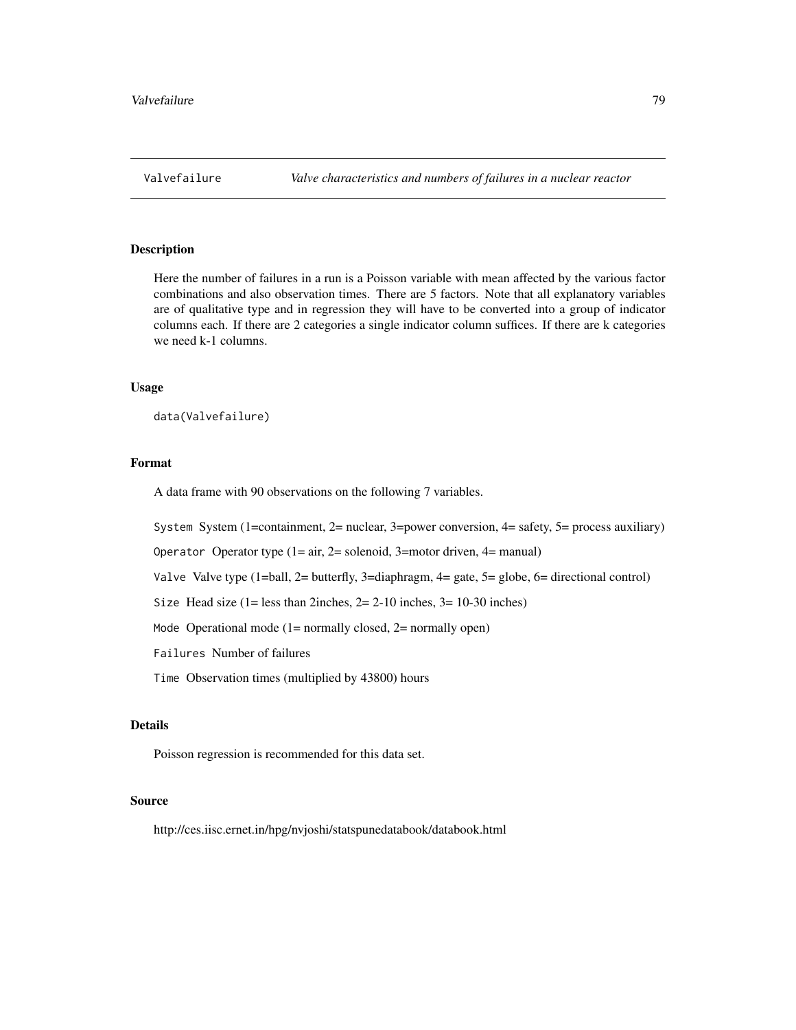# Valvefailure — *Valve characteristics and numbers of failures in a nuclear reactor*

## Description

Here the number of failures in a run is a Poisson variable with mean affected by the various factor combinations and also observation times. There are 5 factors. Note that all explanatory variables are of qualitative type and in regression they will have to be converted into a group of indicator columns each. If there are 2 categories a single indicator column suffices. If there are k categories we need k-1 columns.

## Usage

```
data(Valvefailure)
```

## Format

A data frame with 90 observations on the following 7 variables.

- `System` System (1=containment, 2= nuclear, 3=power conversion, 4= safety, 5= process auxiliary)
- `Operator` Operator type (1= air, 2= solenoid, 3=motor driven, 4= manual)
- `Valve` Valve type (1=ball, 2= butterfly, 3=diaphragm, 4= gate, 5= globe, 6= directional control)
- `Size` Head size (1= less than 2inches, 2= 2-10 inches, 3= 10-30 inches)
- `Mode` Operational mode (1= normally closed, 2= normally open)
- `Failures` Number of failures
- `Time` Observation times (multiplied by 43800) hours

## Details

Poisson regression is recommended for this data set.

## Source

http://ces.iisc.ernet.in/hpg/nvjoshi/statspunedatabook/databook.html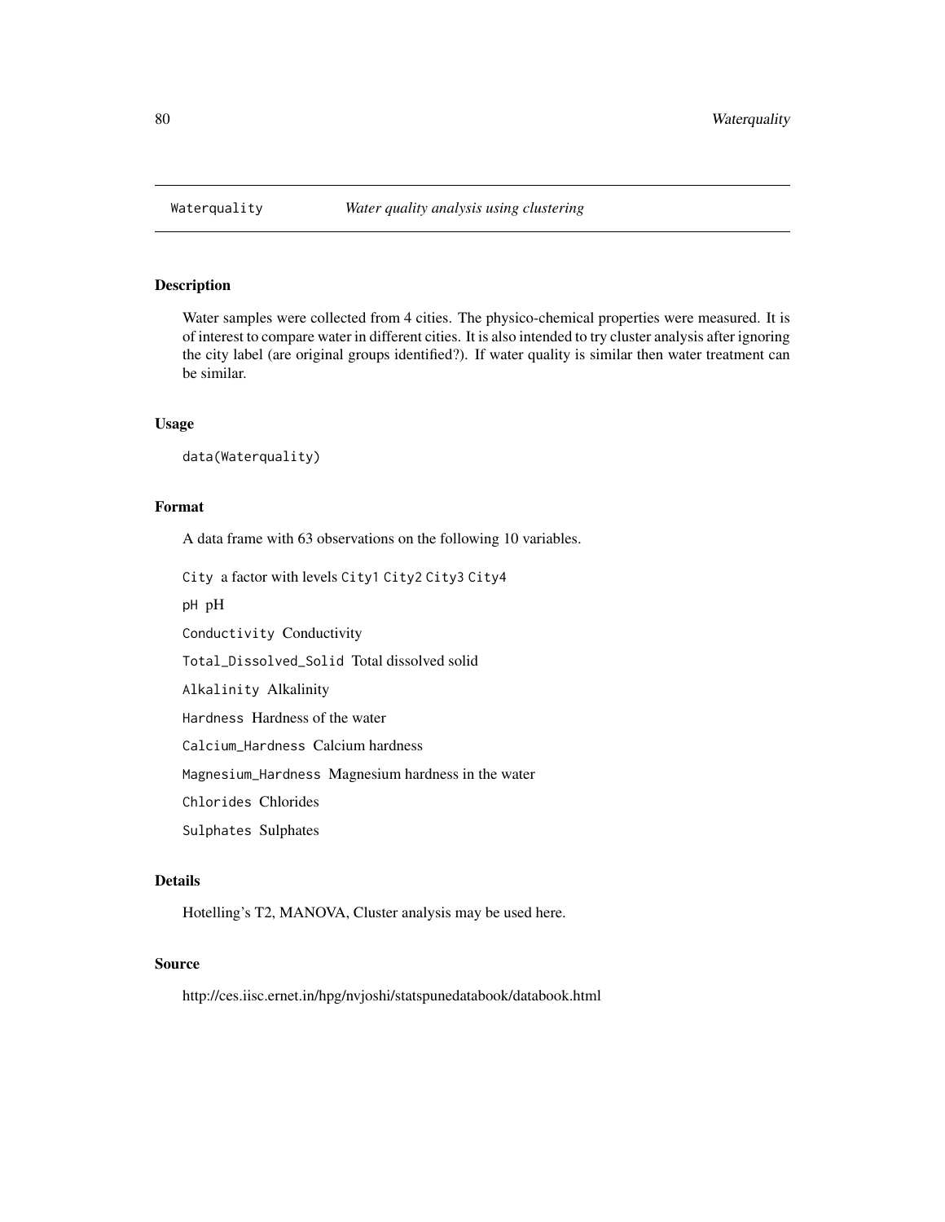Waterquality *Water quality analysis using clustering*

## Description

Water samples were collected from 4 cities. The physico-chemical properties were measured. It is of interest to compare water in different cities. It is also intended to try cluster analysis after ignoring the city label (are original groups identified?). If water quality is similar then water treatment can be similar.

## Usage

```
data(Waterquality)
```

## Format

A data frame with 63 observations on the following 10 variables.

`City` a factor with levels `City1` `City2` `City3` `City4`

`pH` pH

`Conductivity` Conductivity

`Total_Dissolved_Solid` Total dissolved solid

`Alkalinity` Alkalinity

`Hardness` Hardness of the water

`Calcium_Hardness` Calcium hardness

`Magnesium_Hardness` Magnesium hardness in the water

`Chlorides` Chlorides

`Sulphates` Sulphates

## Details

Hotelling's T2, MANOVA, Cluster analysis may be used here.

## Source

http://ces.iisc.ernet.in/hpg/nvjoshi/statspunedatabook/databook.html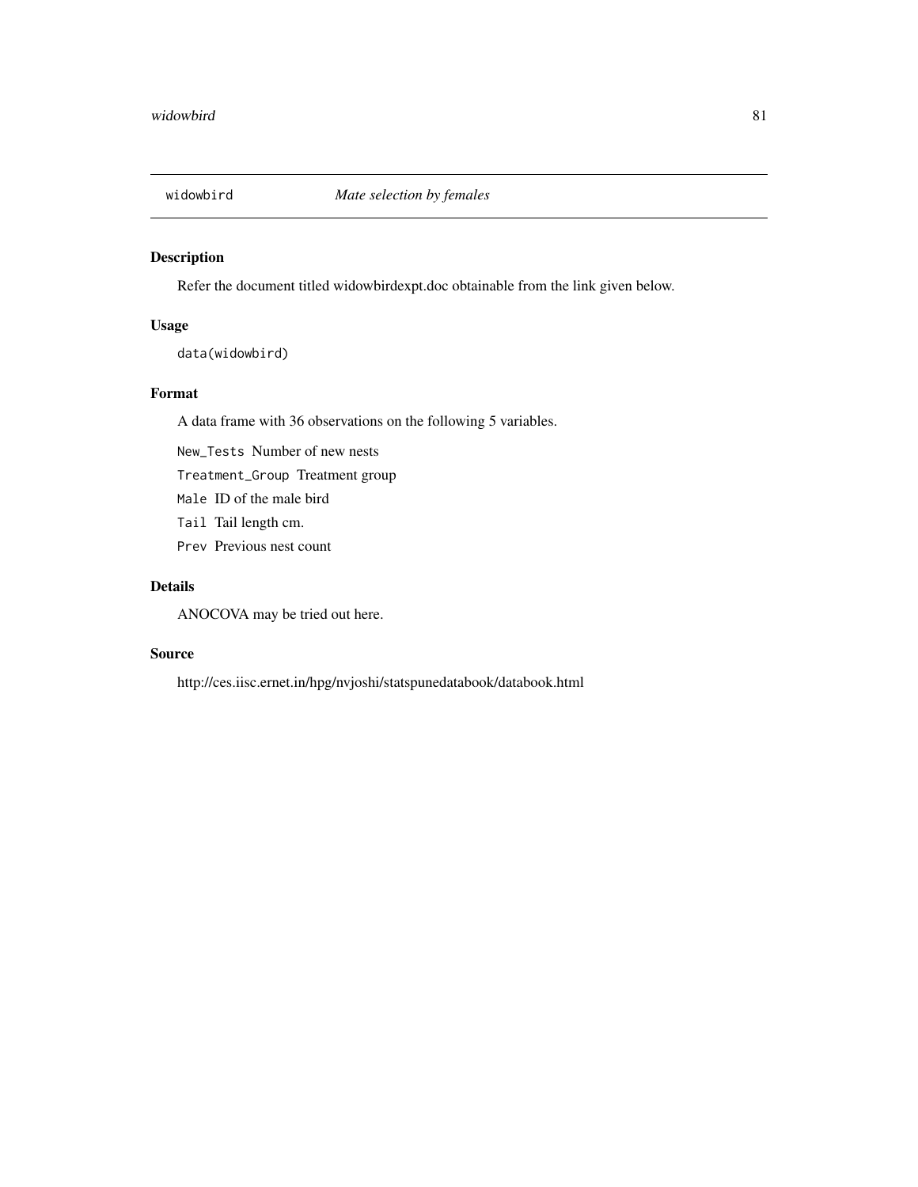## widowbird *Mate selection by females*

### Description

Refer the document titled widowbirdexpt.doc obtainable from the link given below.

### Usage

```
data(widowbird)
```

### Format

A data frame with 36 observations on the following 5 variables.

- `New_Tests` Number of new nests
- `Treatment_Group` Treatment group
- `Male` ID of the male bird
- `Tail` Tail length cm.
- `Prev` Previous nest count

### Details

ANOCOVA may be tried out here.

### Source

http://ces.iisc.ernet.in/hpg/nvjoshi/statspunedatabook/databook.html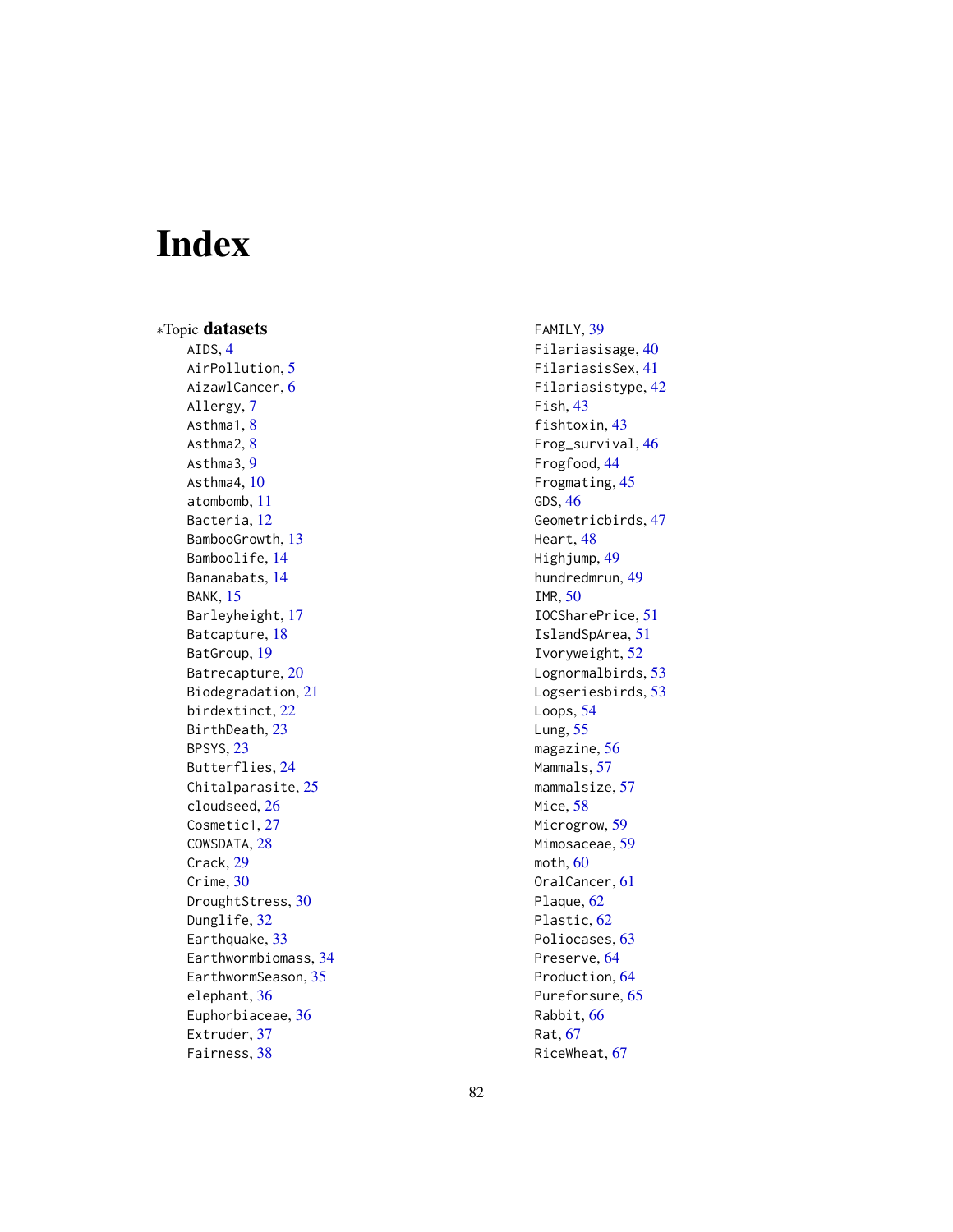# Index

∗Topic **datasets**

AIDS, 4
AirPollution, 5
AizawlCancer, 6
Allergy, 7
Asthma1, 8
Asthma2, 8
Asthma3, 9
Asthma4, 10
atombomb, 11
Bacteria, 12
BambooGrowth, 13
Bamboolife, 14
Bananabats, 14
BANK, 15
Barleyheight, 17
Batcapture, 18
BatGroup, 19
Batrecapture, 20
Biodegradation, 21
birdextinct, 22
BirthDeath, 23
BPSYS, 23
Butterflies, 24
Chitalparasite, 25
cloudseed, 26
Cosmetic1, 27
COWSDATA, 28
Crack, 29
Crime, 30
DroughtStress, 30
Dunglife, 32
Earthquake, 33
Earthwormbiomass, 34
EarthwormSeason, 35
elephant, 36
Euphorbiaceae, 36
Extruder, 37
Fairness, 38
FAMILY, 39
Filariasisage, 40
FilariasisSex, 41
Filariasistype, 42
Fish, 43
fishtoxin, 43
Frog_survival, 46
Frogfood, 44
Frogmating, 45
GDS, 46
Geometricbirds, 47
Heart, 48
Highjump, 49
hundredmrun, 49
IMR, 50
IOCSharePrice, 51
IslandSpArea, 51
Ivoryweight, 52
Lognormalbirds, 53
Logseriesbirds, 53
Loops, 54
Lung, 55
magazine, 56
Mammals, 57
mammalsize, 57
Mice, 58
Microgrow, 59
Mimosaceae, 59
moth, 60
OralCancer, 61
Plaque, 62
Plastic, 62
Poliocases, 63
Preserve, 64
Production, 64
Pureforsure, 65
Rabbit, 66
Rat, 67
RiceWheat, 67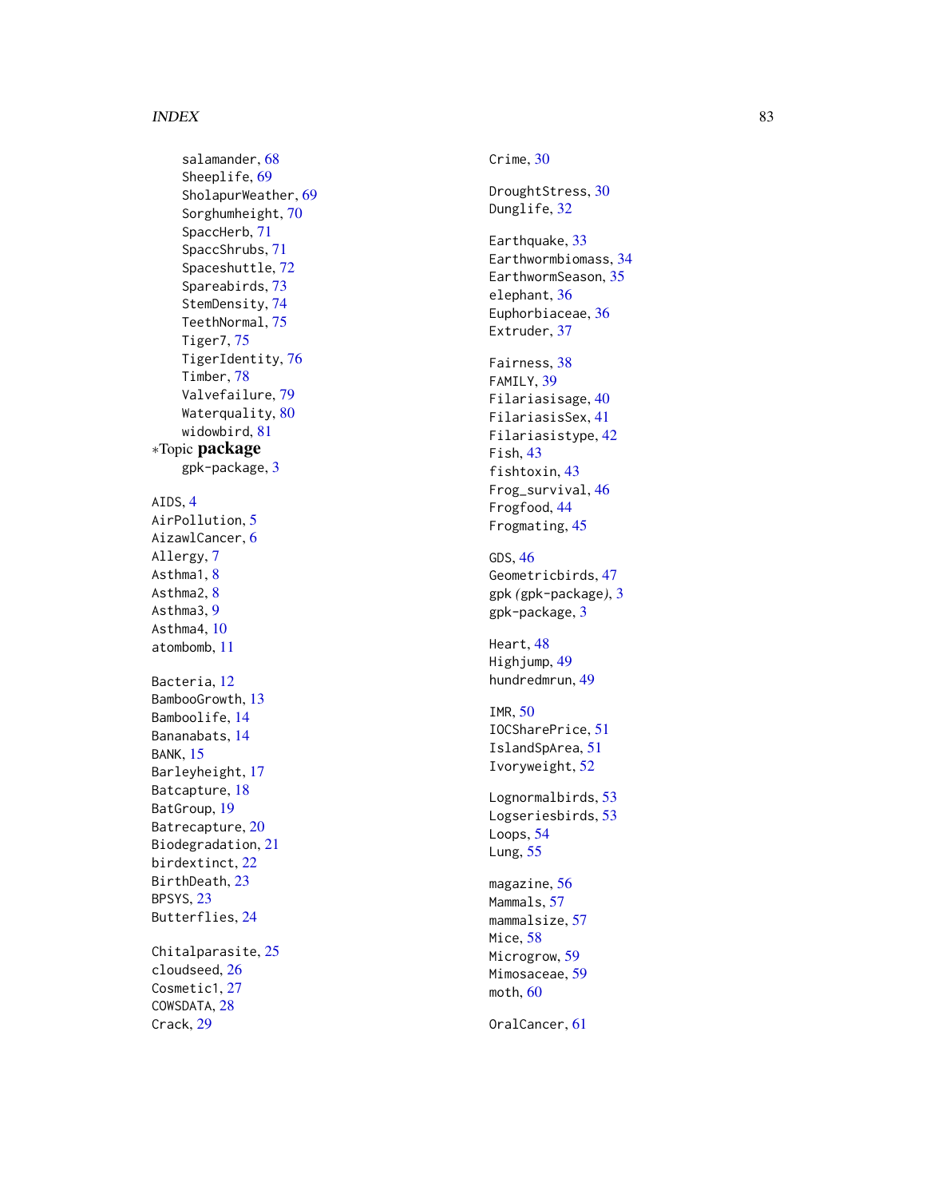salamander, 68
Sheeplife, 69
SholapurWeather, 69
Sorghumheight, 70
SpaccHerb, 71
SpaccShrubs, 71
Spaceshuttle, 72
Spareabirds, 73
StemDensity, 74
TeethNormal, 75
Tiger7, 75
TigerIdentity, 76
Timber, 78
Valvefailure, 79
Waterquality, 80
widowbird, 81

*Topic **package**

gpk-package, 3

AIDS, 4
AirPollution, 5
AizawlCancer, 6
Allergy, 7
Asthma1, 8
Asthma2, 8
Asthma3, 9
Asthma4, 10
atombomb, 11

Bacteria, 12
BambooGrowth, 13
Bamboolife, 14
Bananabats, 14
BANK, 15
Barleyheight, 17
Batcapture, 18
BatGroup, 19
Batrecapture, 20
Biodegradation, 21
birdextinct, 22
BirthDeath, 23
BPSYS, 23
Butterflies, 24

Chitalparasite, 25
cloudseed, 26
Cosmetic1, 27
COWSDATA, 28
Crack, 29
Crime, 30

DroughtStress, 30
Dunglife, 32

Earthquake, 33
Earthwormbiomass, 34
EarthwormSeason, 35
elephant, 36
Euphorbiaceae, 36
Extruder, 37

Fairness, 38
FAMILY, 39
Filariasisage, 40
FilariasisSex, 41
Filariasistype, 42
Fish, 43
fishtoxin, 43
Frog_survival, 46
Frogfood, 44
Frogmating, 45

GDS, 46
Geometricbirds, 47
gpk *(gpk-package)*, 3
gpk-package, 3

Heart, 48
Highjump, 49
hundredmrun, 49

IMR, 50
IOCSharePrice, 51
IslandSpArea, 51
Ivoryweight, 52

Lognormalbirds, 53
Logseriesbirds, 53
Loops, 54
Lung, 55

magazine, 56
Mammals, 57
mammalsize, 57
Mice, 58
Microgrow, 59
Mimosaceae, 59
moth, 60

OralCancer, 61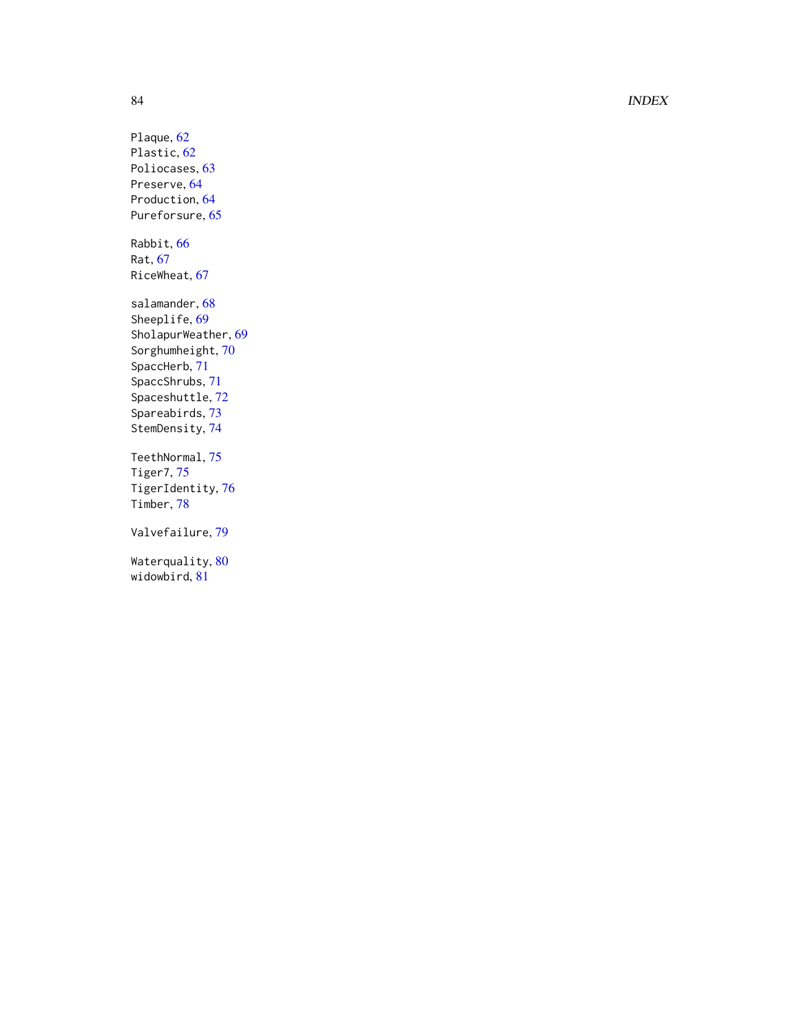Plaque, 62
Plastic, 62
Poliocases, 63
Preserve, 64
Production, 64
Pureforsure, 65

Rabbit, 66
Rat, 67
RiceWheat, 67

salamander, 68
Sheeplife, 69
SholapurWeather, 69
Sorghumheight, 70
SpaccHerb, 71
SpaccShrubs, 71
Spaceshuttle, 72
Spareabirds, 73
StemDensity, 74

TeethNormal, 75
Tiger7, 75
TigerIdentity, 76
Timber, 78

Valvefailure, 79

Waterquality, 80
widowbird, 81